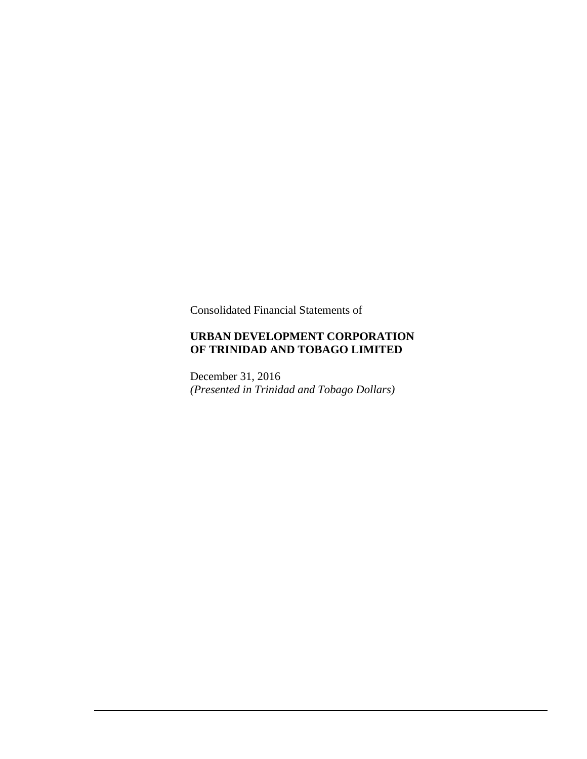Consolidated Financial Statements of

**URBAN DEVELOPMENT CORPORATION OF TRINIDAD AND TOBAGO LIMITED**

December 31, 2016
*(Presented in Trinidad and Tobago Dollars)*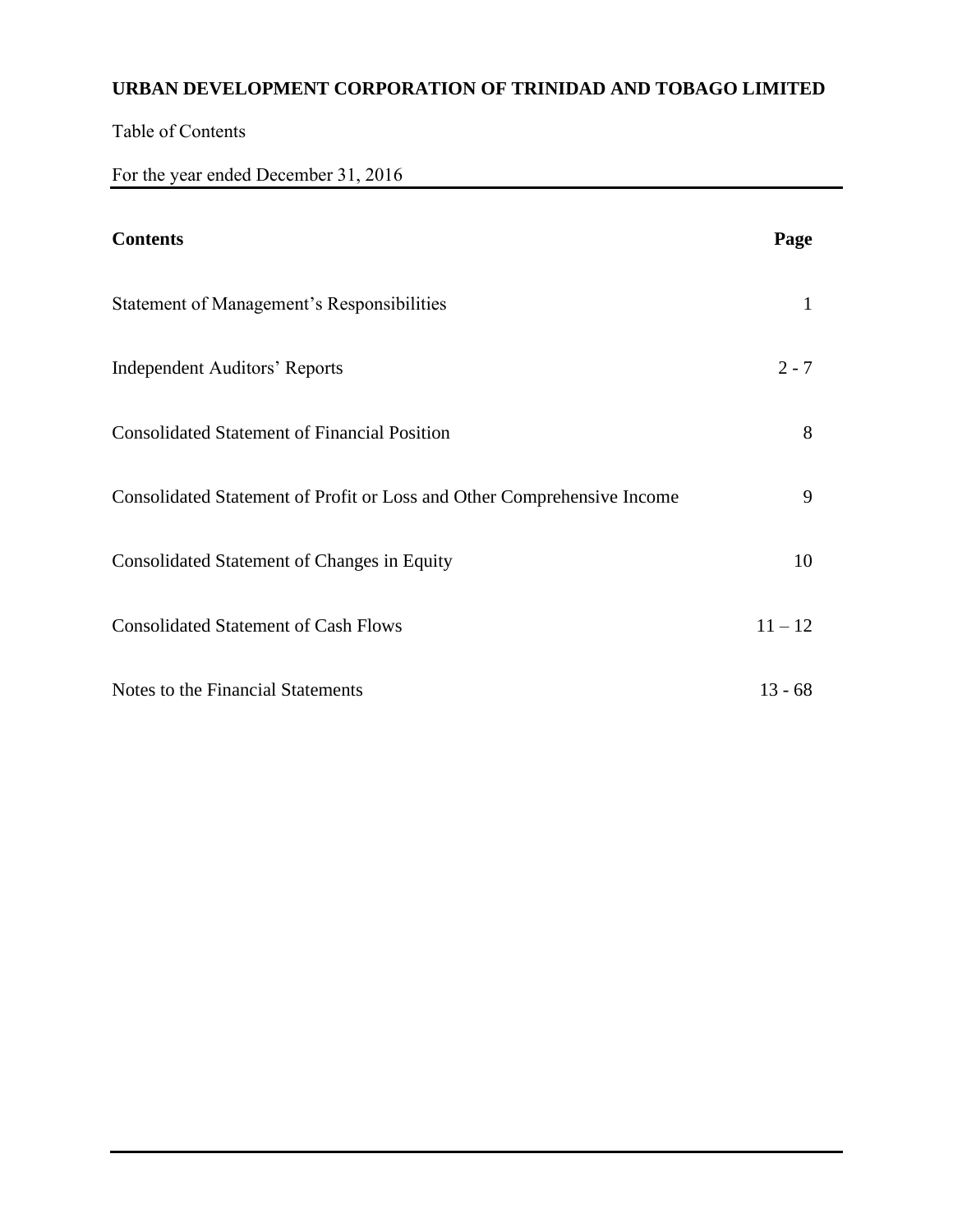**URBAN DEVELOPMENT CORPORATION OF TRINIDAD AND TOBAGO LIMITED**

Table of Contents

For the year ended December 31, 2016

| **Contents** | **Page** |
|---|---|
| Statement of Management's Responsibilities | 1 |
| Independent Auditors' Reports | 2 - 7 |
| Consolidated Statement of Financial Position | 8 |
| Consolidated Statement of Profit or Loss and Other Comprehensive Income | 9 |
| Consolidated Statement of Changes in Equity | 10 |
| Consolidated Statement of Cash Flows | 11 – 12 |
| Notes to the Financial Statements | 13 - 68 |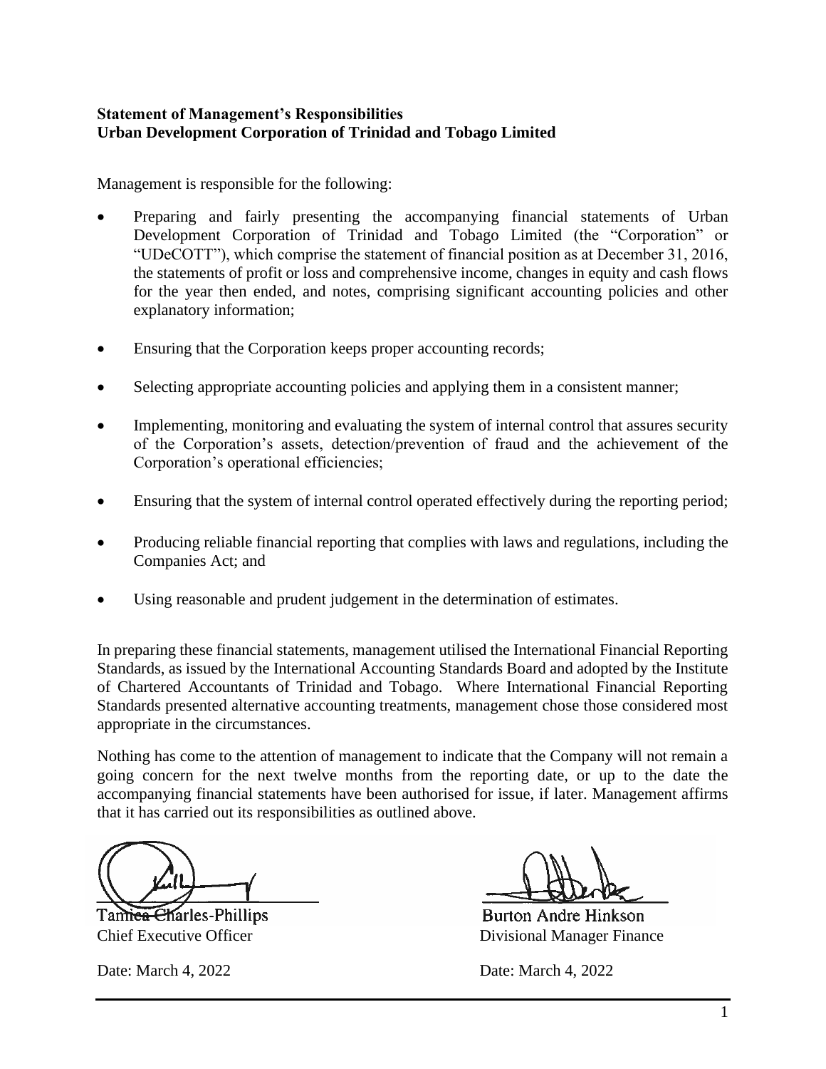**Statement of Management's Responsibilities**
**Urban Development Corporation of Trinidad and Tobago Limited**

Management is responsible for the following:

- Preparing and fairly presenting the accompanying financial statements of Urban Development Corporation of Trinidad and Tobago Limited (the "Corporation" or "UDeCOTT"), which comprise the statement of financial position as at December 31, 2016, the statements of profit or loss and comprehensive income, changes in equity and cash flows for the year then ended, and notes, comprising significant accounting policies and other explanatory information;

- Ensuring that the Corporation keeps proper accounting records;

- Selecting appropriate accounting policies and applying them in a consistent manner;

- Implementing, monitoring and evaluating the system of internal control that assures security of the Corporation's assets, detection/prevention of fraud and the achievement of the Corporation's operational efficiencies;

- Ensuring that the system of internal control operated effectively during the reporting period;

- Producing reliable financial reporting that complies with laws and regulations, including the Companies Act; and

- Using reasonable and prudent judgement in the determination of estimates.

In preparing these financial statements, management utilised the International Financial Reporting Standards, as issued by the International Accounting Standards Board and adopted by the Institute of Chartered Accountants of Trinidad and Tobago. Where International Financial Reporting Standards presented alternative accounting treatments, management chose those considered most appropriate in the circumstances.

Nothing has come to the attention of management to indicate that the Company will not remain a going concern for the next twelve months from the reporting date, or up to the date the accompanying financial statements have been authorised for issue, if later. Management affirms that it has carried out its responsibilities as outlined above.

Tamica Charles-Phillips
Chief Executive Officer

Date: March 4, 2022

Burton Andre Hinkson
Divisional Manager Finance

Date: March 4, 2022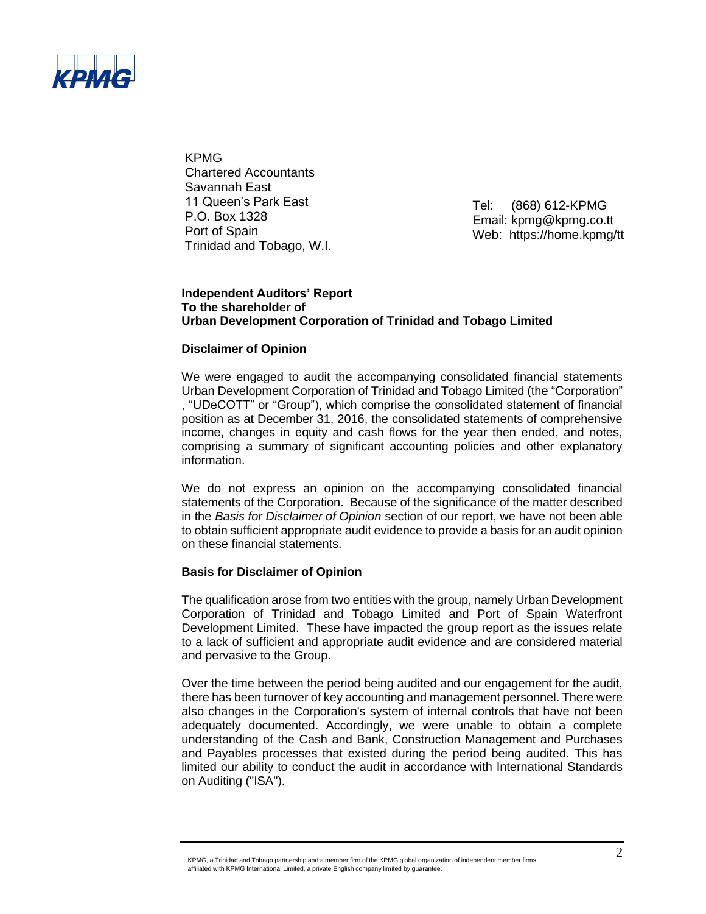KPMG
Chartered Accountants
Savannah East
11 Queen's Park East
P.O. Box 1328
Port of Spain
Trinidad and Tobago, W.I.

Tel: (868) 612-KPMG
Email: kpmg@kpmg.co.tt
Web: https://home.kpmg/tt

**Independent Auditors' Report**
**To the shareholder of**
**Urban Development Corporation of Trinidad and Tobago Limited**

## Disclaimer of Opinion

We were engaged to audit the accompanying consolidated financial statements Urban Development Corporation of Trinidad and Tobago Limited (the "Corporation" , "UDeCOTT" or "Group"), which comprise the consolidated statement of financial position as at December 31, 2016, the consolidated statements of comprehensive income, changes in equity and cash flows for the year then ended, and notes, comprising a summary of significant accounting policies and other explanatory information.

We do not express an opinion on the accompanying consolidated financial statements of the Corporation. Because of the significance of the matter described in the *Basis for Disclaimer of Opinion* section of our report, we have not been able to obtain sufficient appropriate audit evidence to provide a basis for an audit opinion on these financial statements.

## Basis for Disclaimer of Opinion

The qualification arose from two entities with the group, namely Urban Development Corporation of Trinidad and Tobago Limited and Port of Spain Waterfront Development Limited. These have impacted the group report as the issues relate to a lack of sufficient and appropriate audit evidence and are considered material and pervasive to the Group.

Over the time between the period being audited and our engagement for the audit, there has been turnover of key accounting and management personnel. There were also changes in the Corporation's system of internal controls that have not been adequately documented. Accordingly, we were unable to obtain a complete understanding of the Cash and Bank, Construction Management and Purchases and Payables processes that existed during the period being audited. This has limited our ability to conduct the audit in accordance with International Standards on Auditing ("ISA").

KPMG, a Trinidad and Tobago partnership and a member firm of the KPMG global organization of independent member firms affiliated with KPMG International Limited, a private English company limited by guarantee.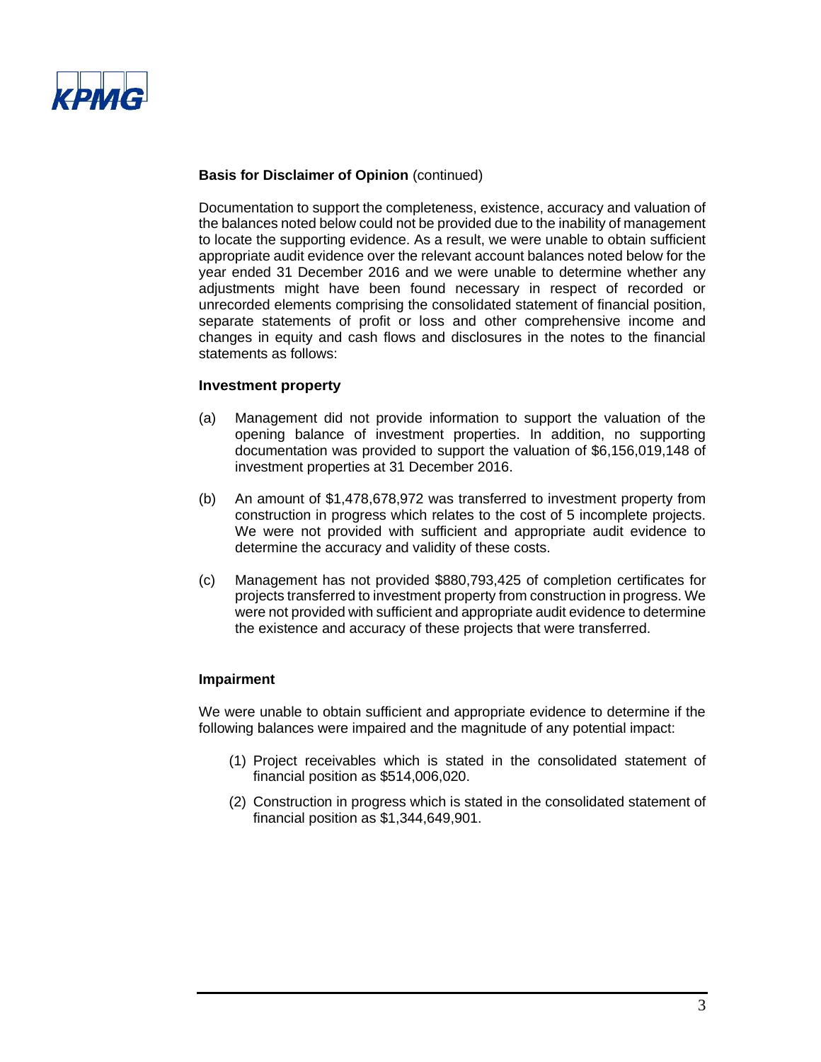**Basis for Disclaimer of Opinion** (continued)

Documentation to support the completeness, existence, accuracy and valuation of the balances noted below could not be provided due to the inability of management to locate the supporting evidence. As a result, we were unable to obtain sufficient appropriate audit evidence over the relevant account balances noted below for the year ended 31 December 2016 and we were unable to determine whether any adjustments might have been found necessary in respect of recorded or unrecorded elements comprising the consolidated statement of financial position, separate statements of profit or loss and other comprehensive income and changes in equity and cash flows and disclosures in the notes to the financial statements as follows:

**Investment property**

(a) Management did not provide information to support the valuation of the opening balance of investment properties. In addition, no supporting documentation was provided to support the valuation of $6,156,019,148 of investment properties at 31 December 2016.

(b) An amount of $1,478,678,972 was transferred to investment property from construction in progress which relates to the cost of 5 incomplete projects. We were not provided with sufficient and appropriate audit evidence to determine the accuracy and validity of these costs.

(c) Management has not provided $880,793,425 of completion certificates for projects transferred to investment property from construction in progress. We were not provided with sufficient and appropriate audit evidence to determine the existence and accuracy of these projects that were transferred.

**Impairment**

We were unable to obtain sufficient and appropriate evidence to determine if the following balances were impaired and the magnitude of any potential impact:

(1) Project receivables which is stated in the consolidated statement of financial position as $514,006,020.

(2) Construction in progress which is stated in the consolidated statement of financial position as $1,344,649,901.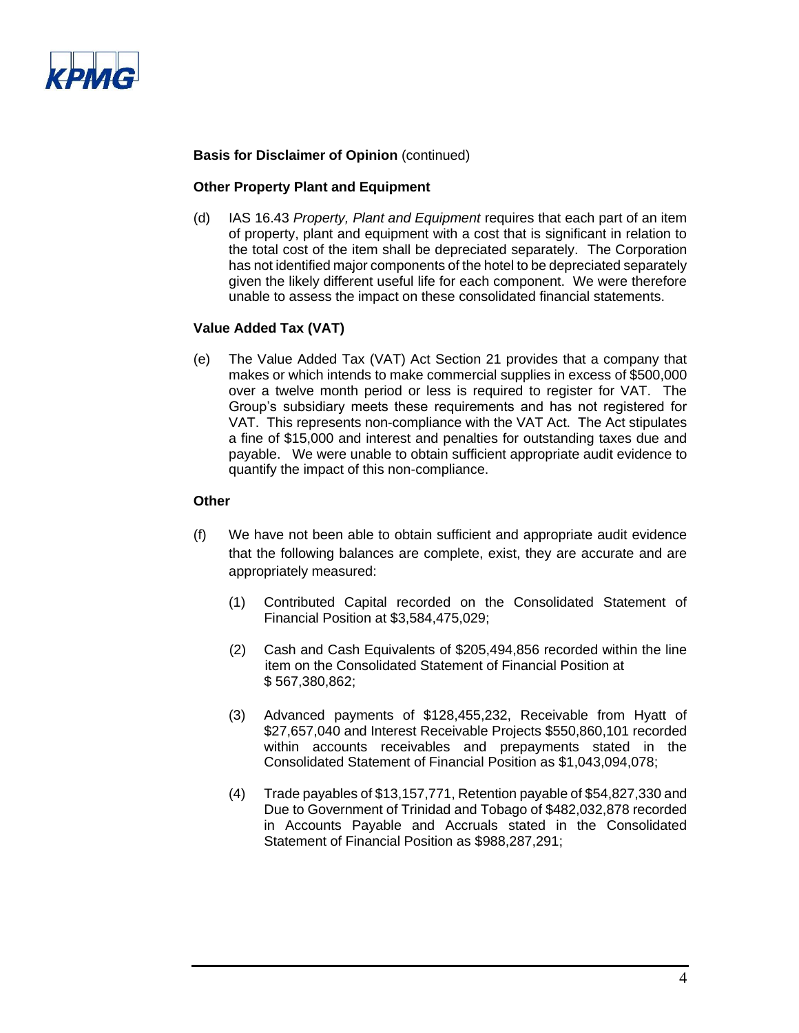**Basis for Disclaimer of Opinion** (continued)

**Other Property Plant and Equipment**

(d) IAS 16.43 *Property, Plant and Equipment* requires that each part of an item of property, plant and equipment with a cost that is significant in relation to the total cost of the item shall be depreciated separately. The Corporation has not identified major components of the hotel to be depreciated separately given the likely different useful life for each component. We were therefore unable to assess the impact on these consolidated financial statements.

**Value Added Tax (VAT)**

(e) The Value Added Tax (VAT) Act Section 21 provides that a company that makes or which intends to make commercial supplies in excess of $500,000 over a twelve month period or less is required to register for VAT. The Group's subsidiary meets these requirements and has not registered for VAT. This represents non-compliance with the VAT Act. The Act stipulates a fine of $15,000 and interest and penalties for outstanding taxes due and payable. We were unable to obtain sufficient appropriate audit evidence to quantify the impact of this non-compliance.

**Other**

(f) We have not been able to obtain sufficient and appropriate audit evidence that the following balances are complete, exist, they are accurate and are appropriately measured:

   (1) Contributed Capital recorded on the Consolidated Statement of Financial Position at $3,584,475,029;

   (2) Cash and Cash Equivalents of $205,494,856 recorded within the line item on the Consolidated Statement of Financial Position at $ 567,380,862;

   (3) Advanced payments of $128,455,232, Receivable from Hyatt of $27,657,040 and Interest Receivable Projects $550,860,101 recorded within accounts receivables and prepayments stated in the Consolidated Statement of Financial Position as $1,043,094,078;

   (4) Trade payables of $13,157,771, Retention payable of $54,827,330 and Due to Government of Trinidad and Tobago of $482,032,878 recorded in Accounts Payable and Accruals stated in the Consolidated Statement of Financial Position as $988,287,291;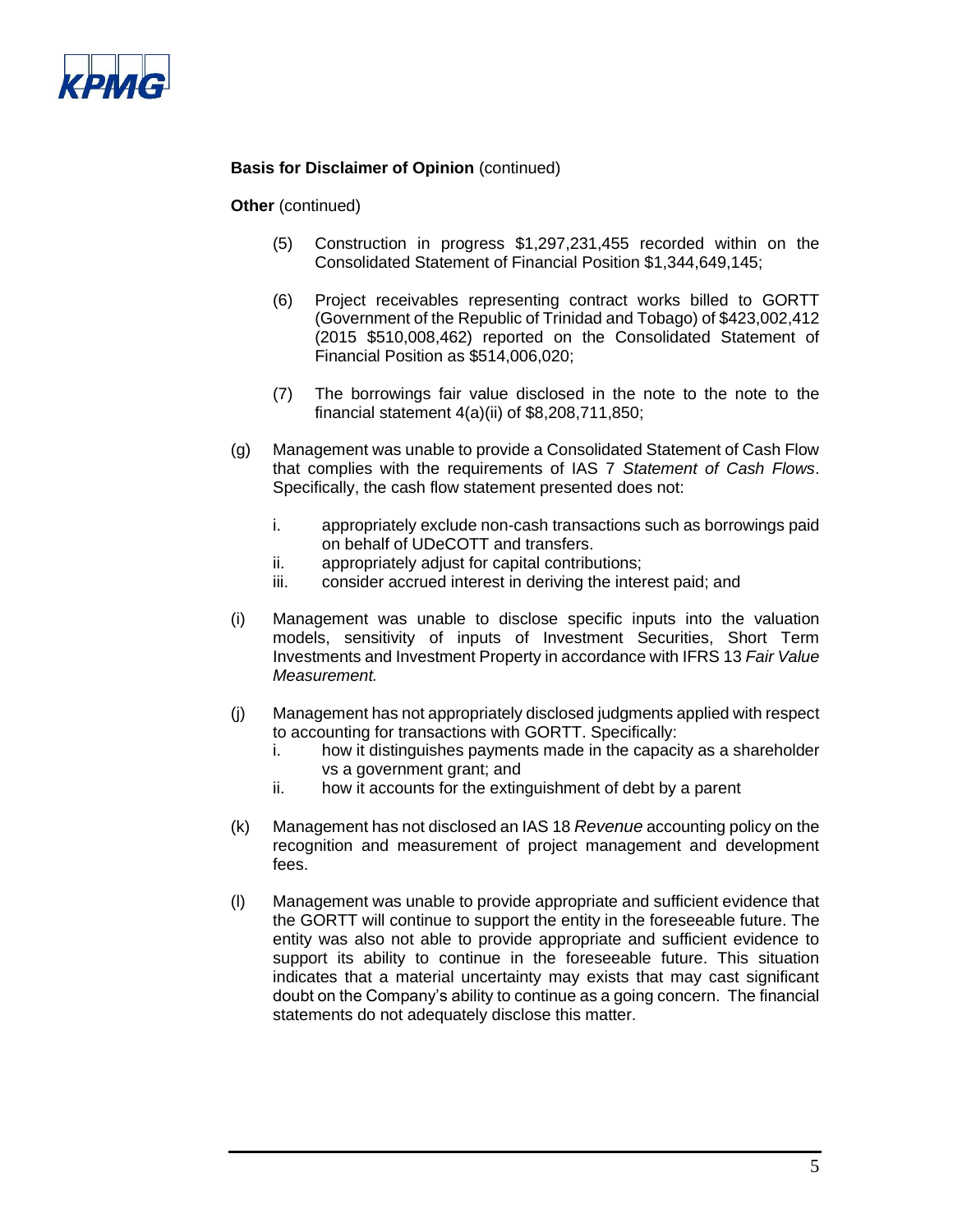**Basis for Disclaimer of Opinion** (continued)

**Other** (continued)

(5) Construction in progress $1,297,231,455 recorded within on the Consolidated Statement of Financial Position $1,344,649,145;

(6) Project receivables representing contract works billed to GORTT (Government of the Republic of Trinidad and Tobago) of $423,002,412 (2015 $510,008,462) reported on the Consolidated Statement of Financial Position as $514,006,020;

(7) The borrowings fair value disclosed in the note to the note to the financial statement 4(a)(ii) of $8,208,711,850;

(g) Management was unable to provide a Consolidated Statement of Cash Flow that complies with the requirements of IAS 7 *Statement of Cash Flows*. Specifically, the cash flow statement presented does not:

   i. appropriately exclude non-cash transactions such as borrowings paid on behalf of UDeCOTT and transfers.
   ii. appropriately adjust for capital contributions;
   iii. consider accrued interest in deriving the interest paid; and

(i) Management was unable to disclose specific inputs into the valuation models, sensitivity of inputs of Investment Securities, Short Term Investments and Investment Property in accordance with IFRS 13 *Fair Value Measurement.*

(j) Management has not appropriately disclosed judgments applied with respect to accounting for transactions with GORTT. Specifically:
   i. how it distinguishes payments made in the capacity as a shareholder vs a government grant; and
   ii. how it accounts for the extinguishment of debt by a parent

(k) Management has not disclosed an IAS 18 *Revenue* accounting policy on the recognition and measurement of project management and development fees.

(l) Management was unable to provide appropriate and sufficient evidence that the GORTT will continue to support the entity in the foreseeable future. The entity was also not able to provide appropriate and sufficient evidence to support its ability to continue in the foreseeable future. This situation indicates that a material uncertainty may exists that may cast significant doubt on the Company's ability to continue as a going concern. The financial statements do not adequately disclose this matter.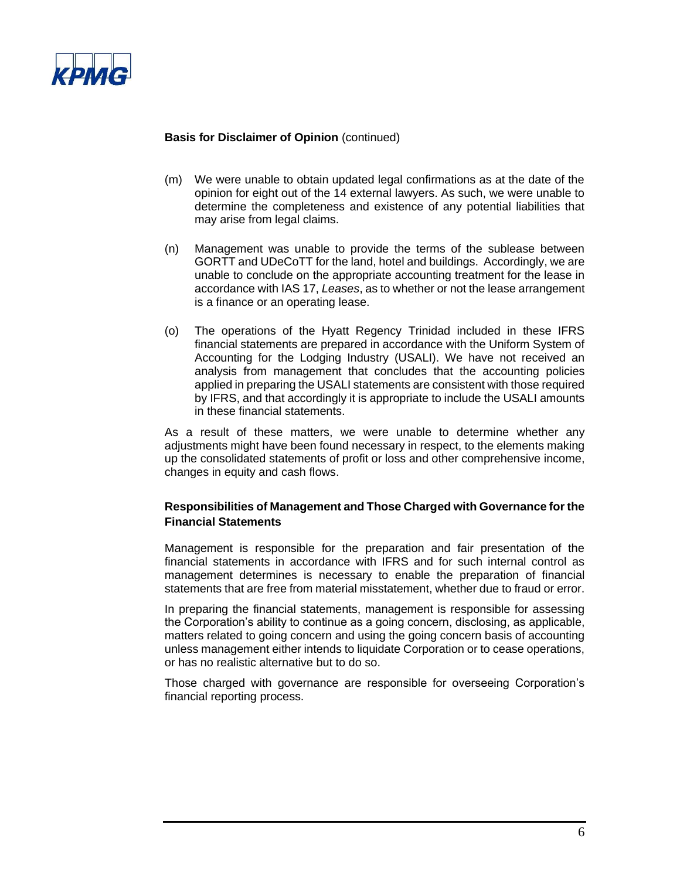**Basis for Disclaimer of Opinion** (continued)

(m) We were unable to obtain updated legal confirmations as at the date of the opinion for eight out of the 14 external lawyers. As such, we were unable to determine the completeness and existence of any potential liabilities that may arise from legal claims.

(n) Management was unable to provide the terms of the sublease between GORTT and UDeCoTT for the land, hotel and buildings. Accordingly, we are unable to conclude on the appropriate accounting treatment for the lease in accordance with IAS 17, *Leases*, as to whether or not the lease arrangement is a finance or an operating lease.

(o) The operations of the Hyatt Regency Trinidad included in these IFRS financial statements are prepared in accordance with the Uniform System of Accounting for the Lodging Industry (USALI). We have not received an analysis from management that concludes that the accounting policies applied in preparing the USALI statements are consistent with those required by IFRS, and that accordingly it is appropriate to include the USALI amounts in these financial statements.

As a result of these matters, we were unable to determine whether any adjustments might have been found necessary in respect, to the elements making up the consolidated statements of profit or loss and other comprehensive income, changes in equity and cash flows.

**Responsibilities of Management and Those Charged with Governance for the Financial Statements**

Management is responsible for the preparation and fair presentation of the financial statements in accordance with IFRS and for such internal control as management determines is necessary to enable the preparation of financial statements that are free from material misstatement, whether due to fraud or error.

In preparing the financial statements, management is responsible for assessing the Corporation's ability to continue as a going concern, disclosing, as applicable, matters related to going concern and using the going concern basis of accounting unless management either intends to liquidate Corporation or to cease operations, or has no realistic alternative but to do so.

Those charged with governance are responsible for overseeing Corporation's financial reporting process.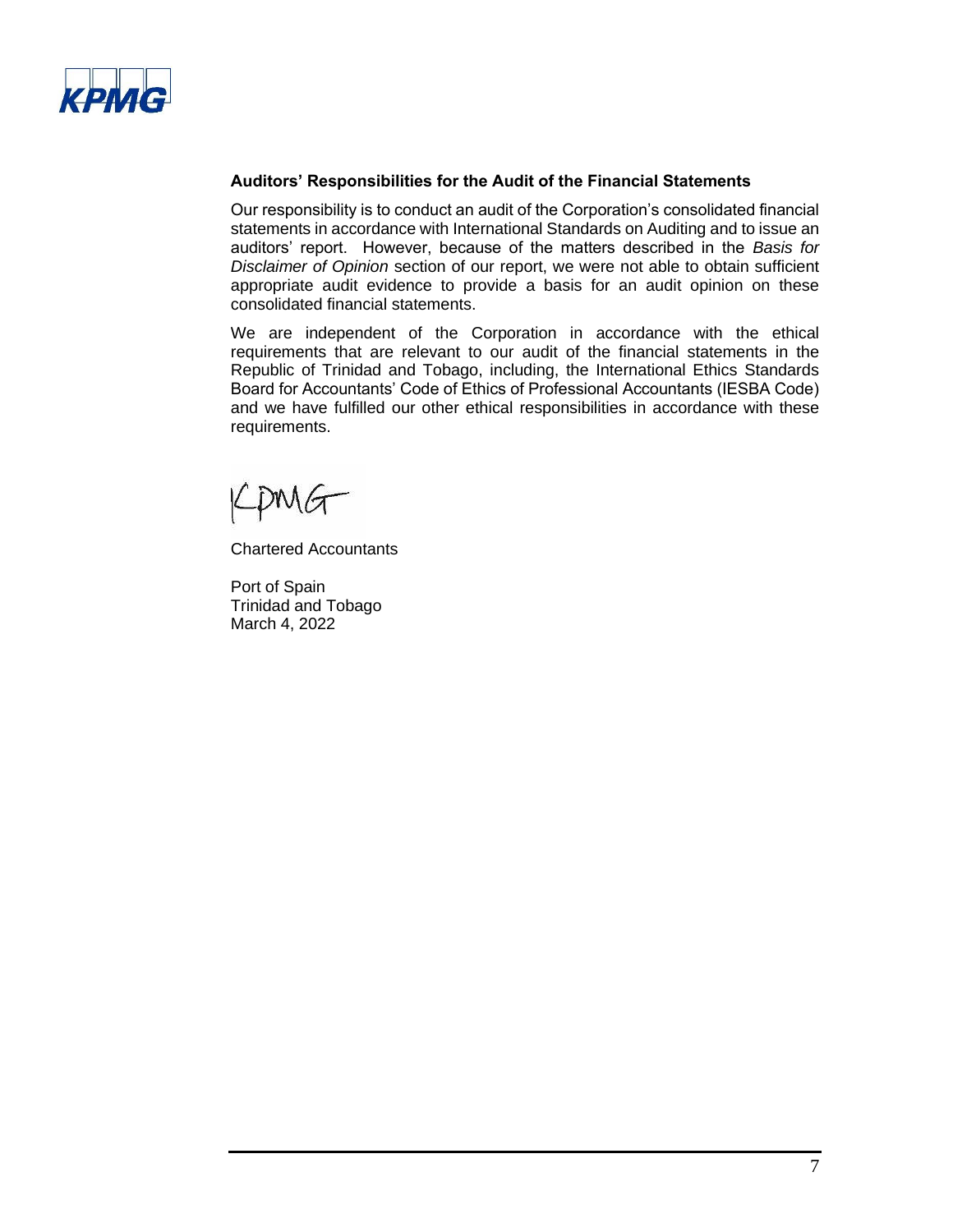### Auditors' Responsibilities for the Audit of the Financial Statements

Our responsibility is to conduct an audit of the Corporation's consolidated financial statements in accordance with International Standards on Auditing and to issue an auditors' report. However, because of the matters described in the *Basis for Disclaimer of Opinion* section of our report, we were not able to obtain sufficient appropriate audit evidence to provide a basis for an audit opinion on these consolidated financial statements.

We are independent of the Corporation in accordance with the ethical requirements that are relevant to our audit of the financial statements in the Republic of Trinidad and Tobago, including, the International Ethics Standards Board for Accountants' Code of Ethics of Professional Accountants (IESBA Code) and we have fulfilled our other ethical responsibilities in accordance with these requirements.

KPMG

Chartered Accountants

Port of Spain
Trinidad and Tobago
March 4, 2022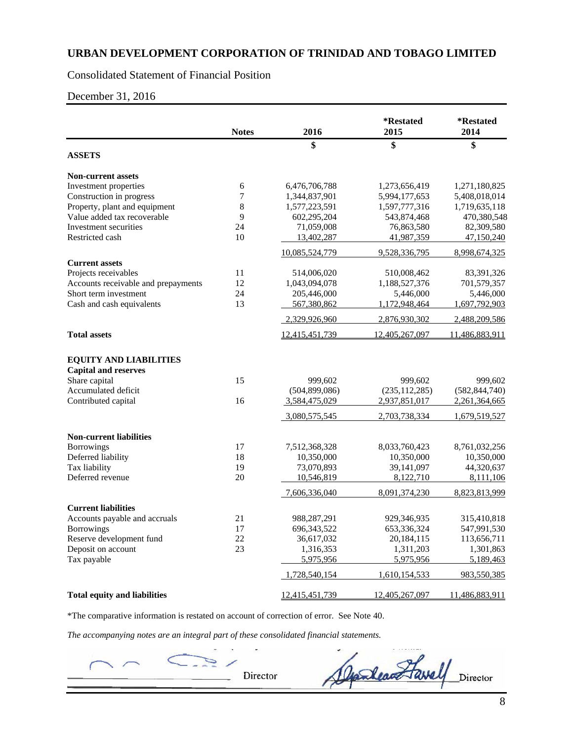# URBAN DEVELOPMENT CORPORATION OF TRINIDAD AND TOBAGO LIMITED

Consolidated Statement of Financial Position

December 31, 2016

| | Notes | 2016 | *Restated 2015 | *Restated 2014 |
|---|---|---|---|---|
| | | $ | $ | $ |
| **ASSETS** | | | | |
| **Non-current assets** | | | | |
| Investment properties | 6 | 6,476,706,788 | 1,273,656,419 | 1,271,180,825 |
| Construction in progress | 7 | 1,344,837,901 | 5,994,177,653 | 5,408,018,014 |
| Property, plant and equipment | 8 | 1,577,223,591 | 1,597,777,316 | 1,719,635,118 |
| Value added tax recoverable | 9 | 602,295,204 | 543,874,468 | 470,380,548 |
| Investment securities | 24 | 71,059,008 | 76,863,580 | 82,309,580 |
| Restricted cash | 10 | 13,402,287 | 41,987,359 | 47,150,240 |
| | | 10,085,524,779 | 9,528,336,795 | 8,998,674,325 |
| **Current assets** | | | | |
| Projects receivables | 11 | 514,006,020 | 510,008,462 | 83,391,326 |
| Accounts receivable and prepayments | 12 | 1,043,094,078 | 1,188,527,376 | 701,579,357 |
| Short term investment | 24 | 205,446,000 | 5,446,000 | 5,446,000 |
| Cash and cash equivalents | 13 | 567,380,862 | 1,172,948,464 | 1,697,792,903 |
| | | 2,329,926,960 | 2,876,930,302 | 2,488,209,586 |
| **Total assets** | | 12,415,451,739 | 12,405,267,097 | 11,486,883,911 |
| **EQUITY AND LIABILITIES** | | | | |
| **Capital and reserves** | | | | |
| Share capital | 15 | 999,602 | 999,602 | 999,602 |
| Accumulated deficit | | (504,899,086) | (235,112,285) | (582,844,740) |
| Contributed capital | 16 | 3,584,475,029 | 2,937,851,017 | 2,261,364,665 |
| | | 3,080,575,545 | 2,703,738,334 | 1,679,519,527 |
| **Non-current liabilities** | | | | |
| Borrowings | 17 | 7,512,368,328 | 8,033,760,423 | 8,761,032,256 |
| Deferred liability | 18 | 10,350,000 | 10,350,000 | 10,350,000 |
| Tax liability | 19 | 73,070,893 | 39,141,097 | 44,320,637 |
| Deferred revenue | 20 | 10,546,819 | 8,122,710 | 8,111,106 |
| | | 7,606,336,040 | 8,091,374,230 | 8,823,813,999 |
| **Current liabilities** | | | | |
| Accounts payable and accruals | 21 | 988,287,291 | 929,346,935 | 315,410,818 |
| Borrowings | 17 | 696,343,522 | 653,336,324 | 547,991,530 |
| Reserve development fund | 22 | 36,617,032 | 20,184,115 | 113,656,711 |
| Deposit on account | 23 | 1,316,353 | 1,311,203 | 1,301,863 |
| Tax payable | | 5,975,956 | 5,975,956 | 5,189,463 |
| | | 1,728,540,154 | 1,610,154,533 | 983,550,385 |
| **Total equity and liabilities** | | 12,415,451,739 | 12,405,267,097 | 11,486,883,911 |

*The comparative information is restated on account of correction of error. See Note 40.

*The accompanying notes are an integral part of these consolidated financial statements.*

Director Director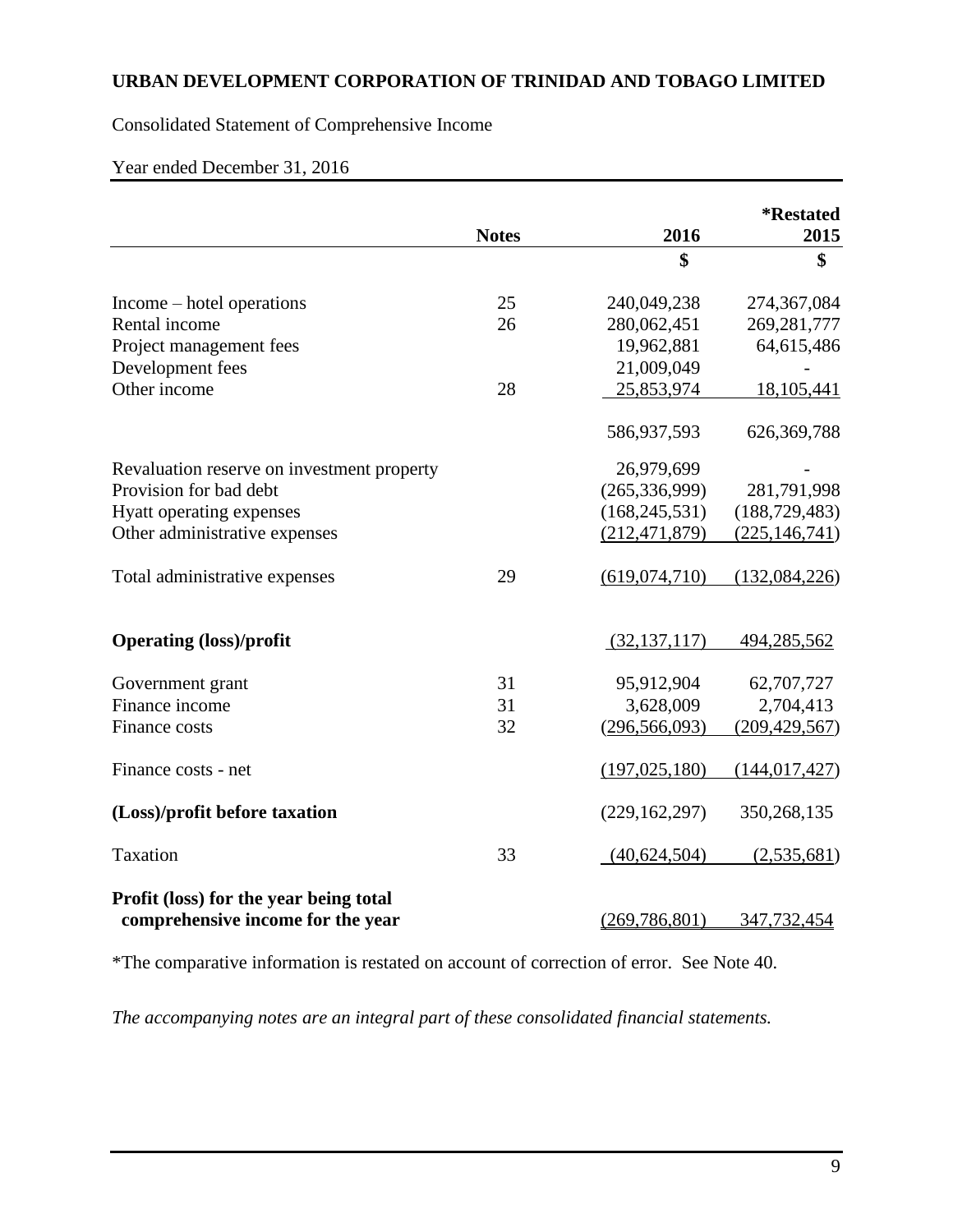**URBAN DEVELOPMENT CORPORATION OF TRINIDAD AND TOBAGO LIMITED**

Consolidated Statement of Comprehensive Income

Year ended December 31, 2016

| | Notes | 2016 | *Restated 2015 |
|---|---|---|---|
| | | $ | $ |
| Income – hotel operations | 25 | 240,049,238 | 274,367,084 |
| Rental income | 26 | 280,062,451 | 269,281,777 |
| Project management fees | | 19,962,881 | 64,615,486 |
| Development fees | | 21,009,049 | - |
| Other income | 28 | 25,853,974 | 18,105,441 |
| | | 586,937,593 | 626,369,788 |
| Revaluation reserve on investment property | | 26,979,699 | - |
| Provision for bad debt | | (265,336,999) | 281,791,998 |
| Hyatt operating expenses | | (168,245,531) | (188,729,483) |
| Other administrative expenses | | (212,471,879) | (225,146,741) |
| Total administrative expenses | 29 | (619,074,710) | (132,084,226) |
| **Operating (loss)/profit** | | (32,137,117) | 494,285,562 |
| Government grant | 31 | 95,912,904 | 62,707,727 |
| Finance income | 31 | 3,628,009 | 2,704,413 |
| Finance costs | 32 | (296,566,093) | (209,429,567) |
| Finance costs - net | | (197,025,180) | (144,017,427) |
| **(Loss)/profit before taxation** | | (229,162,297) | 350,268,135 |
| Taxation | 33 | (40,624,504) | (2,535,681) |
| **Profit (loss) for the year being total comprehensive income for the year** | | (269,786,801) | 347,732,454 |

*The comparative information is restated on account of correction of error. See Note 40.

*The accompanying notes are an integral part of these consolidated financial statements.*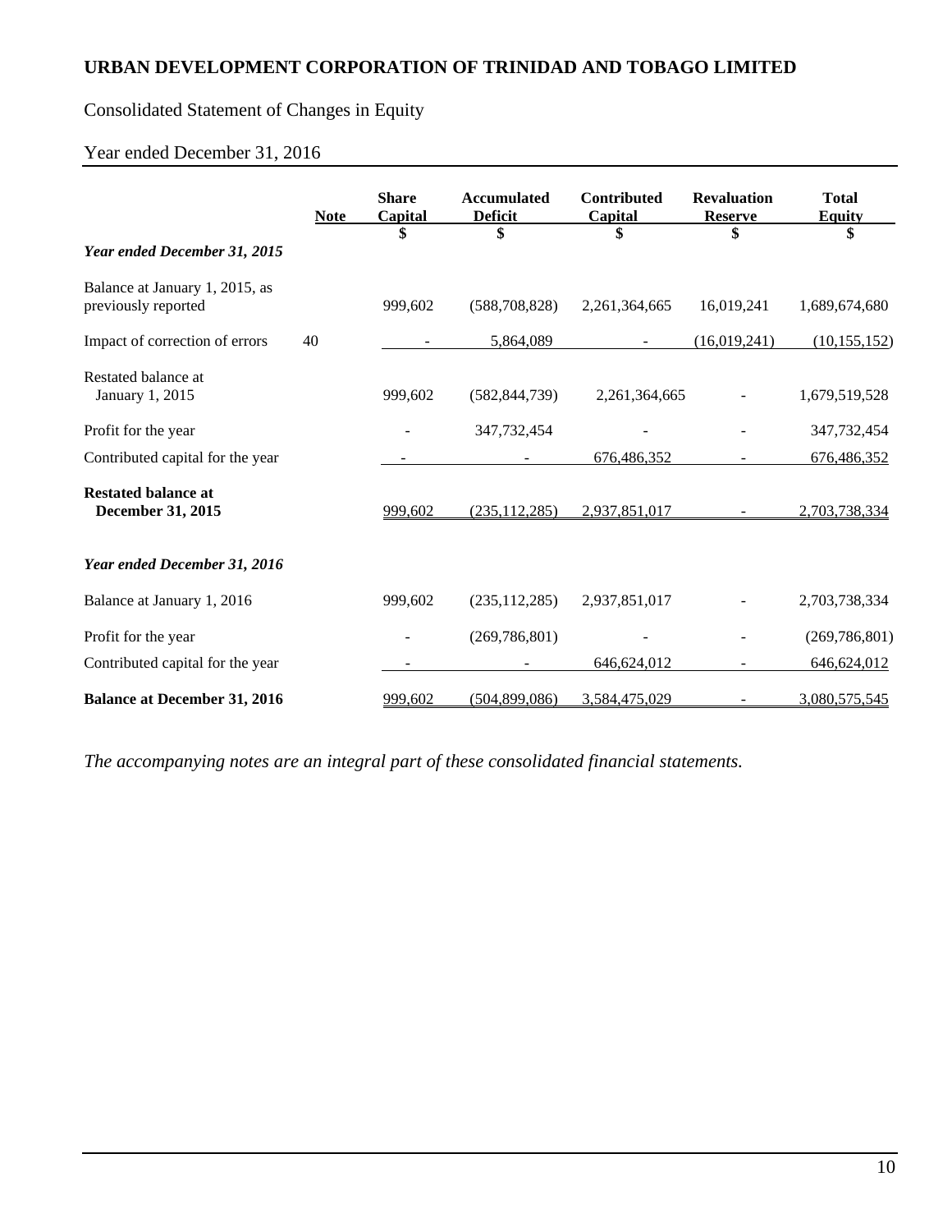# URBAN DEVELOPMENT CORPORATION OF TRINIDAD AND TOBAGO LIMITED

Consolidated Statement of Changes in Equity

Year ended December 31, 2016

| | Note | Share Capital | Accumulated Deficit | Contributed Capital | Revaluation Reserve | Total Equity |
|---|---|---|---|---|---|---|
| | | $ | $ | $ | $ | $ |
| ***Year ended December 31, 2015*** | | | | | | |
| Balance at January 1, 2015, as previously reported | | 999,602 | (588,708,828) | 2,261,364,665 | 16,019,241 | 1,689,674,680 |
| Impact of correction of errors | 40 | - | 5,864,089 | - | (16,019,241) | (10,155,152) |
| Restated balance at January 1, 2015 | | 999,602 | (582,844,739) | 2,261,364,665 | - | 1,679,519,528 |
| Profit for the year | | - | 347,732,454 | - | - | 347,732,454 |
| Contributed capital for the year | | - | - | 676,486,352 | - | 676,486,352 |
| **Restated balance at December 31, 2015** | | 999,602 | (235,112,285) | 2,937,851,017 | - | 2,703,738,334 |
| ***Year ended December 31, 2016*** | | | | | | |
| Balance at January 1, 2016 | | 999,602 | (235,112,285) | 2,937,851,017 | - | 2,703,738,334 |
| Profit for the year | | - | (269,786,801) | - | - | (269,786,801) |
| Contributed capital for the year | | - | - | 646,624,012 | - | 646,624,012 |
| **Balance at December 31, 2016** | | 999,602 | (504,899,086) | 3,584,475,029 | - | 3,080,575,545 |

*The accompanying notes are an integral part of these consolidated financial statements.*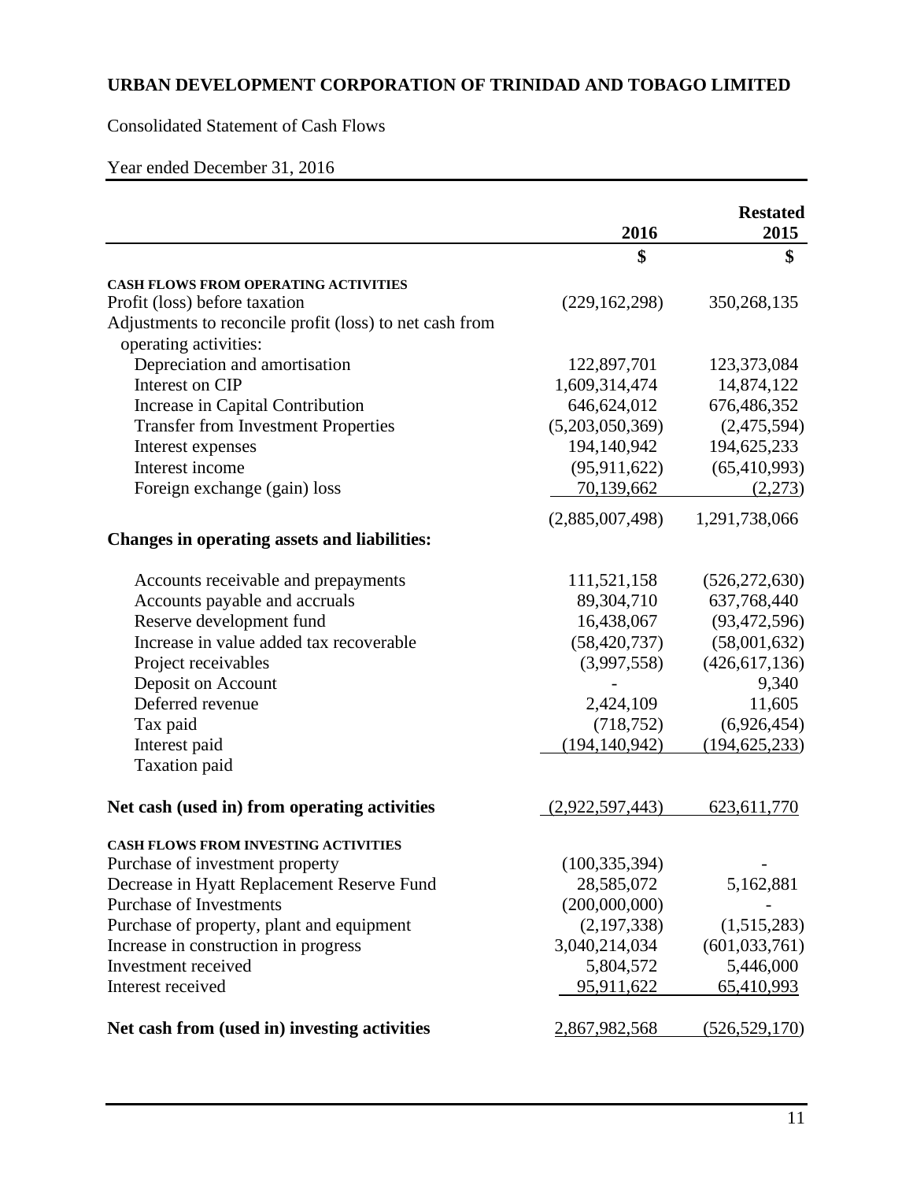**URBAN DEVELOPMENT CORPORATION OF TRINIDAD AND TOBAGO LIMITED**

Consolidated Statement of Cash Flows

Year ended December 31, 2016

| | 2016 | Restated 2015 |
|---|---|---|
| | $ | $ |
| **CASH FLOWS FROM OPERATING ACTIVITIES** | | |
| Profit (loss) before taxation | (229,162,298) | 350,268,135 |
| Adjustments to reconcile profit (loss) to net cash from operating activities: | | |
| Depreciation and amortisation | 122,897,701 | 123,373,084 |
| Interest on CIP | 1,609,314,474 | 14,874,122 |
| Increase in Capital Contribution | 646,624,012 | 676,486,352 |
| Transfer from Investment Properties | (5,203,050,369) | (2,475,594) |
| Interest expenses | 194,140,942 | 194,625,233 |
| Interest income | (95,911,622) | (65,410,993) |
| Foreign exchange (gain) loss | 70,139,662 | (2,273) |
| | (2,885,007,498) | 1,291,738,066 |
| **Changes in operating assets and liabilities:** | | |
| Accounts receivable and prepayments | 111,521,158 | (526,272,630) |
| Accounts payable and accruals | 89,304,710 | 637,768,440 |
| Reserve development fund | 16,438,067 | (93,472,596) |
| Increase in value added tax recoverable | (58,420,737) | (58,001,632) |
| Project receivables | (3,997,558) | (426,617,136) |
| Deposit on Account | - | 9,340 |
| Deferred revenue | 2,424,109 | 11,605 |
| Tax paid | (718,752) | (6,926,454) |
| Interest paid | (194,140,942) | (194,625,233) |
| Taxation paid | | |
| **Net cash (used in) from operating activities** | (2,922,597,443) | 623,611,770 |
| **CASH FLOWS FROM INVESTING ACTIVITIES** | | |
| Purchase of investment property | (100,335,394) | - |
| Decrease in Hyatt Replacement Reserve Fund | 28,585,072 | 5,162,881 |
| Purchase of Investments | (200,000,000) | - |
| Purchase of property, plant and equipment | (2,197,338) | (1,515,283) |
| Increase in construction in progress | 3,040,214,034 | (601,033,761) |
| Investment received | 5,804,572 | 5,446,000 |
| Interest received | 95,911,622 | 65,410,993 |
| **Net cash from (used in) investing activities** | 2,867,982,568 | (526,529,170) |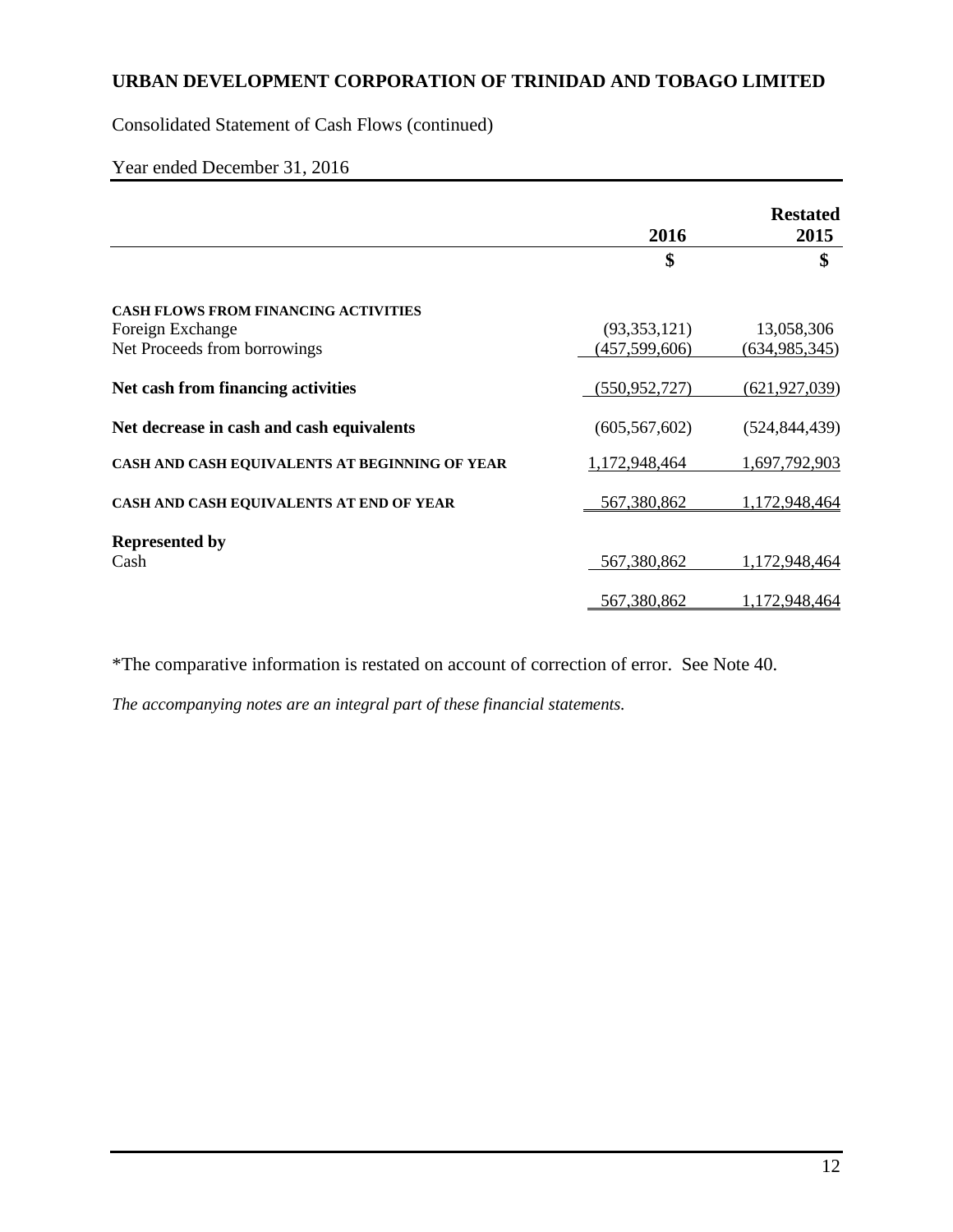# URBAN DEVELOPMENT CORPORATION OF TRINIDAD AND TOBAGO LIMITED

Consolidated Statement of Cash Flows (continued)

Year ended December 31, 2016

| | 2016 | Restated 2015 |
|---|---|---|
| | $ | $ |
| **CASH FLOWS FROM FINANCING ACTIVITIES** | | |
| Foreign Exchange | (93,353,121) | 13,058,306 |
| Net Proceeds from borrowings | (457,599,606) | (634,985,345) |
| **Net cash from financing activities** | (550,952,727) | (621,927,039) |
| **Net decrease in cash and cash equivalents** | (605,567,602) | (524,844,439) |
| **CASH AND CASH EQUIVALENTS AT BEGINNING OF YEAR** | 1,172,948,464 | 1,697,792,903 |
| **CASH AND CASH EQUIVALENTS AT END OF YEAR** | 567,380,862 | 1,172,948,464 |
| **Represented by** | | |
| Cash | 567,380,862 | 1,172,948,464 |
| | 567,380,862 | 1,172,948,464 |

*The comparative information is restated on account of correction of error. See Note 40.

*The accompanying notes are an integral part of these financial statements.*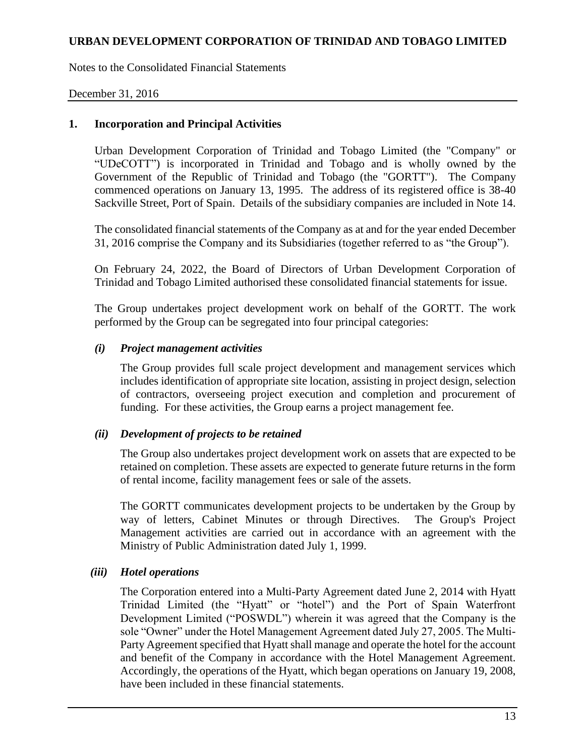## 1. Incorporation and Principal Activities

Urban Development Corporation of Trinidad and Tobago Limited (the "Company" or "UDeCOTT") is incorporated in Trinidad and Tobago and is wholly owned by the Government of the Republic of Trinidad and Tobago (the "GORTT"). The Company commenced operations on January 13, 1995. The address of its registered office is 38-40 Sackville Street, Port of Spain. Details of the subsidiary companies are included in Note 14.

The consolidated financial statements of the Company as at and for the year ended December 31, 2016 comprise the Company and its Subsidiaries (together referred to as "the Group").

On February 24, 2022, the Board of Directors of Urban Development Corporation of Trinidad and Tobago Limited authorised these consolidated financial statements for issue.

The Group undertakes project development work on behalf of the GORTT. The work performed by the Group can be segregated into four principal categories:

### *(i) Project management activities*

The Group provides full scale project development and management services which includes identification of appropriate site location, assisting in project design, selection of contractors, overseeing project execution and completion and procurement of funding. For these activities, the Group earns a project management fee.

### *(ii) Development of projects to be retained*

The Group also undertakes project development work on assets that are expected to be retained on completion. These assets are expected to generate future returns in the form of rental income, facility management fees or sale of the assets.

The GORTT communicates development projects to be undertaken by the Group by way of letters, Cabinet Minutes or through Directives. The Group's Project Management activities are carried out in accordance with an agreement with the Ministry of Public Administration dated July 1, 1999.

### *(iii) Hotel operations*

The Corporation entered into a Multi-Party Agreement dated June 2, 2014 with Hyatt Trinidad Limited (the "Hyatt" or "hotel") and the Port of Spain Waterfront Development Limited ("POSWDL") wherein it was agreed that the Company is the sole "Owner" under the Hotel Management Agreement dated July 27, 2005. The Multi-Party Agreement specified that Hyatt shall manage and operate the hotel for the account and benefit of the Company in accordance with the Hotel Management Agreement. Accordingly, the operations of the Hyatt, which began operations on January 19, 2008, have been included in these financial statements.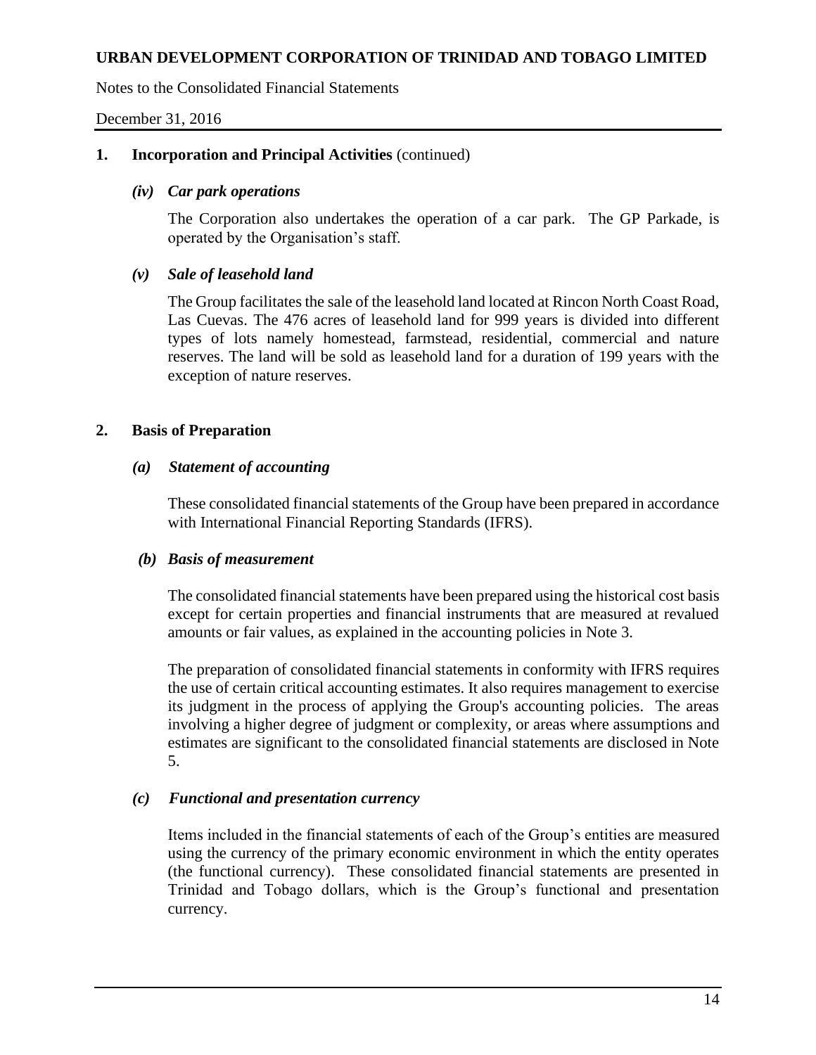## 1. Incorporation and Principal Activities (continued)

### *(iv) Car park operations*

The Corporation also undertakes the operation of a car park. The GP Parkade, is operated by the Organisation's staff.

### *(v) Sale of leasehold land*

The Group facilitates the sale of the leasehold land located at Rincon North Coast Road, Las Cuevas. The 476 acres of leasehold land for 999 years is divided into different types of lots namely homestead, farmstead, residential, commercial and nature reserves. The land will be sold as leasehold land for a duration of 199 years with the exception of nature reserves.

## 2. Basis of Preparation

### *(a) Statement of accounting*

These consolidated financial statements of the Group have been prepared in accordance with International Financial Reporting Standards (IFRS).

### *(b) Basis of measurement*

The consolidated financial statements have been prepared using the historical cost basis except for certain properties and financial instruments that are measured at revalued amounts or fair values, as explained in the accounting policies in Note 3.

The preparation of consolidated financial statements in conformity with IFRS requires the use of certain critical accounting estimates. It also requires management to exercise its judgment in the process of applying the Group's accounting policies. The areas involving a higher degree of judgment or complexity, or areas where assumptions and estimates are significant to the consolidated financial statements are disclosed in Note 5.

### *(c) Functional and presentation currency*

Items included in the financial statements of each of the Group's entities are measured using the currency of the primary economic environment in which the entity operates (the functional currency). These consolidated financial statements are presented in Trinidad and Tobago dollars, which is the Group's functional and presentation currency.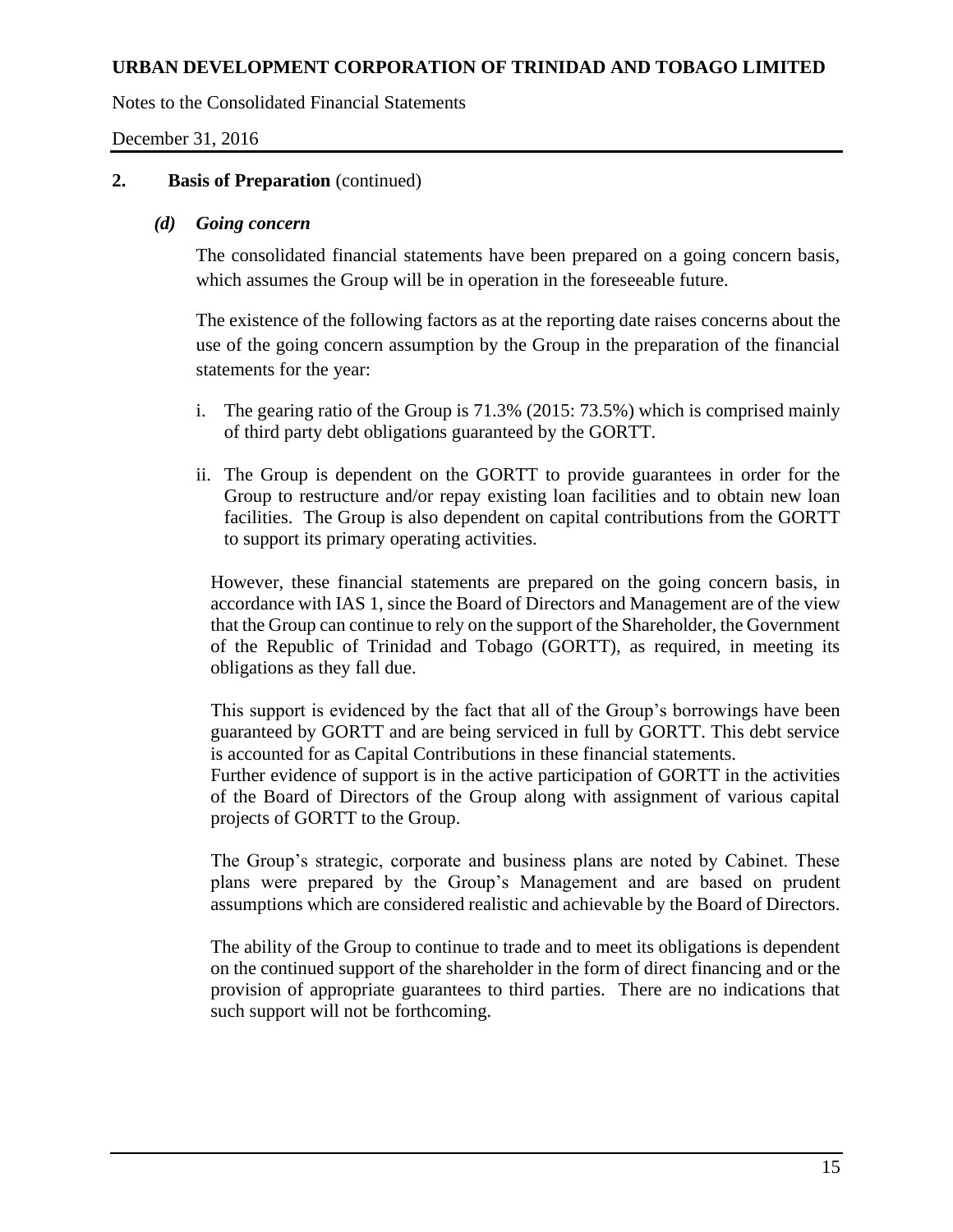## 2. Basis of Preparation (continued)

### *(d) Going concern*

The consolidated financial statements have been prepared on a going concern basis, which assumes the Group will be in operation in the foreseeable future.

The existence of the following factors as at the reporting date raises concerns about the use of the going concern assumption by the Group in the preparation of the financial statements for the year:

i. The gearing ratio of the Group is 71.3% (2015: 73.5%) which is comprised mainly of third party debt obligations guaranteed by the GORTT.

ii. The Group is dependent on the GORTT to provide guarantees in order for the Group to restructure and/or repay existing loan facilities and to obtain new loan facilities. The Group is also dependent on capital contributions from the GORTT to support its primary operating activities.

However, these financial statements are prepared on the going concern basis, in accordance with IAS 1, since the Board of Directors and Management are of the view that the Group can continue to rely on the support of the Shareholder, the Government of the Republic of Trinidad and Tobago (GORTT), as required, in meeting its obligations as they fall due.

This support is evidenced by the fact that all of the Group's borrowings have been guaranteed by GORTT and are being serviced in full by GORTT. This debt service is accounted for as Capital Contributions in these financial statements.
Further evidence of support is in the active participation of GORTT in the activities of the Board of Directors of the Group along with assignment of various capital projects of GORTT to the Group.

The Group's strategic, corporate and business plans are noted by Cabinet. These plans were prepared by the Group's Management and are based on prudent assumptions which are considered realistic and achievable by the Board of Directors.

The ability of the Group to continue to trade and to meet its obligations is dependent on the continued support of the shareholder in the form of direct financing and or the provision of appropriate guarantees to third parties. There are no indications that such support will not be forthcoming.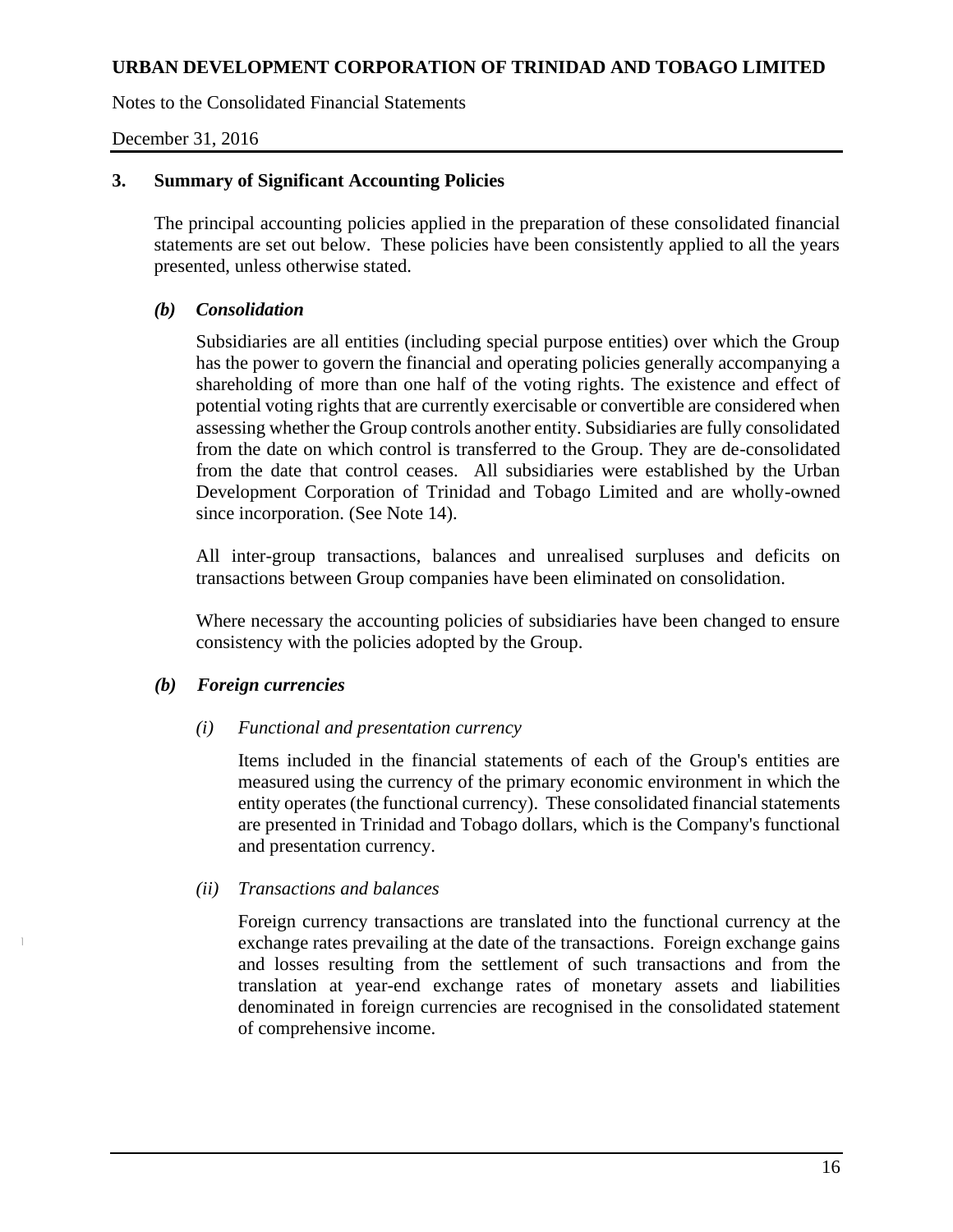## 3. Summary of Significant Accounting Policies

The principal accounting policies applied in the preparation of these consolidated financial statements are set out below. These policies have been consistently applied to all the years presented, unless otherwise stated.

### *(b) Consolidation*

Subsidiaries are all entities (including special purpose entities) over which the Group has the power to govern the financial and operating policies generally accompanying a shareholding of more than one half of the voting rights. The existence and effect of potential voting rights that are currently exercisable or convertible are considered when assessing whether the Group controls another entity. Subsidiaries are fully consolidated from the date on which control is transferred to the Group. They are de-consolidated from the date that control ceases. All subsidiaries were established by the Urban Development Corporation of Trinidad and Tobago Limited and are wholly-owned since incorporation. (See Note 14).

All inter-group transactions, balances and unrealised surpluses and deficits on transactions between Group companies have been eliminated on consolidation.

Where necessary the accounting policies of subsidiaries have been changed to ensure consistency with the policies adopted by the Group.

### *(b) Foreign currencies*

*(i) Functional and presentation currency*

Items included in the financial statements of each of the Group's entities are measured using the currency of the primary economic environment in which the entity operates (the functional currency). These consolidated financial statements are presented in Trinidad and Tobago dollars, which is the Company's functional and presentation currency.

*(ii) Transactions and balances*

Foreign currency transactions are translated into the functional currency at the exchange rates prevailing at the date of the transactions. Foreign exchange gains and losses resulting from the settlement of such transactions and from the translation at year-end exchange rates of monetary assets and liabilities denominated in foreign currencies are recognised in the consolidated statement of comprehensive income.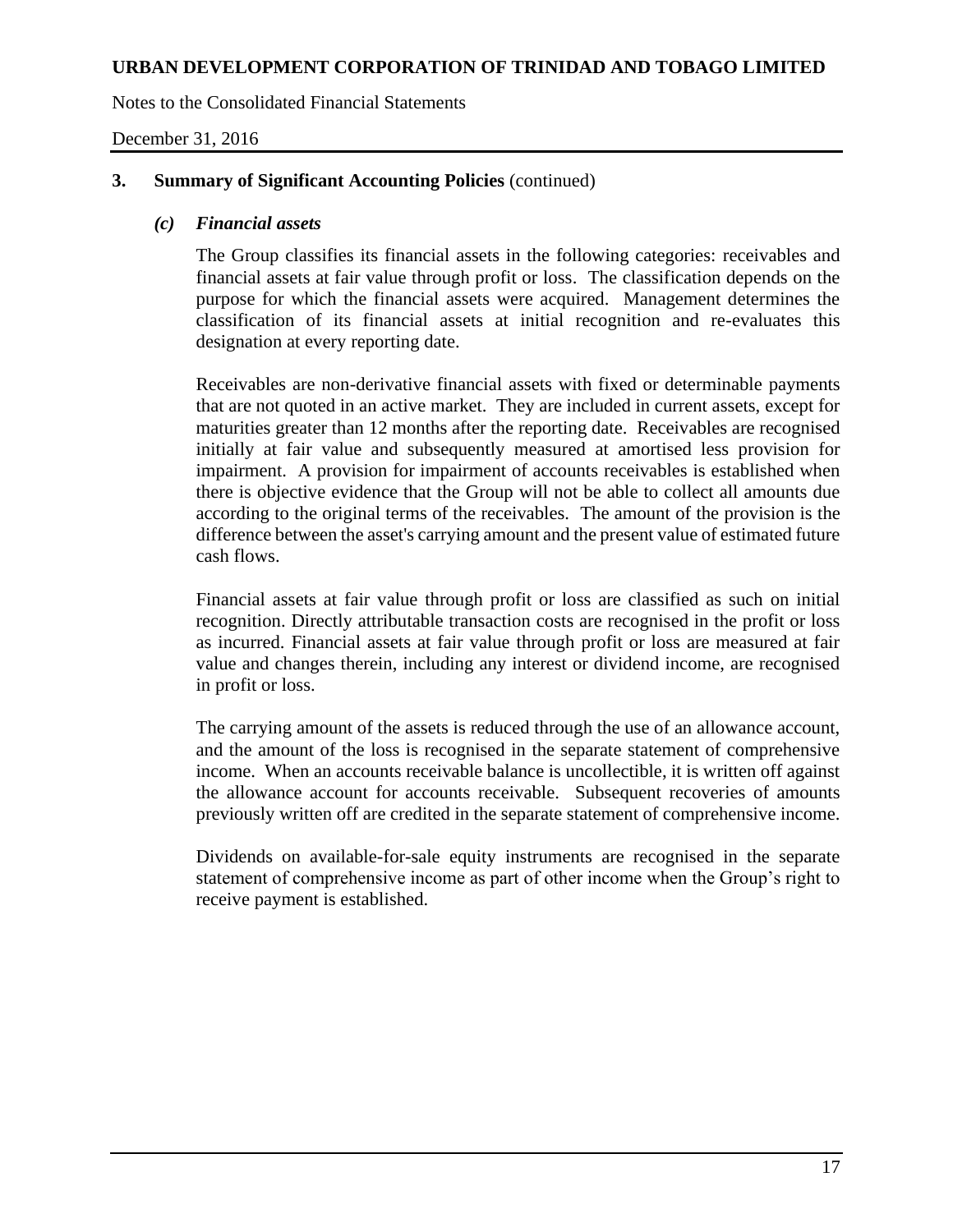### 3. Summary of Significant Accounting Policies (continued)

#### *(c) Financial assets*

The Group classifies its financial assets in the following categories: receivables and financial assets at fair value through profit or loss. The classification depends on the purpose for which the financial assets were acquired. Management determines the classification of its financial assets at initial recognition and re-evaluates this designation at every reporting date.

Receivables are non-derivative financial assets with fixed or determinable payments that are not quoted in an active market. They are included in current assets, except for maturities greater than 12 months after the reporting date. Receivables are recognised initially at fair value and subsequently measured at amortised less provision for impairment. A provision for impairment of accounts receivables is established when there is objective evidence that the Group will not be able to collect all amounts due according to the original terms of the receivables. The amount of the provision is the difference between the asset's carrying amount and the present value of estimated future cash flows.

Financial assets at fair value through profit or loss are classified as such on initial recognition. Directly attributable transaction costs are recognised in the profit or loss as incurred. Financial assets at fair value through profit or loss are measured at fair value and changes therein, including any interest or dividend income, are recognised in profit or loss.

The carrying amount of the assets is reduced through the use of an allowance account, and the amount of the loss is recognised in the separate statement of comprehensive income. When an accounts receivable balance is uncollectible, it is written off against the allowance account for accounts receivable. Subsequent recoveries of amounts previously written off are credited in the separate statement of comprehensive income.

Dividends on available-for-sale equity instruments are recognised in the separate statement of comprehensive income as part of other income when the Group's right to receive payment is established.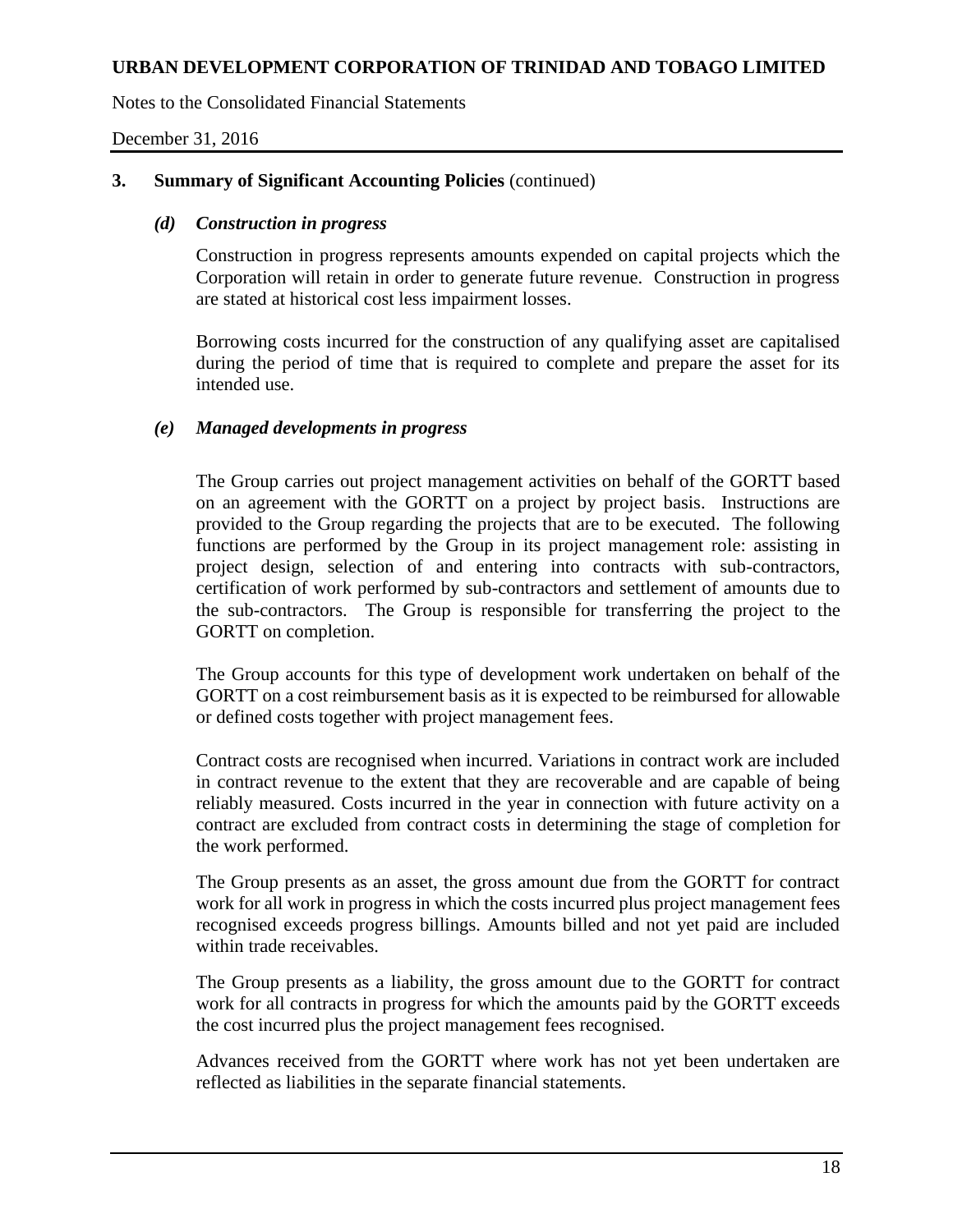## 3. Summary of Significant Accounting Policies (continued)

### *(d) Construction in progress*

Construction in progress represents amounts expended on capital projects which the Corporation will retain in order to generate future revenue. Construction in progress are stated at historical cost less impairment losses.

Borrowing costs incurred for the construction of any qualifying asset are capitalised during the period of time that is required to complete and prepare the asset for its intended use.

### *(e) Managed developments in progress*

The Group carries out project management activities on behalf of the GORTT based on an agreement with the GORTT on a project by project basis. Instructions are provided to the Group regarding the projects that are to be executed. The following functions are performed by the Group in its project management role: assisting in project design, selection of and entering into contracts with sub-contractors, certification of work performed by sub-contractors and settlement of amounts due to the sub-contractors. The Group is responsible for transferring the project to the GORTT on completion.

The Group accounts for this type of development work undertaken on behalf of the GORTT on a cost reimbursement basis as it is expected to be reimbursed for allowable or defined costs together with project management fees.

Contract costs are recognised when incurred. Variations in contract work are included in contract revenue to the extent that they are recoverable and are capable of being reliably measured. Costs incurred in the year in connection with future activity on a contract are excluded from contract costs in determining the stage of completion for the work performed.

The Group presents as an asset, the gross amount due from the GORTT for contract work for all work in progress in which the costs incurred plus project management fees recognised exceeds progress billings. Amounts billed and not yet paid are included within trade receivables.

The Group presents as a liability, the gross amount due to the GORTT for contract work for all contracts in progress for which the amounts paid by the GORTT exceeds the cost incurred plus the project management fees recognised.

Advances received from the GORTT where work has not yet been undertaken are reflected as liabilities in the separate financial statements.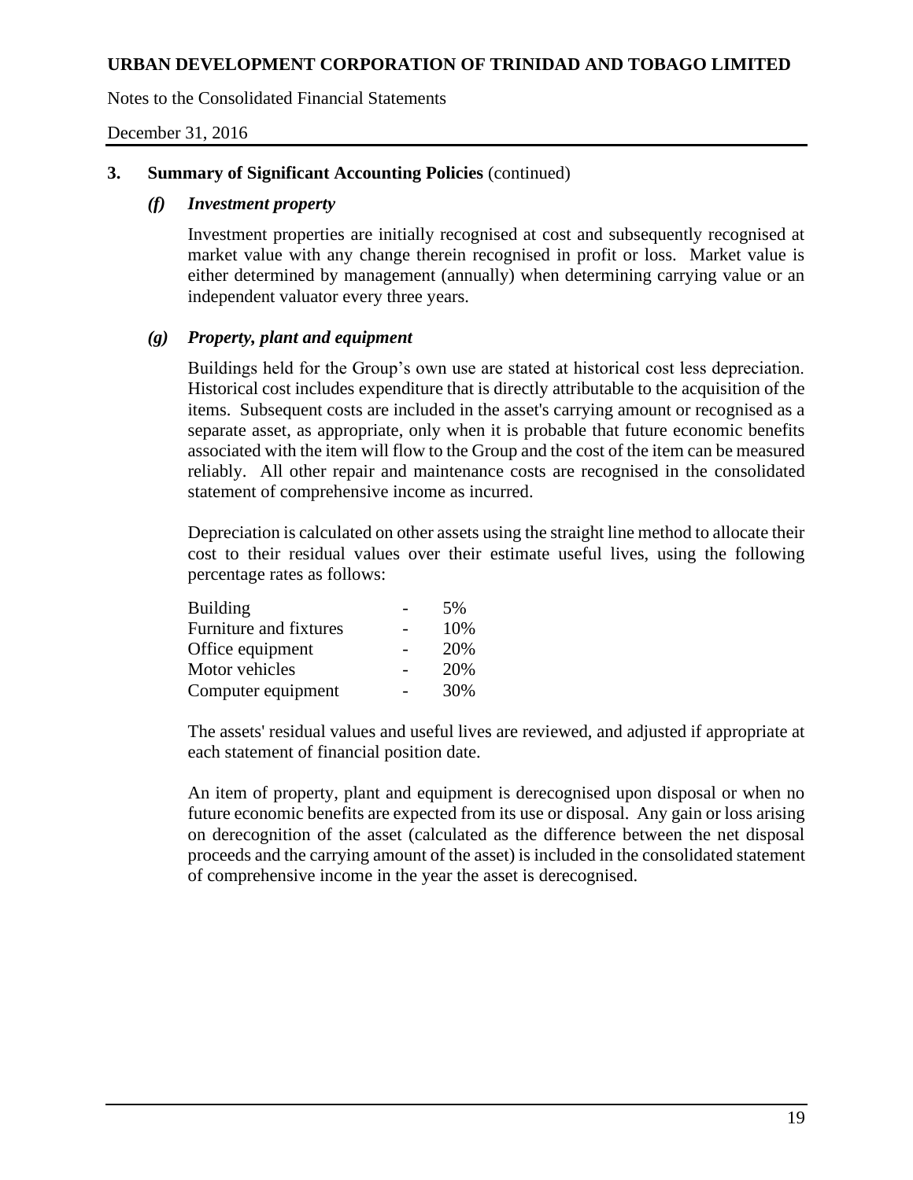## 3. Summary of Significant Accounting Policies (continued)

### *(f) Investment property*

Investment properties are initially recognised at cost and subsequently recognised at market value with any change therein recognised in profit or loss. Market value is either determined by management (annually) when determining carrying value or an independent valuator every three years.

### *(g) Property, plant and equipment*

Buildings held for the Group's own use are stated at historical cost less depreciation. Historical cost includes expenditure that is directly attributable to the acquisition of the items. Subsequent costs are included in the asset's carrying amount or recognised as a separate asset, as appropriate, only when it is probable that future economic benefits associated with the item will flow to the Group and the cost of the item can be measured reliably. All other repair and maintenance costs are recognised in the consolidated statement of comprehensive income as incurred.

Depreciation is calculated on other assets using the straight line method to allocate their cost to their residual values over their estimate useful lives, using the following percentage rates as follows:

| | | |
|---|---|---|
| Building | - | 5% |
| Furniture and fixtures | - | 10% |
| Office equipment | - | 20% |
| Motor vehicles | - | 20% |
| Computer equipment | - | 30% |

The assets' residual values and useful lives are reviewed, and adjusted if appropriate at each statement of financial position date.

An item of property, plant and equipment is derecognised upon disposal or when no future economic benefits are expected from its use or disposal. Any gain or loss arising on derecognition of the asset (calculated as the difference between the net disposal proceeds and the carrying amount of the asset) is included in the consolidated statement of comprehensive income in the year the asset is derecognised.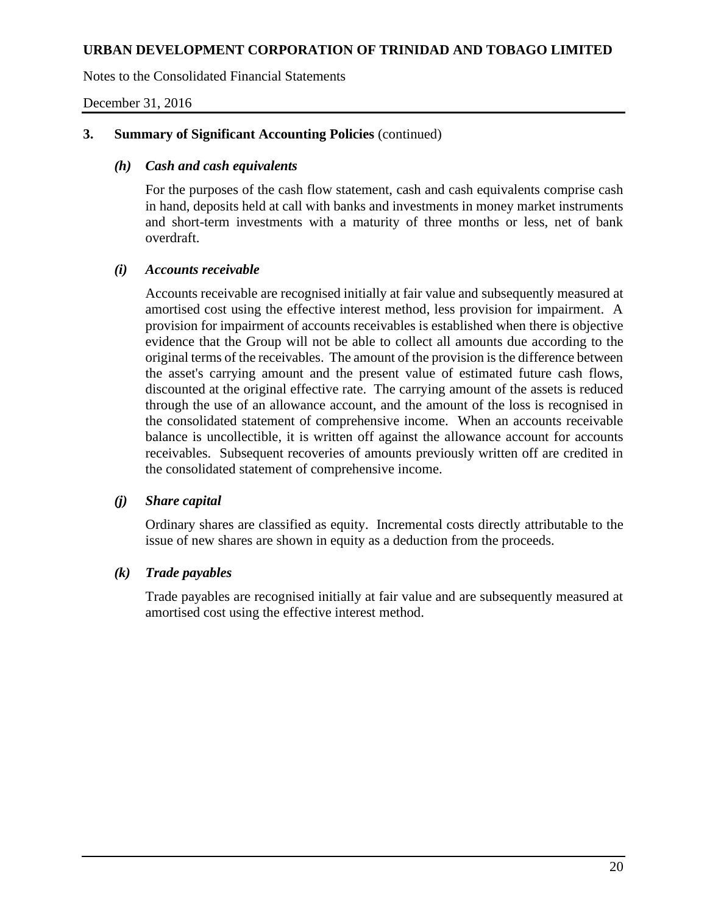## 3. Summary of Significant Accounting Policies (continued)

### *(h) Cash and cash equivalents*

For the purposes of the cash flow statement, cash and cash equivalents comprise cash in hand, deposits held at call with banks and investments in money market instruments and short-term investments with a maturity of three months or less, net of bank overdraft.

### *(i) Accounts receivable*

Accounts receivable are recognised initially at fair value and subsequently measured at amortised cost using the effective interest method, less provision for impairment. A provision for impairment of accounts receivables is established when there is objective evidence that the Group will not be able to collect all amounts due according to the original terms of the receivables. The amount of the provision is the difference between the asset's carrying amount and the present value of estimated future cash flows, discounted at the original effective rate. The carrying amount of the assets is reduced through the use of an allowance account, and the amount of the loss is recognised in the consolidated statement of comprehensive income. When an accounts receivable balance is uncollectible, it is written off against the allowance account for accounts receivables. Subsequent recoveries of amounts previously written off are credited in the consolidated statement of comprehensive income.

### *(j) Share capital*

Ordinary shares are classified as equity. Incremental costs directly attributable to the issue of new shares are shown in equity as a deduction from the proceeds.

### *(k) Trade payables*

Trade payables are recognised initially at fair value and are subsequently measured at amortised cost using the effective interest method.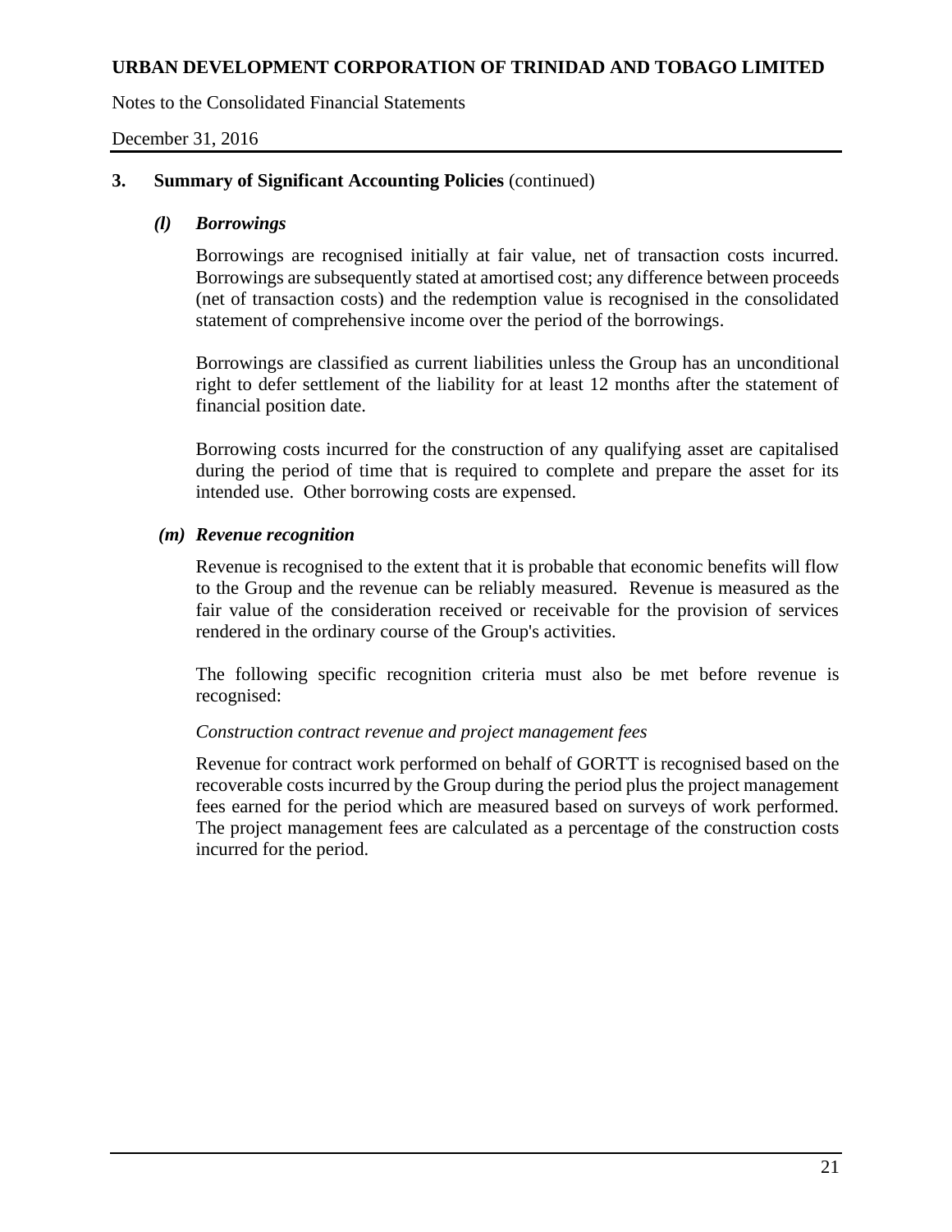### 3. Summary of Significant Accounting Policies (continued)

#### *(l) Borrowings*

Borrowings are recognised initially at fair value, net of transaction costs incurred. Borrowings are subsequently stated at amortised cost; any difference between proceeds (net of transaction costs) and the redemption value is recognised in the consolidated statement of comprehensive income over the period of the borrowings.

Borrowings are classified as current liabilities unless the Group has an unconditional right to defer settlement of the liability for at least 12 months after the statement of financial position date.

Borrowing costs incurred for the construction of any qualifying asset are capitalised during the period of time that is required to complete and prepare the asset for its intended use. Other borrowing costs are expensed.

#### *(m) Revenue recognition*

Revenue is recognised to the extent that it is probable that economic benefits will flow to the Group and the revenue can be reliably measured. Revenue is measured as the fair value of the consideration received or receivable for the provision of services rendered in the ordinary course of the Group's activities.

The following specific recognition criteria must also be met before revenue is recognised:

*Construction contract revenue and project management fees*

Revenue for contract work performed on behalf of GORTT is recognised based on the recoverable costs incurred by the Group during the period plus the project management fees earned for the period which are measured based on surveys of work performed. The project management fees are calculated as a percentage of the construction costs incurred for the period.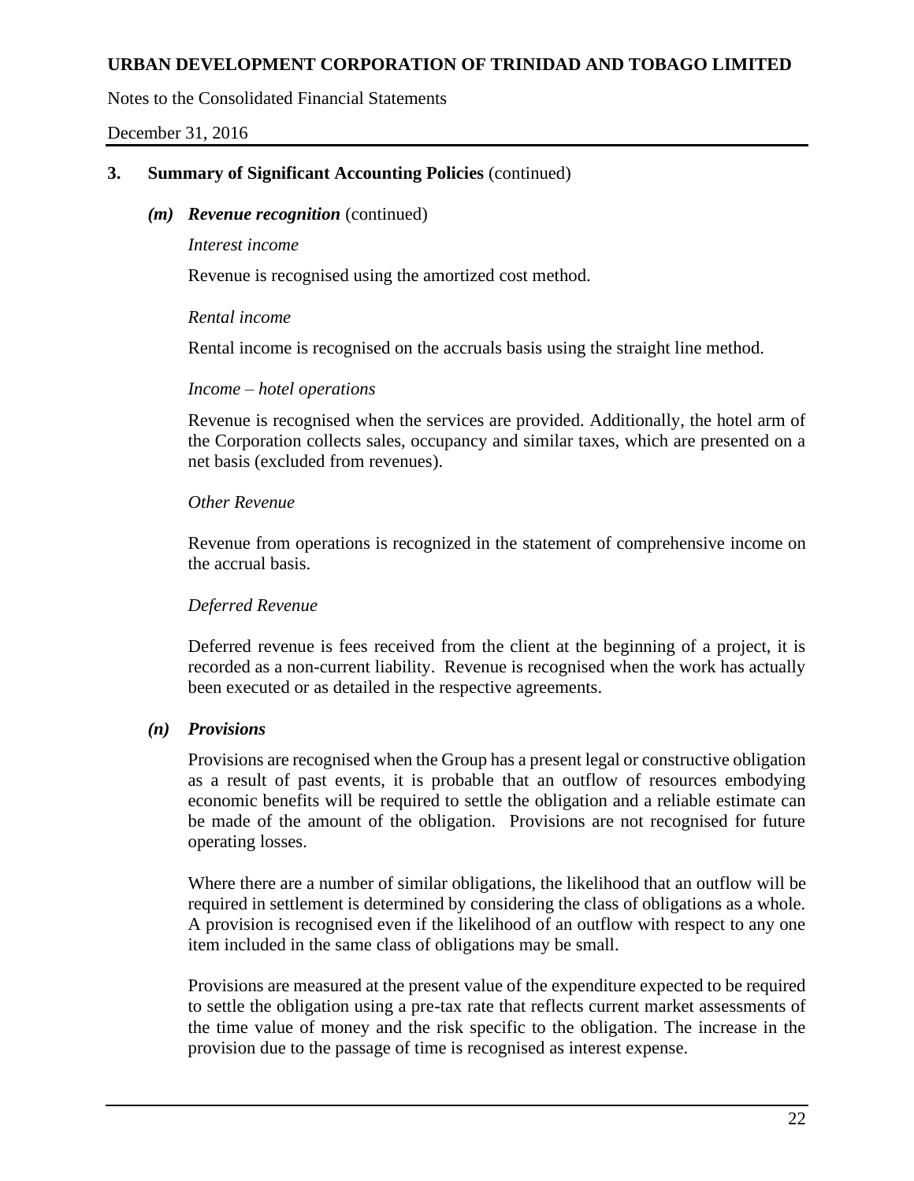## 3. Summary of Significant Accounting Policies (continued)

### *(m) Revenue recognition* (continued)

*Interest income*

Revenue is recognised using the amortized cost method.

*Rental income*

Rental income is recognised on the accruals basis using the straight line method.

*Income – hotel operations*

Revenue is recognised when the services are provided. Additionally, the hotel arm of the Corporation collects sales, occupancy and similar taxes, which are presented on a net basis (excluded from revenues).

*Other Revenue*

Revenue from operations is recognized in the statement of comprehensive income on the accrual basis.

*Deferred Revenue*

Deferred revenue is fees received from the client at the beginning of a project, it is recorded as a non-current liability. Revenue is recognised when the work has actually been executed or as detailed in the respective agreements.

### *(n) Provisions*

Provisions are recognised when the Group has a present legal or constructive obligation as a result of past events, it is probable that an outflow of resources embodying economic benefits will be required to settle the obligation and a reliable estimate can be made of the amount of the obligation. Provisions are not recognised for future operating losses.

Where there are a number of similar obligations, the likelihood that an outflow will be required in settlement is determined by considering the class of obligations as a whole. A provision is recognised even if the likelihood of an outflow with respect to any one item included in the same class of obligations may be small.

Provisions are measured at the present value of the expenditure expected to be required to settle the obligation using a pre-tax rate that reflects current market assessments of the time value of money and the risk specific to the obligation. The increase in the provision due to the passage of time is recognised as interest expense.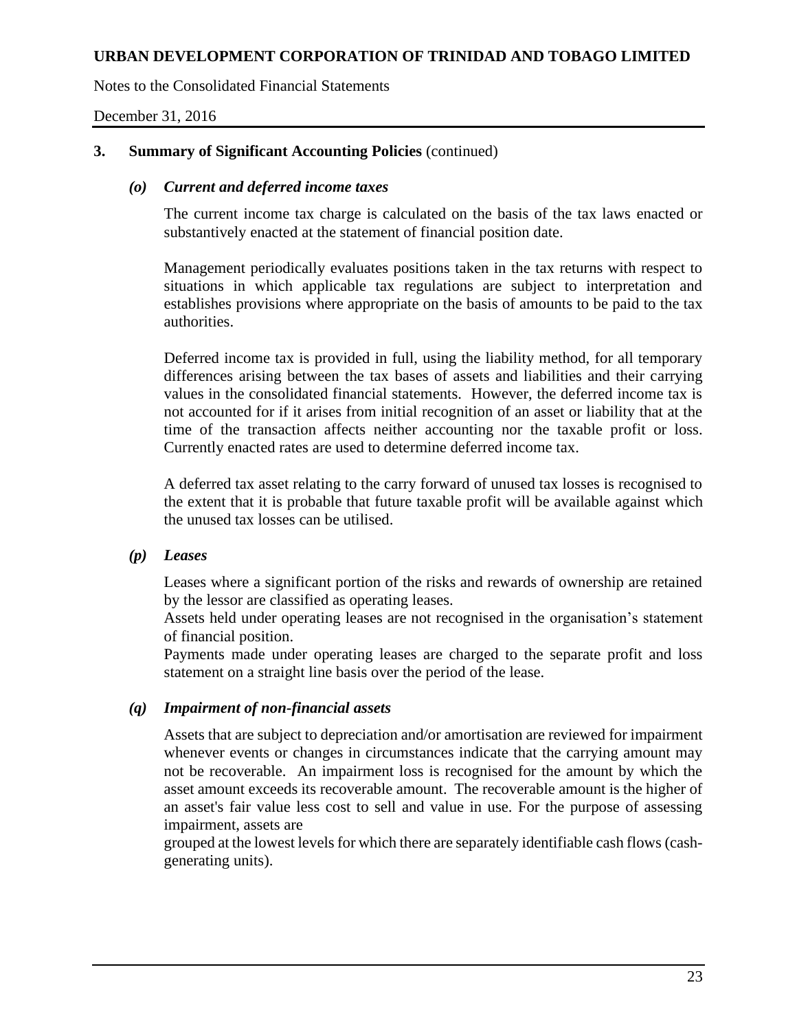## 3. Summary of Significant Accounting Policies (continued)

### *(o) Current and deferred income taxes*

The current income tax charge is calculated on the basis of the tax laws enacted or substantively enacted at the statement of financial position date.

Management periodically evaluates positions taken in the tax returns with respect to situations in which applicable tax regulations are subject to interpretation and establishes provisions where appropriate on the basis of amounts to be paid to the tax authorities.

Deferred income tax is provided in full, using the liability method, for all temporary differences arising between the tax bases of assets and liabilities and their carrying values in the consolidated financial statements. However, the deferred income tax is not accounted for if it arises from initial recognition of an asset or liability that at the time of the transaction affects neither accounting nor the taxable profit or loss. Currently enacted rates are used to determine deferred income tax.

A deferred tax asset relating to the carry forward of unused tax losses is recognised to the extent that it is probable that future taxable profit will be available against which the unused tax losses can be utilised.

### *(p) Leases*

Leases where a significant portion of the risks and rewards of ownership are retained by the lessor are classified as operating leases.
Assets held under operating leases are not recognised in the organisation's statement of financial position.
Payments made under operating leases are charged to the separate profit and loss statement on a straight line basis over the period of the lease.

### *(q) Impairment of non-financial assets*

Assets that are subject to depreciation and/or amortisation are reviewed for impairment whenever events or changes in circumstances indicate that the carrying amount may not be recoverable. An impairment loss is recognised for the amount by which the asset amount exceeds its recoverable amount. The recoverable amount is the higher of an asset's fair value less cost to sell and value in use. For the purpose of assessing impairment, assets are grouped at the lowest levels for which there are separately identifiable cash flows (cash-generating units).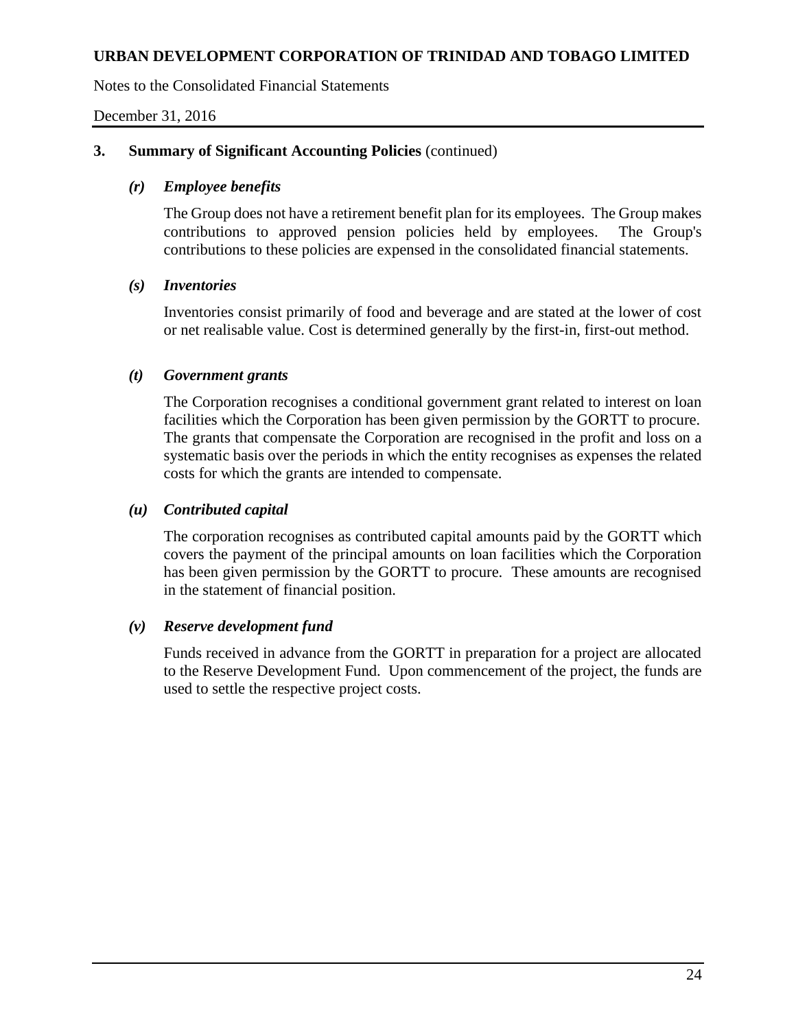### 3. Summary of Significant Accounting Policies (continued)

#### *(r) Employee benefits*

The Group does not have a retirement benefit plan for its employees. The Group makes contributions to approved pension policies held by employees. The Group's contributions to these policies are expensed in the consolidated financial statements.

#### *(s) Inventories*

Inventories consist primarily of food and beverage and are stated at the lower of cost or net realisable value. Cost is determined generally by the first-in, first-out method.

#### *(t) Government grants*

The Corporation recognises a conditional government grant related to interest on loan facilities which the Corporation has been given permission by the GORTT to procure. The grants that compensate the Corporation are recognised in the profit and loss on a systematic basis over the periods in which the entity recognises as expenses the related costs for which the grants are intended to compensate.

#### *(u) Contributed capital*

The corporation recognises as contributed capital amounts paid by the GORTT which covers the payment of the principal amounts on loan facilities which the Corporation has been given permission by the GORTT to procure. These amounts are recognised in the statement of financial position.

#### *(v) Reserve development fund*

Funds received in advance from the GORTT in preparation for a project are allocated to the Reserve Development Fund. Upon commencement of the project, the funds are used to settle the respective project costs.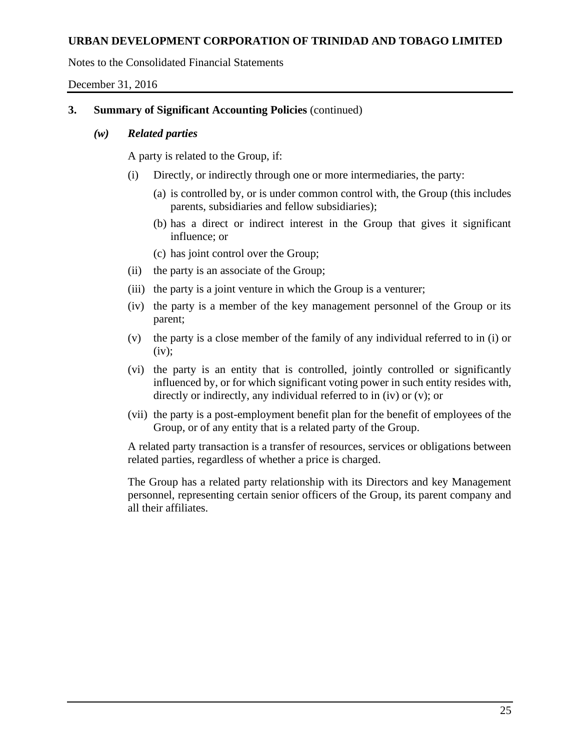## 3. Summary of Significant Accounting Policies (continued)

### *(w) Related parties*

A party is related to the Group, if:

(i) Directly, or indirectly through one or more intermediaries, the party:

   (a) is controlled by, or is under common control with, the Group (this includes parents, subsidiaries and fellow subsidiaries);

   (b) has a direct or indirect interest in the Group that gives it significant influence; or

   (c) has joint control over the Group;

(ii) the party is an associate of the Group;

(iii) the party is a joint venture in which the Group is a venturer;

(iv) the party is a member of the key management personnel of the Group or its parent;

(v) the party is a close member of the family of any individual referred to in (i) or (iv);

(vi) the party is an entity that is controlled, jointly controlled or significantly influenced by, or for which significant voting power in such entity resides with, directly or indirectly, any individual referred to in (iv) or (v); or

(vii) the party is a post-employment benefit plan for the benefit of employees of the Group, or of any entity that is a related party of the Group.

A related party transaction is a transfer of resources, services or obligations between related parties, regardless of whether a price is charged.

The Group has a related party relationship with its Directors and key Management personnel, representing certain senior officers of the Group, its parent company and all their affiliates.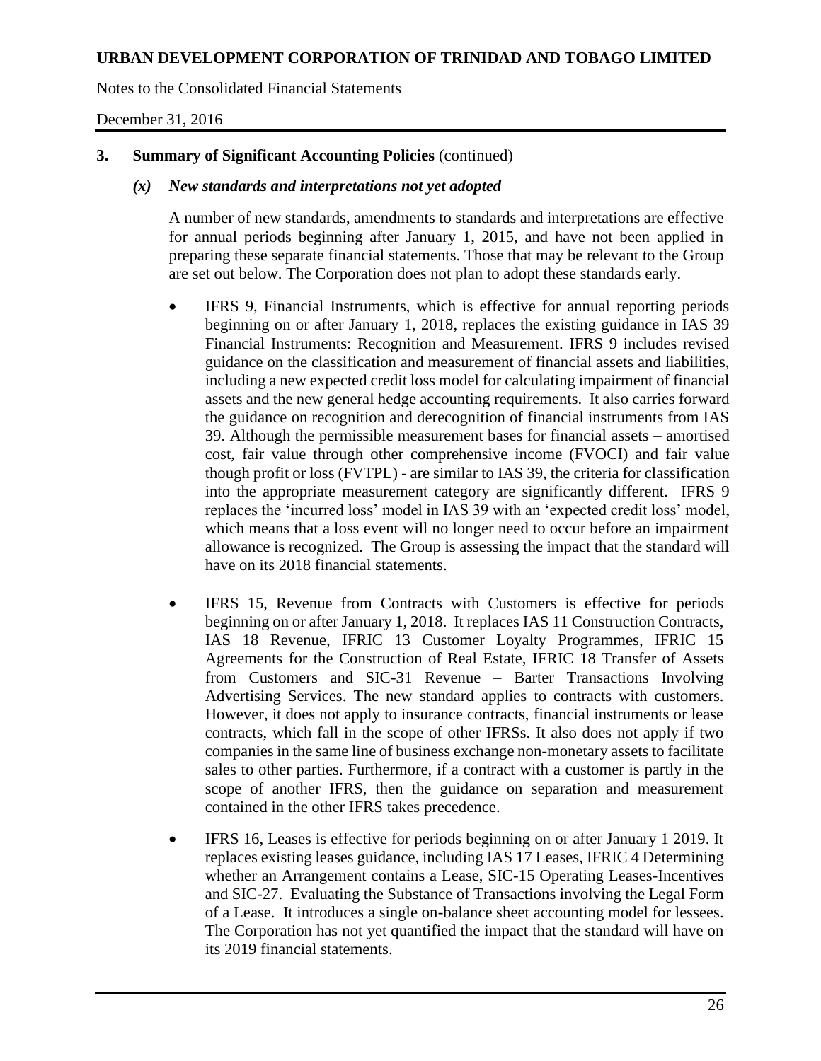### 3. Summary of Significant Accounting Policies (continued)

#### *(x) New standards and interpretations not yet adopted*

A number of new standards, amendments to standards and interpretations are effective for annual periods beginning after January 1, 2015, and have not been applied in preparing these separate financial statements. Those that may be relevant to the Group are set out below. The Corporation does not plan to adopt these standards early.

- IFRS 9, Financial Instruments, which is effective for annual reporting periods beginning on or after January 1, 2018, replaces the existing guidance in IAS 39 Financial Instruments: Recognition and Measurement. IFRS 9 includes revised guidance on the classification and measurement of financial assets and liabilities, including a new expected credit loss model for calculating impairment of financial assets and the new general hedge accounting requirements. It also carries forward the guidance on recognition and derecognition of financial instruments from IAS 39. Although the permissible measurement bases for financial assets – amortised cost, fair value through other comprehensive income (FVOCI) and fair value though profit or loss (FVTPL) - are similar to IAS 39, the criteria for classification into the appropriate measurement category are significantly different. IFRS 9 replaces the 'incurred loss' model in IAS 39 with an 'expected credit loss' model, which means that a loss event will no longer need to occur before an impairment allowance is recognized. The Group is assessing the impact that the standard will have on its 2018 financial statements.

- IFRS 15, Revenue from Contracts with Customers is effective for periods beginning on or after January 1, 2018. It replaces IAS 11 Construction Contracts, IAS 18 Revenue, IFRIC 13 Customer Loyalty Programmes, IFRIC 15 Agreements for the Construction of Real Estate, IFRIC 18 Transfer of Assets from Customers and SIC-31 Revenue – Barter Transactions Involving Advertising Services. The new standard applies to contracts with customers. However, it does not apply to insurance contracts, financial instruments or lease contracts, which fall in the scope of other IFRSs. It also does not apply if two companies in the same line of business exchange non-monetary assets to facilitate sales to other parties. Furthermore, if a contract with a customer is partly in the scope of another IFRS, then the guidance on separation and measurement contained in the other IFRS takes precedence.

- IFRS 16, Leases is effective for periods beginning on or after January 1 2019. It replaces existing leases guidance, including IAS 17 Leases, IFRIC 4 Determining whether an Arrangement contains a Lease, SIC-15 Operating Leases-Incentives and SIC-27. Evaluating the Substance of Transactions involving the Legal Form of a Lease. It introduces a single on-balance sheet accounting model for lessees. The Corporation has not yet quantified the impact that the standard will have on its 2019 financial statements.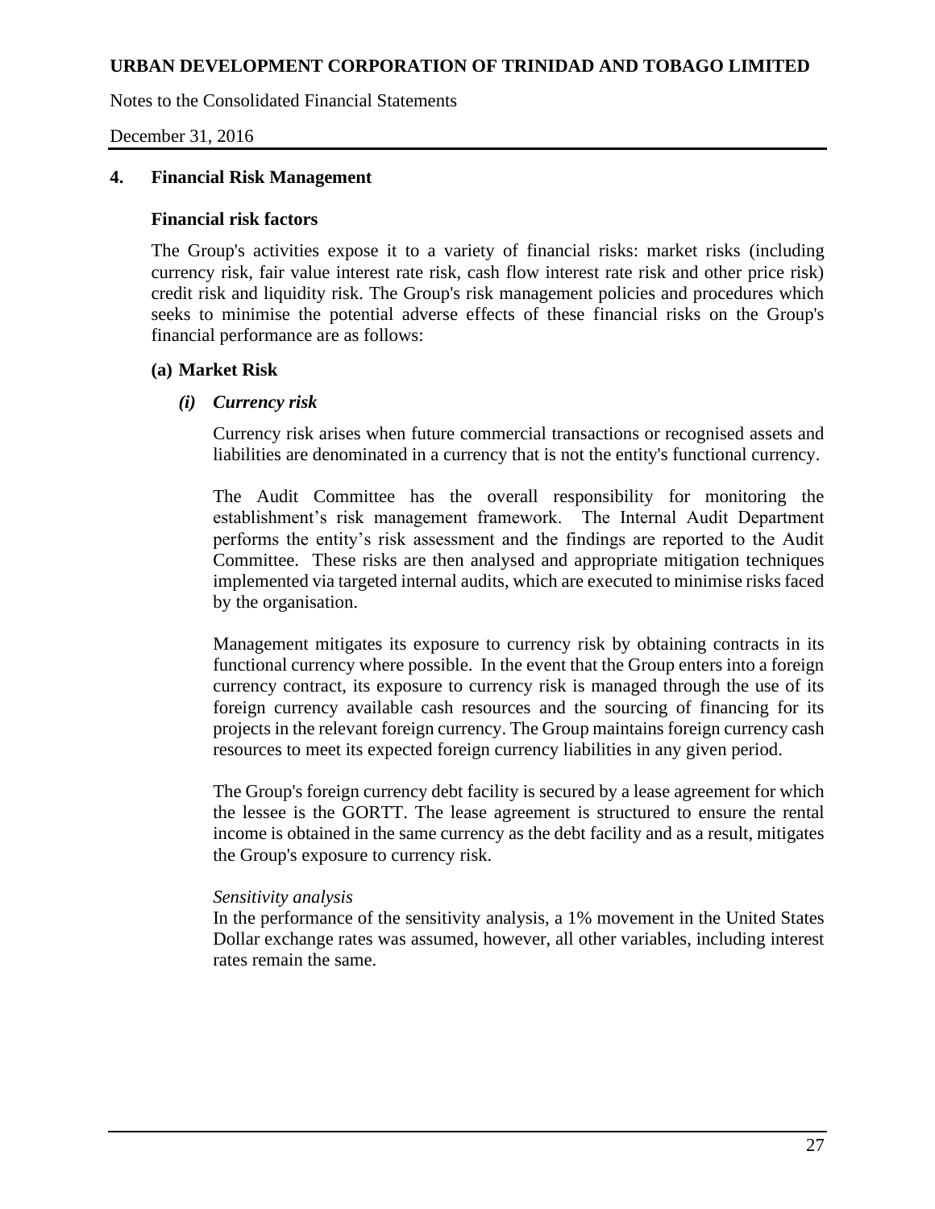## 4. Financial Risk Management

### Financial risk factors

The Group's activities expose it to a variety of financial risks: market risks (including currency risk, fair value interest rate risk, cash flow interest rate risk and other price risk) credit risk and liquidity risk. The Group's risk management policies and procedures which seeks to minimise the potential adverse effects of these financial risks on the Group's financial performance are as follows:

### (a) Market Risk

#### *(i) Currency risk*

Currency risk arises when future commercial transactions or recognised assets and liabilities are denominated in a currency that is not the entity's functional currency.

The Audit Committee has the overall responsibility for monitoring the establishment's risk management framework. The Internal Audit Department performs the entity's risk assessment and the findings are reported to the Audit Committee. These risks are then analysed and appropriate mitigation techniques implemented via targeted internal audits, which are executed to minimise risks faced by the organisation.

Management mitigates its exposure to currency risk by obtaining contracts in its functional currency where possible. In the event that the Group enters into a foreign currency contract, its exposure to currency risk is managed through the use of its foreign currency available cash resources and the sourcing of financing for its projects in the relevant foreign currency. The Group maintains foreign currency cash resources to meet its expected foreign currency liabilities in any given period.

The Group's foreign currency debt facility is secured by a lease agreement for which the lessee is the GORTT. The lease agreement is structured to ensure the rental income is obtained in the same currency as the debt facility and as a result, mitigates the Group's exposure to currency risk.

*Sensitivity analysis*

In the performance of the sensitivity analysis, a 1% movement in the United States Dollar exchange rates was assumed, however, all other variables, including interest rates remain the same.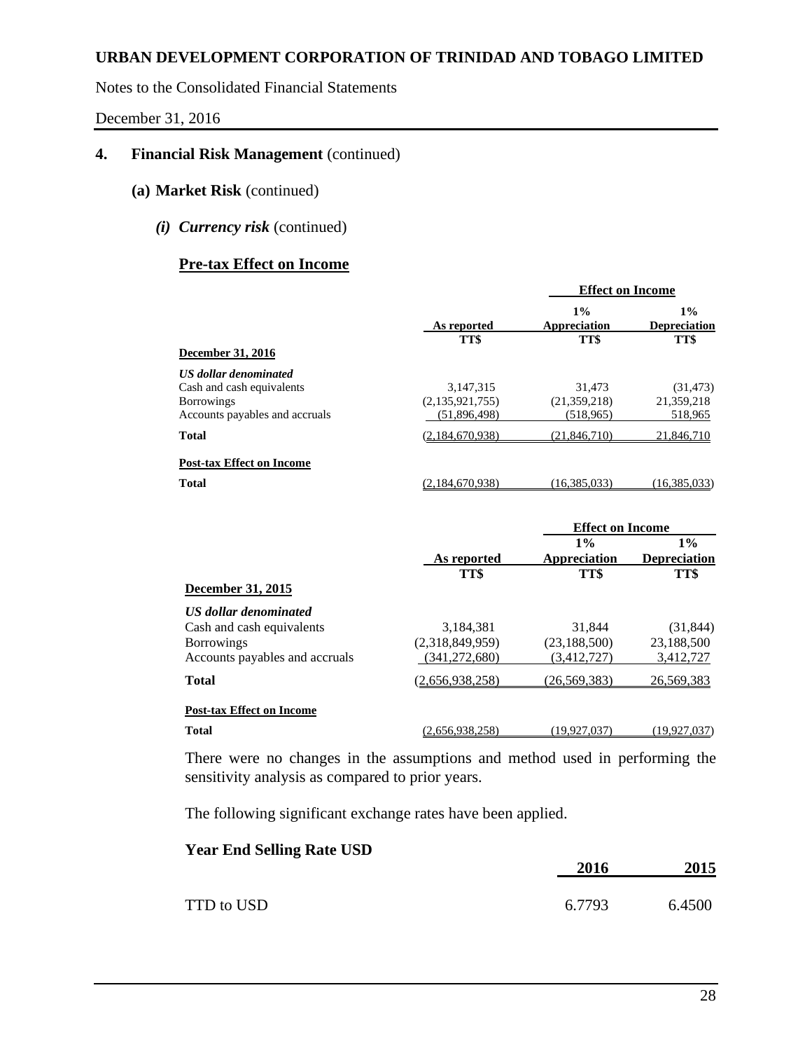## 4. Financial Risk Management (continued)

### (a) Market Risk (continued)

#### *(i) Currency risk* (continued)

**Pre-tax Effect on Income**

| | | Effect on Income | |
|---|---|---|---|
| | As reported | 1% Appreciation | 1% Depreciation |
| | TT$ | TT$ | TT$ |
| **December 31, 2016** | | | |
| ***US dollar denominated*** | | | |
| Cash and cash equivalents | 3,147,315 | 31,473 | (31,473) |
| Borrowings | (2,135,921,755) | (21,359,218) | 21,359,218 |
| Accounts payables and accruals | (51,896,498) | (518,965) | 518,965 |
| **Total** | (2,184,670,938) | (21,846,710) | 21,846,710 |
| **Post-tax Effect on Income** | | | |
| **Total** | (2,184,670,938) | (16,385,033) | (16,385,033) |

| | | Effect on Income | |
|---|---|---|---|
| | As reported | 1% Appreciation | 1% Depreciation |
| | TT$ | TT$ | TT$ |
| **December 31, 2015** | | | |
| ***US dollar denominated*** | | | |
| Cash and cash equivalents | 3,184,381 | 31,844 | (31,844) |
| Borrowings | (2,318,849,959) | (23,188,500) | 23,188,500 |
| Accounts payables and accruals | (341,272,680) | (3,412,727) | 3,412,727 |
| **Total** | (2,656,938,258) | (26,569,383) | 26,569,383 |
| **Post-tax Effect on Income** | | | |
| **Total** | (2,656,938,258) | (19,927,037) | (19,927,037) |

There were no changes in the assumptions and method used in performing the sensitivity analysis as compared to prior years.

The following significant exchange rates have been applied.

**Year End Selling Rate USD**

| | 2016 | 2015 |
|---|---|---|
| TTD to USD | 6.7793 | 6.4500 |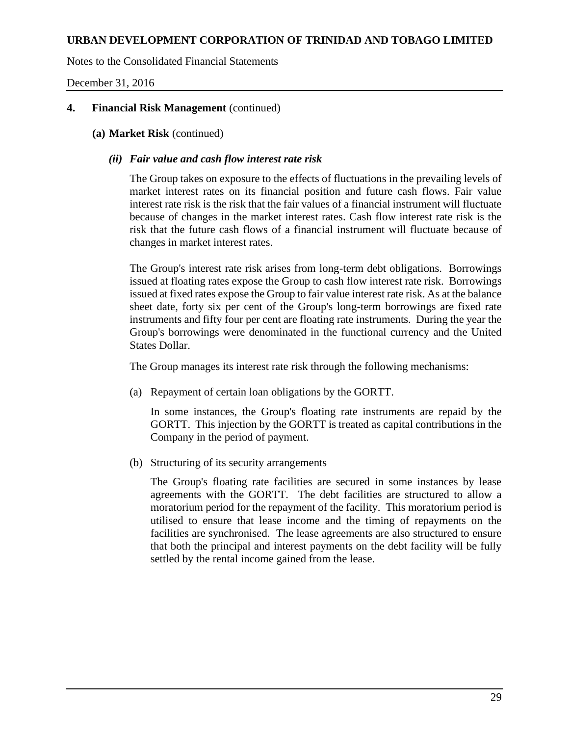## 4. Financial Risk Management (continued)

### (a) Market Risk (continued)

#### *(ii) Fair value and cash flow interest rate risk*

The Group takes on exposure to the effects of fluctuations in the prevailing levels of market interest rates on its financial position and future cash flows. Fair value interest rate risk is the risk that the fair values of a financial instrument will fluctuate because of changes in the market interest rates. Cash flow interest rate risk is the risk that the future cash flows of a financial instrument will fluctuate because of changes in market interest rates.

The Group's interest rate risk arises from long-term debt obligations. Borrowings issued at floating rates expose the Group to cash flow interest rate risk. Borrowings issued at fixed rates expose the Group to fair value interest rate risk. As at the balance sheet date, forty six per cent of the Group's long-term borrowings are fixed rate instruments and fifty four per cent are floating rate instruments. During the year the Group's borrowings were denominated in the functional currency and the United States Dollar.

The Group manages its interest rate risk through the following mechanisms:

(a) Repayment of certain loan obligations by the GORTT.

In some instances, the Group's floating rate instruments are repaid by the GORTT. This injection by the GORTT is treated as capital contributions in the Company in the period of payment.

(b) Structuring of its security arrangements

The Group's floating rate facilities are secured in some instances by lease agreements with the GORTT. The debt facilities are structured to allow a moratorium period for the repayment of the facility. This moratorium period is utilised to ensure that lease income and the timing of repayments on the facilities are synchronised. The lease agreements are also structured to ensure that both the principal and interest payments on the debt facility will be fully settled by the rental income gained from the lease.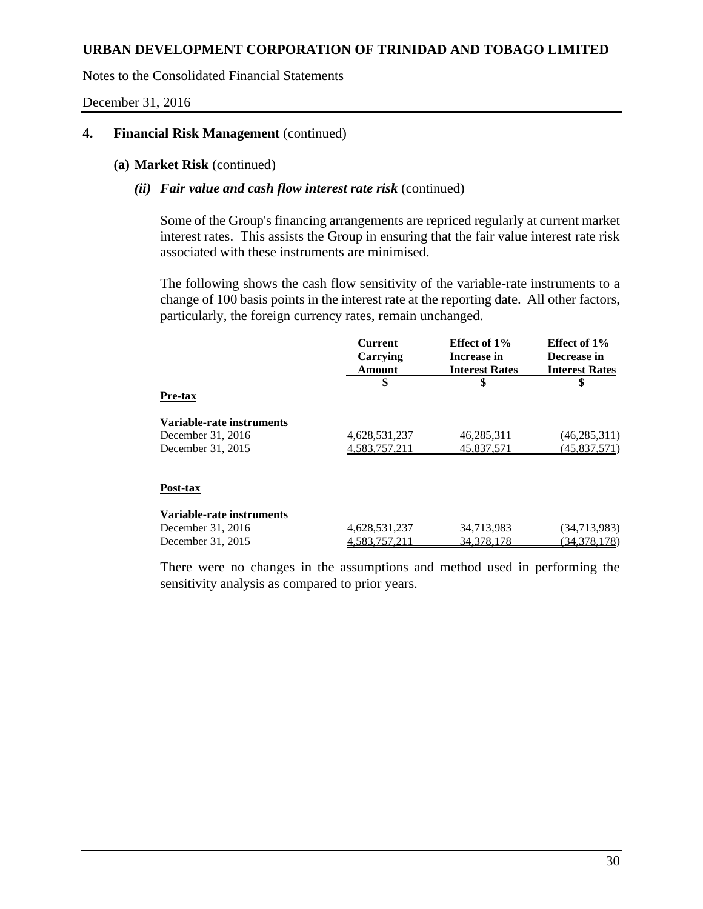## 4. Financial Risk Management (continued)

### (a) Market Risk (continued)

#### *(ii) Fair value and cash flow interest rate risk* (continued)

Some of the Group's financing arrangements are repriced regularly at current market interest rates. This assists the Group in ensuring that the fair value interest rate risk associated with these instruments are minimised.

The following shows the cash flow sensitivity of the variable-rate instruments to a change of 100 basis points in the interest rate at the reporting date. All other factors, particularly, the foreign currency rates, remain unchanged.

| | Current Carrying Amount | Effect of 1% Increase in Interest Rates | Effect of 1% Decrease in Interest Rates |
|---|---|---|---|
| | $ | $ | $ |
| **Pre-tax** | | | |
| **Variable-rate instruments** | | | |
| December 31, 2016 | 4,628,531,237 | 46,285,311 | (46,285,311) |
| December 31, 2015 | 4,583,757,211 | 45,837,571 | (45,837,571) |
| **Post-tax** | | | |
| **Variable-rate instruments** | | | |
| December 31, 2016 | 4,628,531,237 | 34,713,983 | (34,713,983) |
| December 31, 2015 | 4,583,757,211 | 34,378,178 | (34,378,178) |

There were no changes in the assumptions and method used in performing the sensitivity analysis as compared to prior years.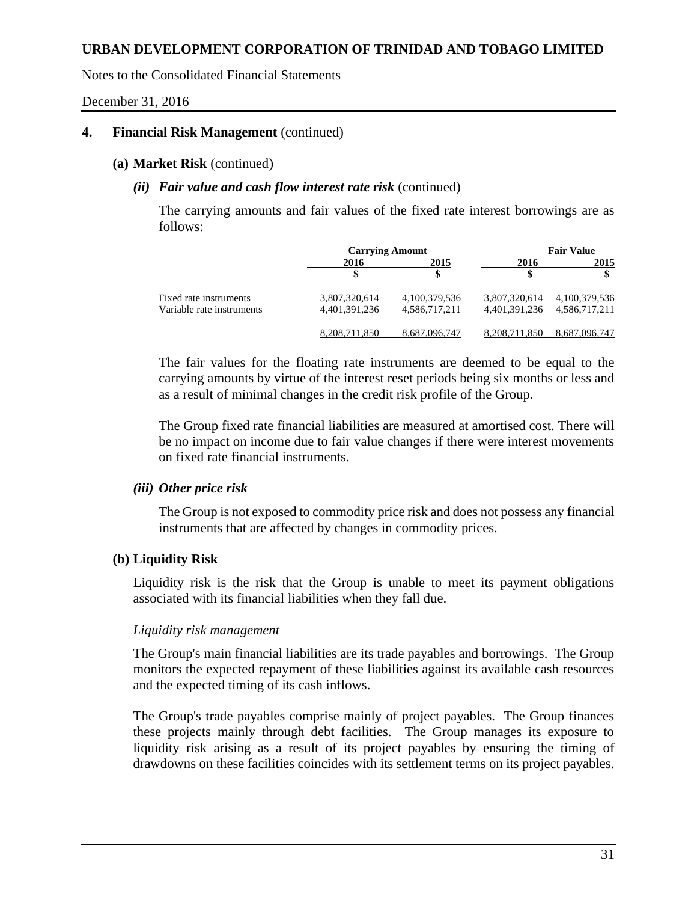## 4. Financial Risk Management (continued)

### (a) Market Risk (continued)

#### *(ii) Fair value and cash flow interest rate risk* (continued)

The carrying amounts and fair values of the fixed rate interest borrowings are as follows:

| | Carrying Amount | | Fair Value | |
|---|---|---|---|---|
| | 2016 | 2015 | 2016 | 2015 |
| | $ | $ | $ | $ |
| Fixed rate instruments | 3,807,320,614 | 4,100,379,536 | 3,807,320,614 | 4,100,379,536 |
| Variable rate instruments | 4,401,391,236 | 4,586,717,211 | 4,401,391,236 | 4,586,717,211 |
| | 8,208,711,850 | 8,687,096,747 | 8,208,711,850 | 8,687,096,747 |

The fair values for the floating rate instruments are deemed to be equal to the carrying amounts by virtue of the interest reset periods being six months or less and as a result of minimal changes in the credit risk profile of the Group.

The Group fixed rate financial liabilities are measured at amortised cost. There will be no impact on income due to fair value changes if there were interest movements on fixed rate financial instruments.

#### *(iii) Other price risk*

The Group is not exposed to commodity price risk and does not possess any financial instruments that are affected by changes in commodity prices.

### (b) Liquidity Risk

Liquidity risk is the risk that the Group is unable to meet its payment obligations associated with its financial liabilities when they fall due.

*Liquidity risk management*

The Group's main financial liabilities are its trade payables and borrowings. The Group monitors the expected repayment of these liabilities against its available cash resources and the expected timing of its cash inflows.

The Group's trade payables comprise mainly of project payables. The Group finances these projects mainly through debt facilities. The Group manages its exposure to liquidity risk arising as a result of its project payables by ensuring the timing of drawdowns on these facilities coincides with its settlement terms on its project payables.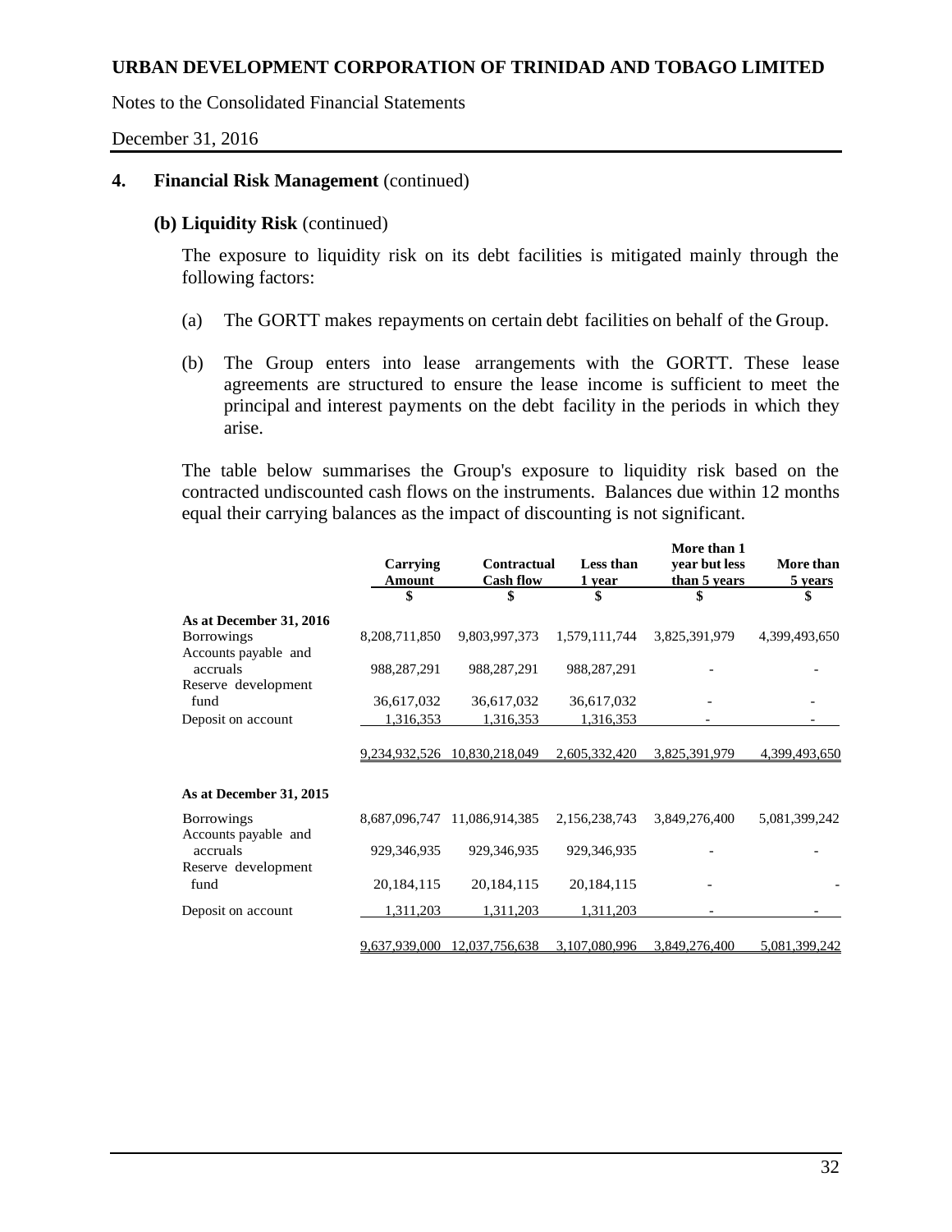**URBAN DEVELOPMENT CORPORATION OF TRINIDAD AND TOBAGO LIMITED**

Notes to the Consolidated Financial Statements

December 31, 2016

## 4. Financial Risk Management (continued)

### (b) Liquidity Risk (continued)

The exposure to liquidity risk on its debt facilities is mitigated mainly through the following factors:

(a) The GORTT makes repayments on certain debt facilities on behalf of the Group.

(b) The Group enters into lease arrangements with the GORTT. These lease agreements are structured to ensure the lease income is sufficient to meet the principal and interest payments on the debt facility in the periods in which they arise.

The table below summarises the Group's exposure to liquidity risk based on the contracted undiscounted cash flows on the instruments. Balances due within 12 months equal their carrying balances as the impact of discounting is not significant.

| | Carrying Amount | Contractual Cash flow | Less than 1 year | More than 1 year but less than 5 years | More than 5 years |
|---|---|---|---|---|---|
| | $ | $ | $ | $ | $ |
| **As at December 31, 2016** | | | | | |
| Borrowings | 8,208,711,850 | 9,803,997,373 | 1,579,111,744 | 3,825,391,979 | 4,399,493,650 |
| Accounts payable and accruals | 988,287,291 | 988,287,291 | 988,287,291 | - | - |
| Reserve development fund | 36,617,032 | 36,617,032 | 36,617,032 | - | - |
| Deposit on account | 1,316,353 | 1,316,353 | 1,316,353 | - | - |
| | 9,234,932,526 | 10,830,218,049 | 2,605,332,420 | 3,825,391,979 | 4,399,493,650 |
| **As at December 31, 2015** | | | | | |
| Borrowings | 8,687,096,747 | 11,086,914,385 | 2,156,238,743 | 3,849,276,400 | 5,081,399,242 |
| Accounts payable and accruals | 929,346,935 | 929,346,935 | 929,346,935 | - | - |
| Reserve development fund | 20,184,115 | 20,184,115 | 20,184,115 | - | - |
| Deposit on account | 1,311,203 | 1,311,203 | 1,311,203 | - | - |
| | 9,637,939,000 | 12,037,756,638 | 3,107,080,996 | 3,849,276,400 | 5,081,399,242 |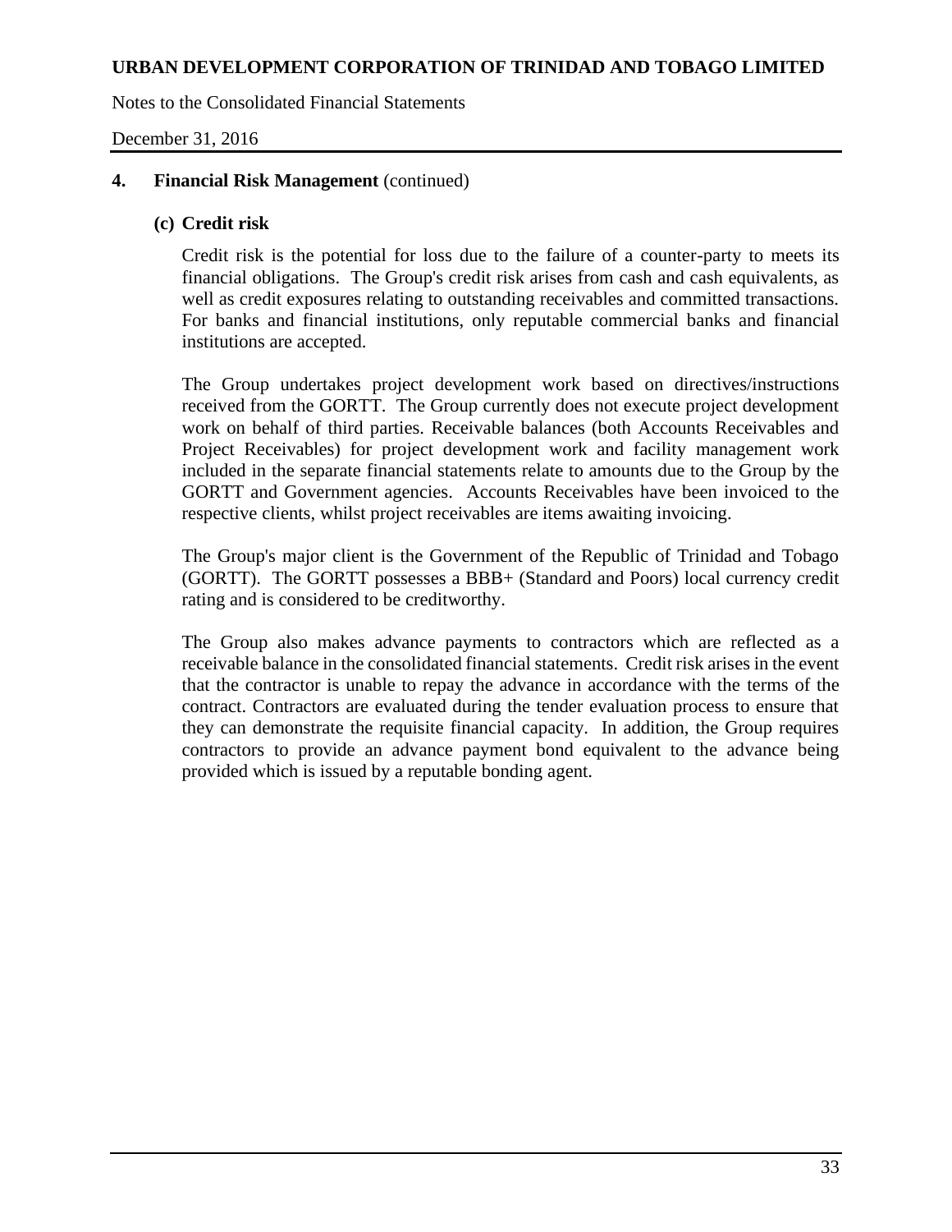## 4. Financial Risk Management (continued)

### (c) Credit risk

Credit risk is the potential for loss due to the failure of a counter-party to meets its financial obligations. The Group's credit risk arises from cash and cash equivalents, as well as credit exposures relating to outstanding receivables and committed transactions. For banks and financial institutions, only reputable commercial banks and financial institutions are accepted.

The Group undertakes project development work based on directives/instructions received from the GORTT. The Group currently does not execute project development work on behalf of third parties. Receivable balances (both Accounts Receivables and Project Receivables) for project development work and facility management work included in the separate financial statements relate to amounts due to the Group by the GORTT and Government agencies. Accounts Receivables have been invoiced to the respective clients, whilst project receivables are items awaiting invoicing.

The Group's major client is the Government of the Republic of Trinidad and Tobago (GORTT). The GORTT possesses a BBB+ (Standard and Poors) local currency credit rating and is considered to be creditworthy.

The Group also makes advance payments to contractors which are reflected as a receivable balance in the consolidated financial statements. Credit risk arises in the event that the contractor is unable to repay the advance in accordance with the terms of the contract. Contractors are evaluated during the tender evaluation process to ensure that they can demonstrate the requisite financial capacity. In addition, the Group requires contractors to provide an advance payment bond equivalent to the advance being provided which is issued by a reputable bonding agent.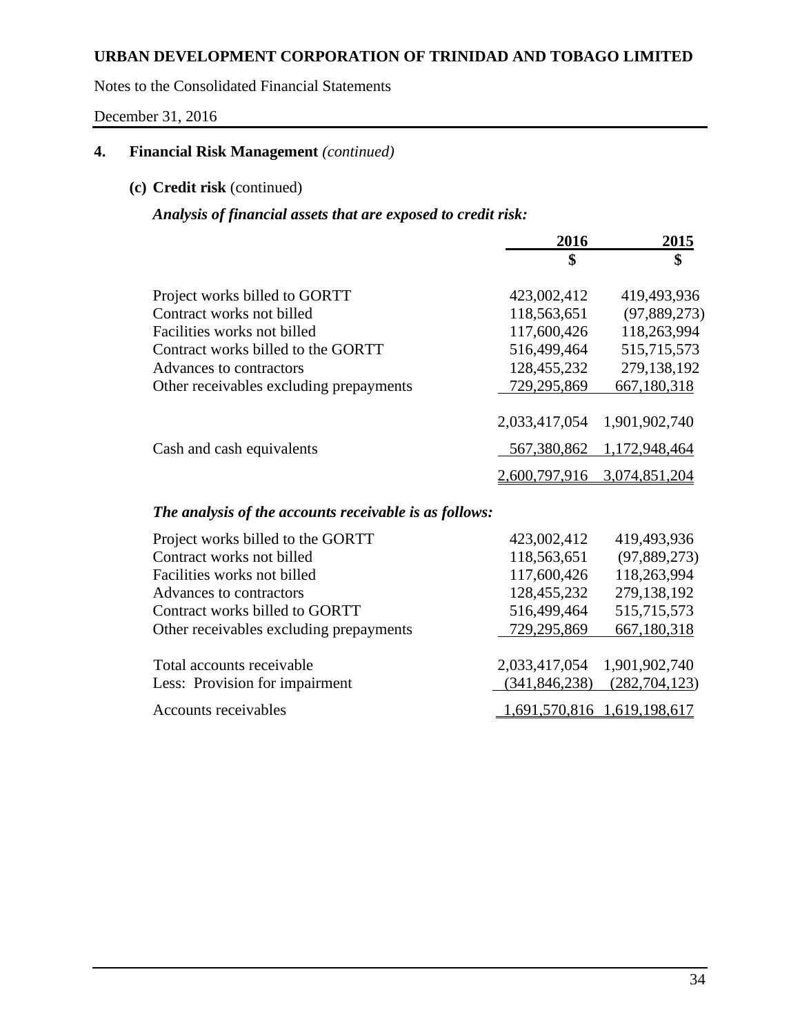**URBAN DEVELOPMENT CORPORATION OF TRINIDAD AND TOBAGO LIMITED**

Notes to the Consolidated Financial Statements

December 31, 2016

## 4. Financial Risk Management *(continued)*

### (c) Credit risk (continued)

***Analysis of financial assets that are exposed to credit risk:***

| | 2016 | 2015 |
|---|---|---|
| | $ | $ |
| Project works billed to GORTT | 423,002,412 | 419,493,936 |
| Contract works not billed | 118,563,651 | (97,889,273) |
| Facilities works not billed | 117,600,426 | 118,263,994 |
| Contract works billed to the GORTT | 516,499,464 | 515,715,573 |
| Advances to contractors | 128,455,232 | 279,138,192 |
| Other receivables excluding prepayments | 729,295,869 | 667,180,318 |
| | 2,033,417,054 | 1,901,902,740 |
| Cash and cash equivalents | 567,380,862 | 1,172,948,464 |
| | 2,600,797,916 | 3,074,851,204 |

***The analysis of the accounts receivable is as follows:***

| | 2016 | 2015 |
|---|---|---|
| Project works billed to the GORTT | 423,002,412 | 419,493,936 |
| Contract works not billed | 118,563,651 | (97,889,273) |
| Facilities works not billed | 117,600,426 | 118,263,994 |
| Advances to contractors | 128,455,232 | 279,138,192 |
| Contract works billed to GORTT | 516,499,464 | 515,715,573 |
| Other receivables excluding prepayments | 729,295,869 | 667,180,318 |
| Total accounts receivable | 2,033,417,054 | 1,901,902,740 |
| Less: Provision for impairment | (341,846,238) | (282,704,123) |
| Accounts receivables | 1,691,570,816 | 1,619,198,617 |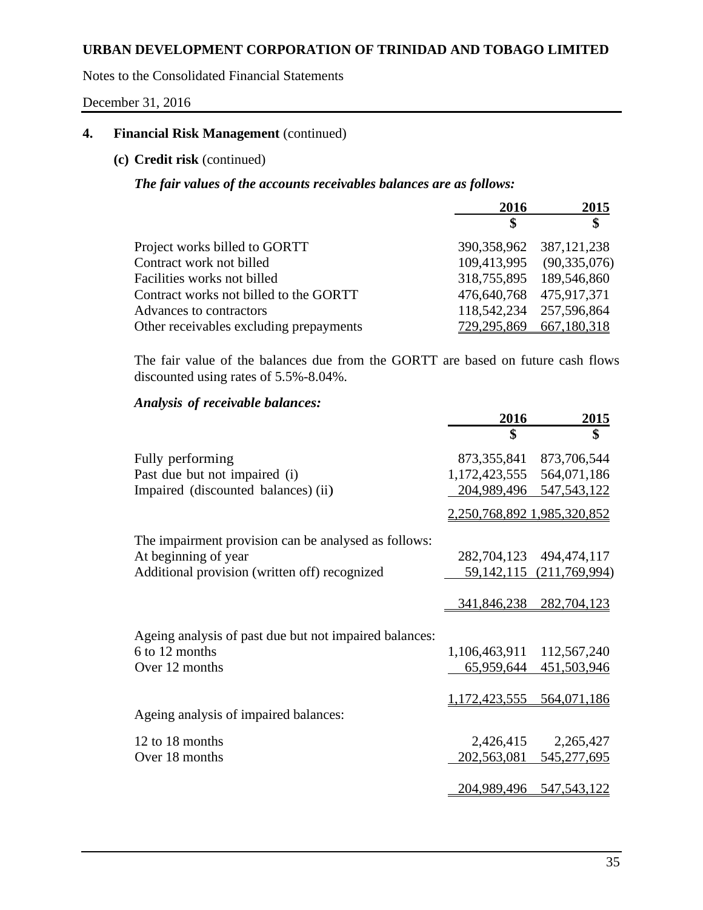**URBAN DEVELOPMENT CORPORATION OF TRINIDAD AND TOBAGO LIMITED**

Notes to the Consolidated Financial Statements

December 31, 2016

## 4. Financial Risk Management (continued)

### (c) Credit risk (continued)

***The fair values of the accounts receivables balances are as follows:***

| | 2016 | 2015 |
|---|---|---|
| | $ | $ |
| Project works billed to GORTT | 390,358,962 | 387,121,238 |
| Contract work not billed | 109,413,995 | (90,335,076) |
| Facilities works not billed | 318,755,895 | 189,546,860 |
| Contract works not billed to the GORTT | 476,640,768 | 475,917,371 |
| Advances to contractors | 118,542,234 | 257,596,864 |
| Other receivables excluding prepayments | 729,295,869 | 667,180,318 |

The fair value of the balances due from the GORTT are based on future cash flows discounted using rates of 5.5%-8.04%.

***Analysis of receivable balances:***

| | 2016 | 2015 |
|---|---|---|
| | $ | $ |
| Fully performing | 873,355,841 | 873,706,544 |
| Past due but not impaired (i) | 1,172,423,555 | 564,071,186 |
| Impaired (discounted balances) (ii) | 204,989,496 | 547,543,122 |
| | 2,250,768,892 | 1,985,320,852 |
| The impairment provision can be analysed as follows: | | |
| At beginning of year | 282,704,123 | 494,474,117 |
| Additional provision (written off) recognized | 59,142,115 | (211,769,994) |
| | 341,846,238 | 282,704,123 |
| Ageing analysis of past due but not impaired balances: | | |
| 6 to 12 months | 1,106,463,911 | 112,567,240 |
| Over 12 months | 65,959,644 | 451,503,946 |
| | 1,172,423,555 | 564,071,186 |
| Ageing analysis of impaired balances: | | |
| 12 to 18 months | 2,426,415 | 2,265,427 |
| Over 18 months | 202,563,081 | 545,277,695 |
| | 204,989,496 | 547,543,122 |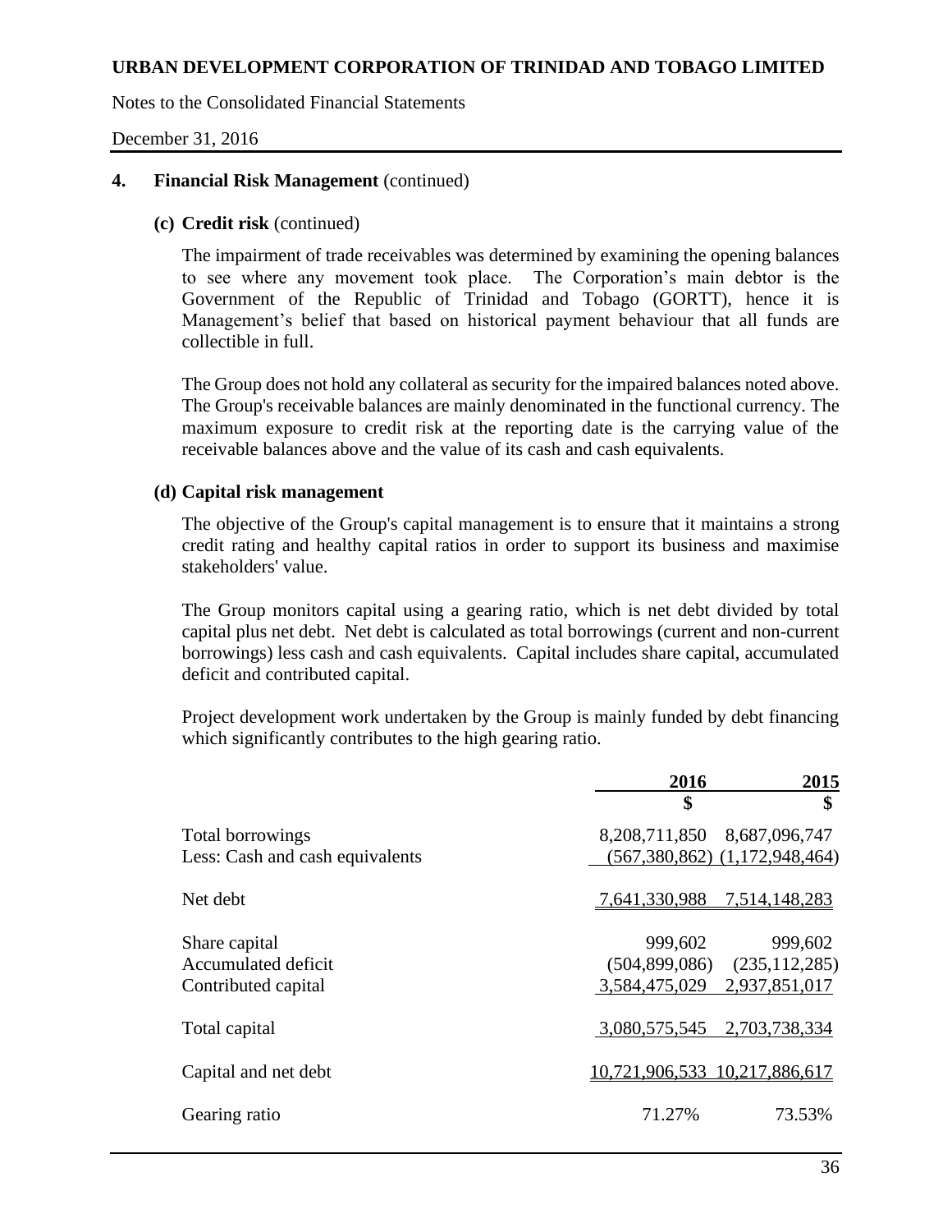## 4. Financial Risk Management (continued)

### (c) Credit risk (continued)

The impairment of trade receivables was determined by examining the opening balances to see where any movement took place. The Corporation's main debtor is the Government of the Republic of Trinidad and Tobago (GORTT), hence it is Management's belief that based on historical payment behaviour that all funds are collectible in full.

The Group does not hold any collateral as security for the impaired balances noted above. The Group's receivable balances are mainly denominated in the functional currency. The maximum exposure to credit risk at the reporting date is the carrying value of the receivable balances above and the value of its cash and cash equivalents.

### (d) Capital risk management

The objective of the Group's capital management is to ensure that it maintains a strong credit rating and healthy capital ratios in order to support its business and maximise stakeholders' value.

The Group monitors capital using a gearing ratio, which is net debt divided by total capital plus net debt. Net debt is calculated as total borrowings (current and non-current borrowings) less cash and cash equivalents. Capital includes share capital, accumulated deficit and contributed capital.

Project development work undertaken by the Group is mainly funded by debt financing which significantly contributes to the high gearing ratio.

| | 2016 | 2015 |
|---|---|---|
| | $ | $ |
| Total borrowings | 8,208,711,850 | 8,687,096,747 |
| Less: Cash and cash equivalents | (567,380,862) | (1,172,948,464) |
| Net debt | 7,641,330,988 | 7,514,148,283 |
| Share capital | 999,602 | 999,602 |
| Accumulated deficit | (504,899,086) | (235,112,285) |
| Contributed capital | 3,584,475,029 | 2,937,851,017 |
| Total capital | 3,080,575,545 | 2,703,738,334 |
| Capital and net debt | 10,721,906,533 | 10,217,886,617 |
| Gearing ratio | 71.27% | 73.53% |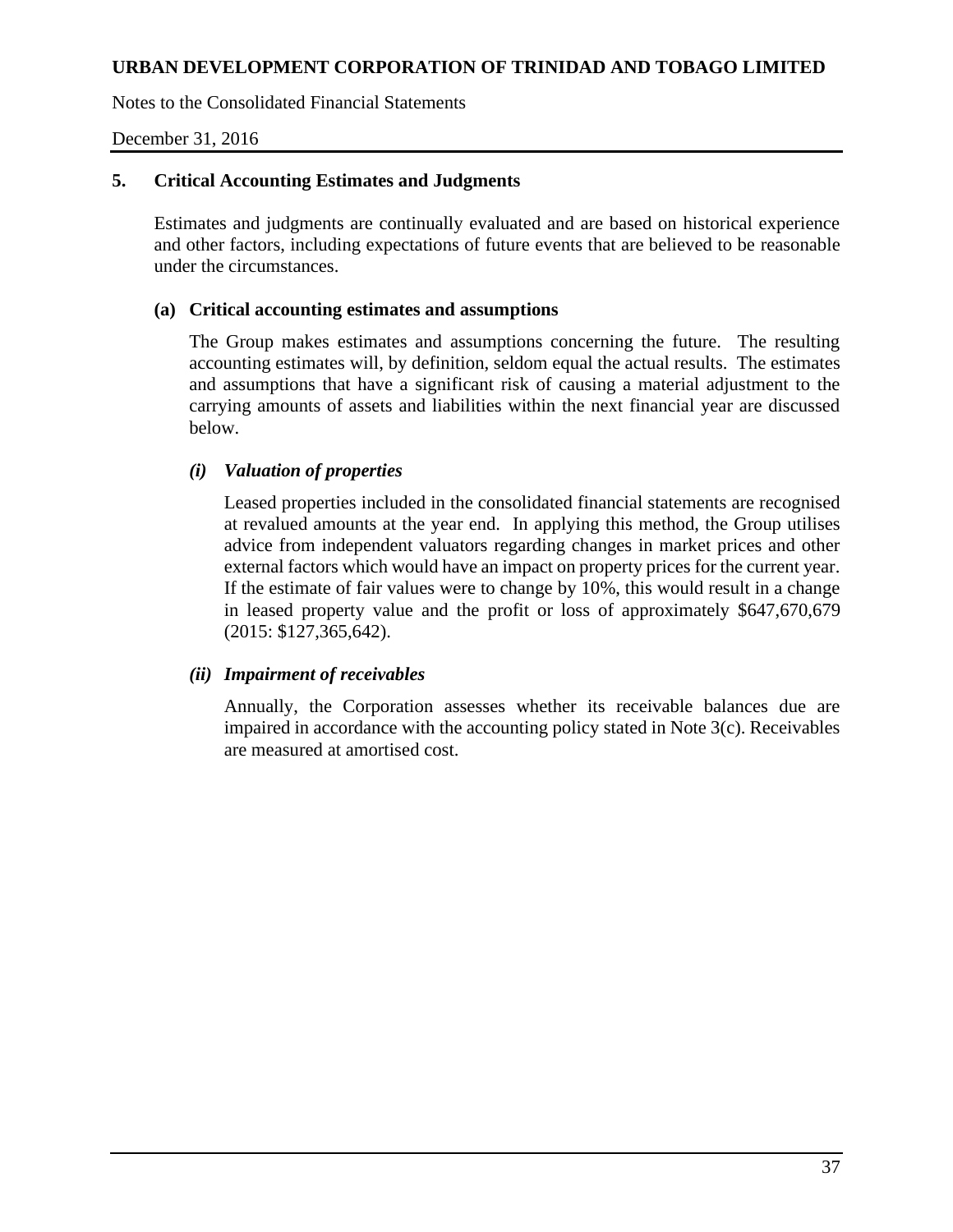## 5. Critical Accounting Estimates and Judgments

Estimates and judgments are continually evaluated and are based on historical experience and other factors, including expectations of future events that are believed to be reasonable under the circumstances.

### (a) Critical accounting estimates and assumptions

The Group makes estimates and assumptions concerning the future. The resulting accounting estimates will, by definition, seldom equal the actual results. The estimates and assumptions that have a significant risk of causing a material adjustment to the carrying amounts of assets and liabilities within the next financial year are discussed below.

#### *(i) Valuation of properties*

Leased properties included in the consolidated financial statements are recognised at revalued amounts at the year end. In applying this method, the Group utilises advice from independent valuators regarding changes in market prices and other external factors which would have an impact on property prices for the current year. If the estimate of fair values were to change by 10%, this would result in a change in leased property value and the profit or loss of approximately $647,670,679 (2015: $127,365,642).

#### *(ii) Impairment of receivables*

Annually, the Corporation assesses whether its receivable balances due are impaired in accordance with the accounting policy stated in Note 3(c). Receivables are measured at amortised cost.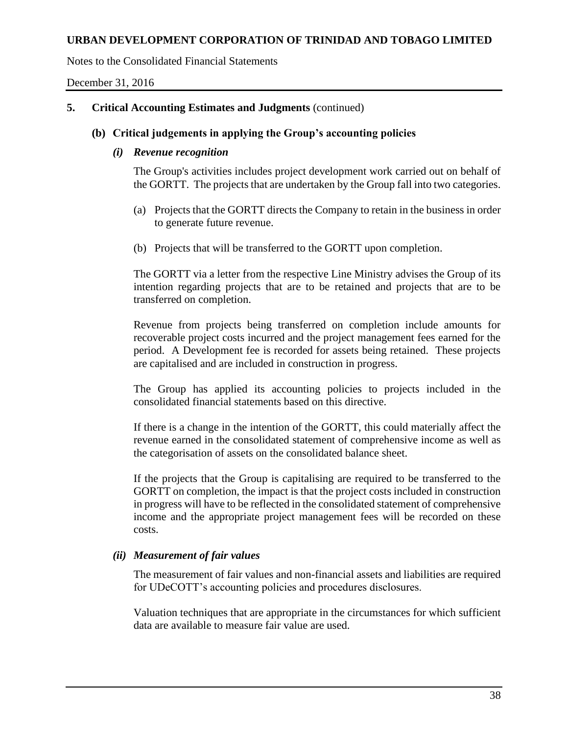## 5. Critical Accounting Estimates and Judgments (continued)

### (b) Critical judgements in applying the Group's accounting policies

#### *(i) Revenue recognition*

The Group's activities includes project development work carried out on behalf of the GORTT. The projects that are undertaken by the Group fall into two categories.

(a) Projects that the GORTT directs the Company to retain in the business in order to generate future revenue.

(b) Projects that will be transferred to the GORTT upon completion.

The GORTT via a letter from the respective Line Ministry advises the Group of its intention regarding projects that are to be retained and projects that are to be transferred on completion.

Revenue from projects being transferred on completion include amounts for recoverable project costs incurred and the project management fees earned for the period. A Development fee is recorded for assets being retained. These projects are capitalised and are included in construction in progress.

The Group has applied its accounting policies to projects included in the consolidated financial statements based on this directive.

If there is a change in the intention of the GORTT, this could materially affect the revenue earned in the consolidated statement of comprehensive income as well as the categorisation of assets on the consolidated balance sheet.

If the projects that the Group is capitalising are required to be transferred to the GORTT on completion, the impact is that the project costs included in construction in progress will have to be reflected in the consolidated statement of comprehensive income and the appropriate project management fees will be recorded on these costs.

#### *(ii) Measurement of fair values*

The measurement of fair values and non-financial assets and liabilities are required for UDeCOTT's accounting policies and procedures disclosures.

Valuation techniques that are appropriate in the circumstances for which sufficient data are available to measure fair value are used.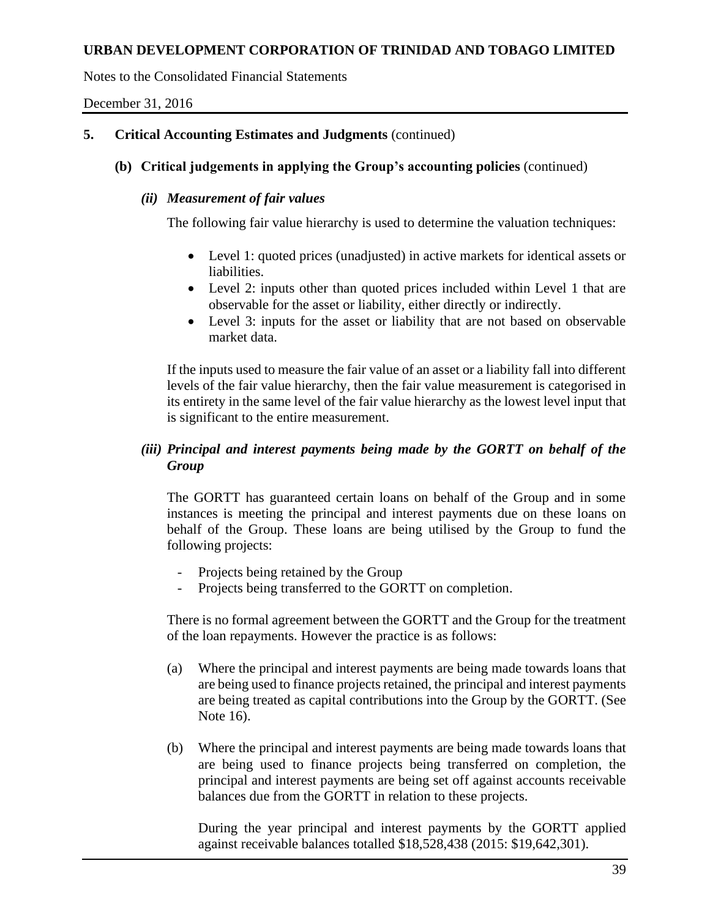## 5. Critical Accounting Estimates and Judgments (continued)

### (b) Critical judgements in applying the Group's accounting policies (continued)

#### *(ii) Measurement of fair values*

The following fair value hierarchy is used to determine the valuation techniques:

- Level 1: quoted prices (unadjusted) in active markets for identical assets or liabilities.
- Level 2: inputs other than quoted prices included within Level 1 that are observable for the asset or liability, either directly or indirectly.
- Level 3: inputs for the asset or liability that are not based on observable market data.

If the inputs used to measure the fair value of an asset or a liability fall into different levels of the fair value hierarchy, then the fair value measurement is categorised in its entirety in the same level of the fair value hierarchy as the lowest level input that is significant to the entire measurement.

#### *(iii) Principal and interest payments being made by the GORTT on behalf of the Group*

The GORTT has guaranteed certain loans on behalf of the Group and in some instances is meeting the principal and interest payments due on these loans on behalf of the Group. These loans are being utilised by the Group to fund the following projects:

- Projects being retained by the Group
- Projects being transferred to the GORTT on completion.

There is no formal agreement between the GORTT and the Group for the treatment of the loan repayments. However the practice is as follows:

(a) Where the principal and interest payments are being made towards loans that are being used to finance projects retained, the principal and interest payments are being treated as capital contributions into the Group by the GORTT. (See Note 16).

(b) Where the principal and interest payments are being made towards loans that are being used to finance projects being transferred on completion, the principal and interest payments are being set off against accounts receivable balances due from the GORTT in relation to these projects.

During the year principal and interest payments by the GORTT applied against receivable balances totalled $18,528,438 (2015: $19,642,301).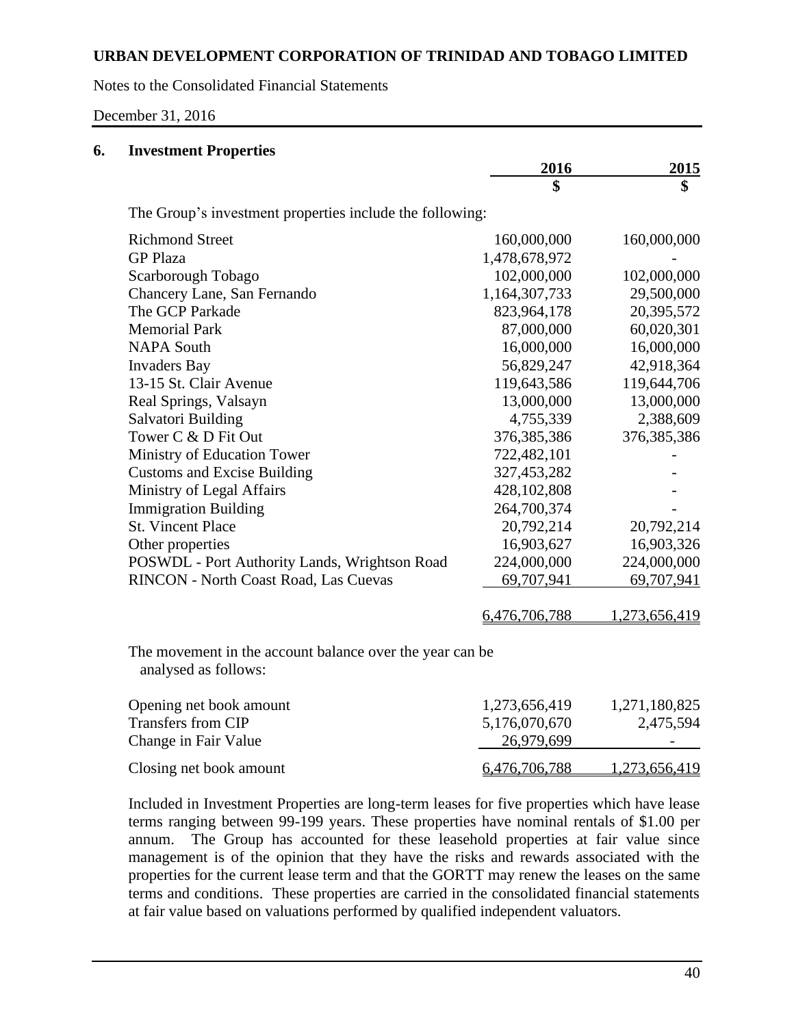## 6. Investment Properties

|  | 2016 | 2015 |
|---|---:|---:|
|  | $ | $ |
| The Group's investment properties include the following: |  |  |
| Richmond Street | 160,000,000 | 160,000,000 |
| GP Plaza | 1,478,678,972 | - |
| Scarborough Tobago | 102,000,000 | 102,000,000 |
| Chancery Lane, San Fernando | 1,164,307,733 | 29,500,000 |
| The GCP Parkade | 823,964,178 | 20,395,572 |
| Memorial Park | 87,000,000 | 60,020,301 |
| NAPA South | 16,000,000 | 16,000,000 |
| Invaders Bay | 56,829,247 | 42,918,364 |
| 13-15 St. Clair Avenue | 119,643,586 | 119,644,706 |
| Real Springs, Valsayn | 13,000,000 | 13,000,000 |
| Salvatori Building | 4,755,339 | 2,388,609 |
| Tower C & D Fit Out | 376,385,386 | 376,385,386 |
| Ministry of Education Tower | 722,482,101 | - |
| Customs and Excise Building | 327,453,282 | - |
| Ministry of Legal Affairs | 428,102,808 | - |
| Immigration Building | 264,700,374 | - |
| St. Vincent Place | 20,792,214 | 20,792,214 |
| Other properties | 16,903,627 | 16,903,326 |
| POSWDL - Port Authority Lands, Wrightson Road | 224,000,000 | 224,000,000 |
| RINCON - North Coast Road, Las Cuevas | 69,707,941 | 69,707,941 |
|  | 6,476,706,788 | 1,273,656,419 |

The movement in the account balance over the year can be analysed as follows:

|  | 2016 | 2015 |
|---|---:|---:|
| Opening net book amount | 1,273,656,419 | 1,271,180,825 |
| Transfers from CIP | 5,176,070,670 | 2,475,594 |
| Change in Fair Value | 26,979,699 | - |
| Closing net book amount | 6,476,706,788 | 1,273,656,419 |

Included in Investment Properties are long-term leases for five properties which have lease terms ranging between 99-199 years. These properties have nominal rentals of $1.00 per annum. The Group has accounted for these leasehold properties at fair value since management is of the opinion that they have the risks and rewards associated with the properties for the current lease term and that the GORTT may renew the leases on the same terms and conditions. These properties are carried in the consolidated financial statements at fair value based on valuations performed by qualified independent valuators.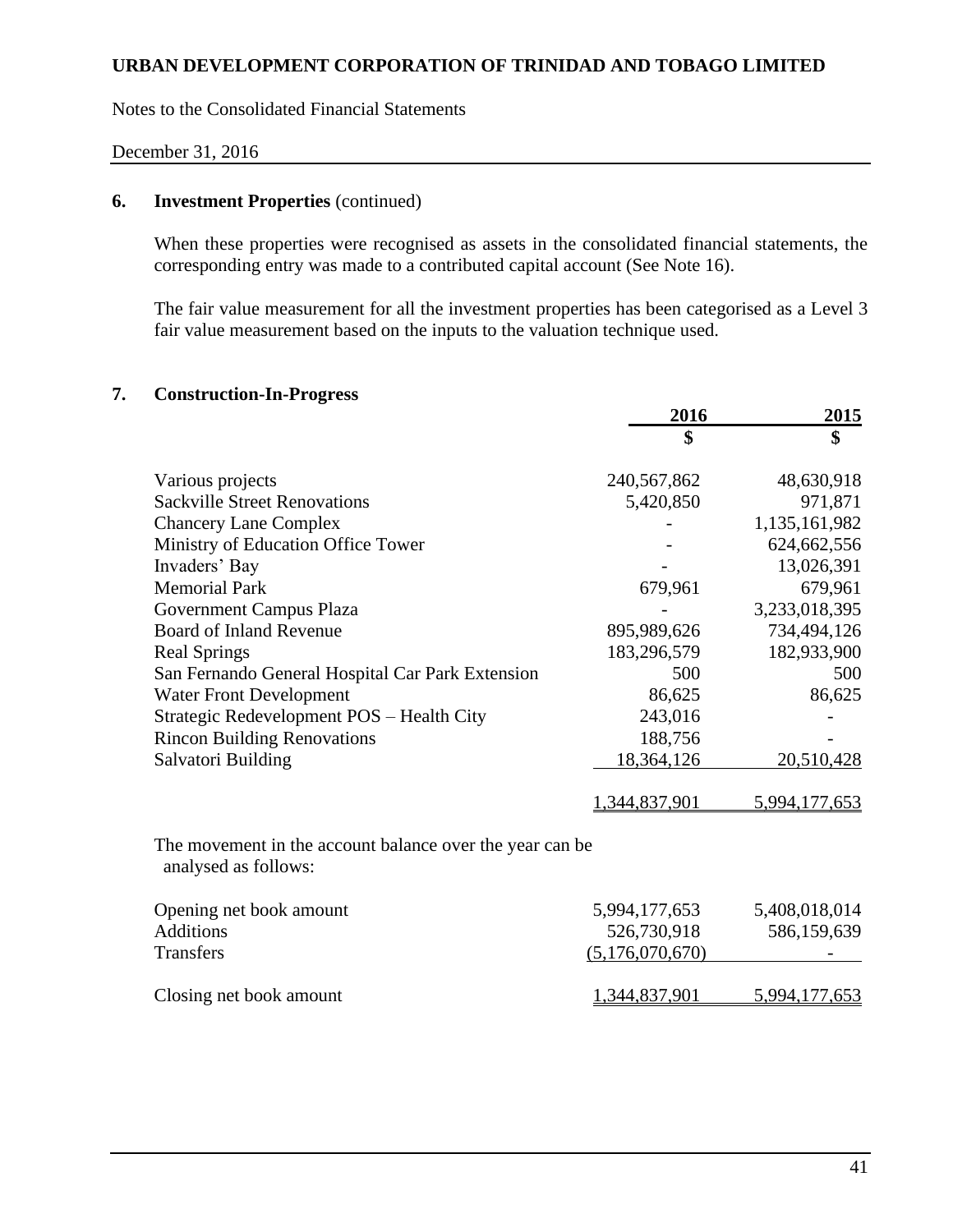## 6. Investment Properties (continued)

When these properties were recognised as assets in the consolidated financial statements, the corresponding entry was made to a contributed capital account (See Note 16).

The fair value measurement for all the investment properties has been categorised as a Level 3 fair value measurement based on the inputs to the valuation technique used.

## 7. Construction-In-Progress

| | 2016 | 2015 |
|---|---|---|
| | $ | $ |
| Various projects | 240,567,862 | 48,630,918 |
| Sackville Street Renovations | 5,420,850 | 971,871 |
| Chancery Lane Complex | - | 1,135,161,982 |
| Ministry of Education Office Tower | - | 624,662,556 |
| Invaders' Bay | - | 13,026,391 |
| Memorial Park | 679,961 | 679,961 |
| Government Campus Plaza | - | 3,233,018,395 |
| Board of Inland Revenue | 895,989,626 | 734,494,126 |
| Real Springs | 183,296,579 | 182,933,900 |
| San Fernando General Hospital Car Park Extension | 500 | 500 |
| Water Front Development | 86,625 | 86,625 |
| Strategic Redevelopment POS – Health City | 243,016 | - |
| Rincon Building Renovations | 188,756 | - |
| Salvatori Building | 18,364,126 | 20,510,428 |
| | 1,344,837,901 | 5,994,177,653 |

The movement in the account balance over the year can be analysed as follows:

| | 2016 | 2015 |
|---|---|---|
| Opening net book amount | 5,994,177,653 | 5,408,018,014 |
| Additions | 526,730,918 | 586,159,639 |
| Transfers | (5,176,070,670) | - |
| Closing net book amount | 1,344,837,901 | 5,994,177,653 |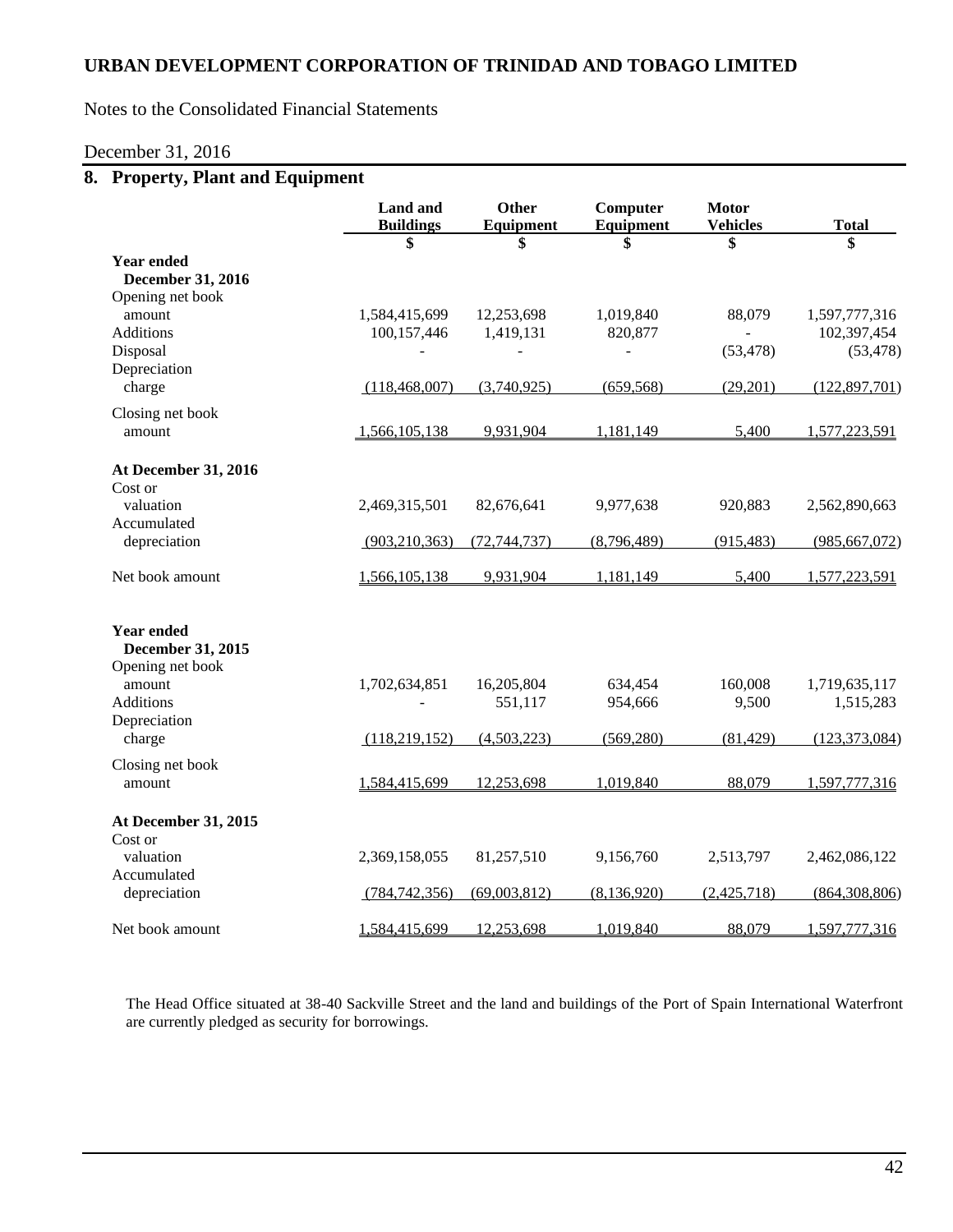URBAN DEVELOPMENT CORPORATION OF TRINIDAD AND TOBAGO LIMITED

Notes to the Consolidated Financial Statements

December 31, 2016

## 8. Property, Plant and Equipment

| | Land and Buildings | Other Equipment | Computer Equipment | Motor Vehicles | Total |
|---|---|---|---|---|---|
| | $ | $ | $ | $ | $ |
| **Year ended December 31, 2016** | | | | | |
| Opening net book amount | 1,584,415,699 | 12,253,698 | 1,019,840 | 88,079 | 1,597,777,316 |
| Additions | 100,157,446 | 1,419,131 | 820,877 | - | 102,397,454 |
| Disposal | - | - | - | (53,478) | (53,478) |
| Depreciation charge | (118,468,007) | (3,740,925) | (659,568) | (29,201) | (122,897,701) |
| Closing net book amount | 1,566,105,138 | 9,931,904 | 1,181,149 | 5,400 | 1,577,223,591 |
| **At December 31, 2016** | | | | | |
| Cost or valuation | 2,469,315,501 | 82,676,641 | 9,977,638 | 920,883 | 2,562,890,663 |
| Accumulated depreciation | (903,210,363) | (72,744,737) | (8,796,489) | (915,483) | (985,667,072) |
| Net book amount | 1,566,105,138 | 9,931,904 | 1,181,149 | 5,400 | 1,577,223,591 |
| **Year ended December 31, 2015** | | | | | |
| Opening net book amount | 1,702,634,851 | 16,205,804 | 634,454 | 160,008 | 1,719,635,117 |
| Additions | - | 551,117 | 954,666 | 9,500 | 1,515,283 |
| Depreciation charge | (118,219,152) | (4,503,223) | (569,280) | (81,429) | (123,373,084) |
| Closing net book amount | 1,584,415,699 | 12,253,698 | 1,019,840 | 88,079 | 1,597,777,316 |
| **At December 31, 2015** | | | | | |
| Cost or valuation | 2,369,158,055 | 81,257,510 | 9,156,760 | 2,513,797 | 2,462,086,122 |
| Accumulated depreciation | (784,742,356) | (69,003,812) | (8,136,920) | (2,425,718) | (864,308,806) |
| Net book amount | 1,584,415,699 | 12,253,698 | 1,019,840 | 88,079 | 1,597,777,316 |

The Head Office situated at 38-40 Sackville Street and the land and buildings of the Port of Spain International Waterfront are currently pledged as security for borrowings.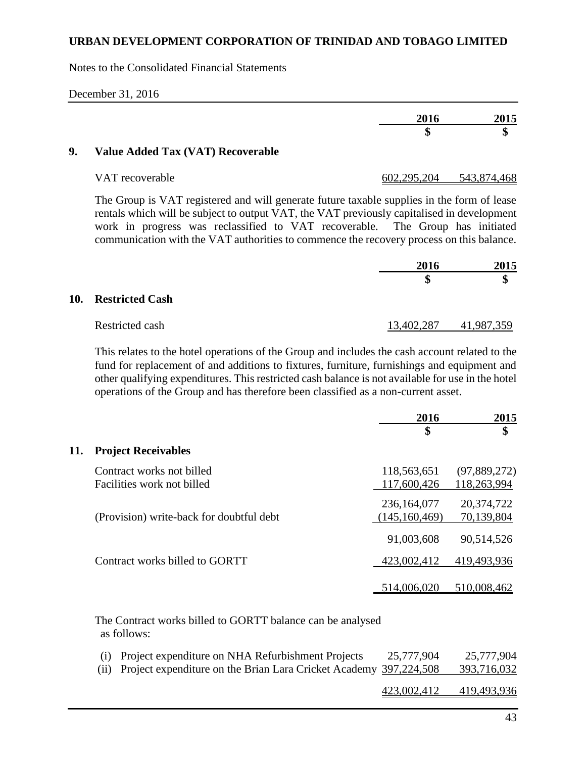**URBAN DEVELOPMENT CORPORATION OF TRINIDAD AND TOBAGO LIMITED**

Notes to the Consolidated Financial Statements

December 31, 2016

## 9. Value Added Tax (VAT) Recoverable

| | 2016 $ | 2015 $ |
|---|---|---|
| VAT recoverable | 602,295,204 | 543,874,468 |

The Group is VAT registered and will generate future taxable supplies in the form of lease rentals which will be subject to output VAT, the VAT previously capitalised in development work in progress was reclassified to VAT recoverable. The Group has initiated communication with the VAT authorities to commence the recovery process on this balance.

## 10. Restricted Cash

| | 2016 $ | 2015 $ |
|---|---|---|
| Restricted cash | 13,402,287 | 41,987,359 |

This relates to the hotel operations of the Group and includes the cash account related to the fund for replacement of and additions to fixtures, furniture, furnishings and equipment and other qualifying expenditures. This restricted cash balance is not available for use in the hotel operations of the Group and has therefore been classified as a non-current asset.

## 11. Project Receivables

| | 2016 $ | 2015 $ |
|---|---|---|
| Contract works not billed | 118,563,651 | (97,889,272) |
| Facilities work not billed | 117,600,426 | 118,263,994 |
| | 236,164,077 | 20,374,722 |
| (Provision) write-back for doubtful debt | (145,160,469) | 70,139,804 |
| | 91,003,608 | 90,514,526 |
| Contract works billed to GORTT | 423,002,412 | 419,493,936 |
| | 514,006,020 | 510,008,462 |

The Contract works billed to GORTT balance can be analysed as follows:

| | 2016 | 2015 |
|---|---|---|
| (i) Project expenditure on NHA Refurbishment Projects | 25,777,904 | 25,777,904 |
| (ii) Project expenditure on the Brian Lara Cricket Academy | 397,224,508 | 393,716,032 |
| | 423,002,412 | 419,493,936 |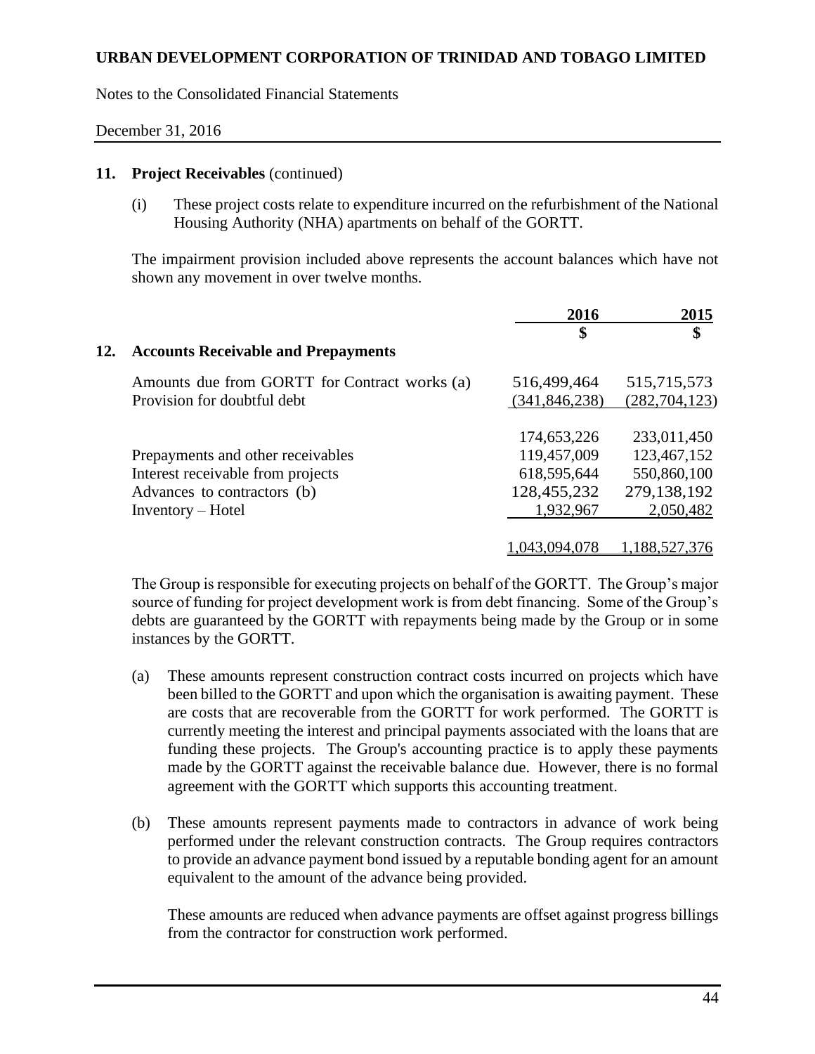## 11. Project Receivables (continued)

(i) These project costs relate to expenditure incurred on the refurbishment of the National Housing Authority (NHA) apartments on behalf of the GORTT.

The impairment provision included above represents the account balances which have not shown any movement in over twelve months.

## 12. Accounts Receivable and Prepayments

| | 2016 | 2015 |
|---|---|---|
| | $ | $ |
| Amounts due from GORTT for Contract works (a) | 516,499,464 | 515,715,573 |
| Provision for doubtful debt | (341,846,238) | (282,704,123) |
| | 174,653,226 | 233,011,450 |
| Prepayments and other receivables | 119,457,009 | 123,467,152 |
| Interest receivable from projects | 618,595,644 | 550,860,100 |
| Advances to contractors (b) | 128,455,232 | 279,138,192 |
| Inventory – Hotel | 1,932,967 | 2,050,482 |
| | 1,043,094,078 | 1,188,527,376 |

The Group is responsible for executing projects on behalf of the GORTT. The Group's major source of funding for project development work is from debt financing. Some of the Group's debts are guaranteed by the GORTT with repayments being made by the Group or in some instances by the GORTT.

(a) These amounts represent construction contract costs incurred on projects which have been billed to the GORTT and upon which the organisation is awaiting payment. These are costs that are recoverable from the GORTT for work performed. The GORTT is currently meeting the interest and principal payments associated with the loans that are funding these projects. The Group's accounting practice is to apply these payments made by the GORTT against the receivable balance due. However, there is no formal agreement with the GORTT which supports this accounting treatment.

(b) These amounts represent payments made to contractors in advance of work being performed under the relevant construction contracts. The Group requires contractors to provide an advance payment bond issued by a reputable bonding agent for an amount equivalent to the amount of the advance being provided.

These amounts are reduced when advance payments are offset against progress billings from the contractor for construction work performed.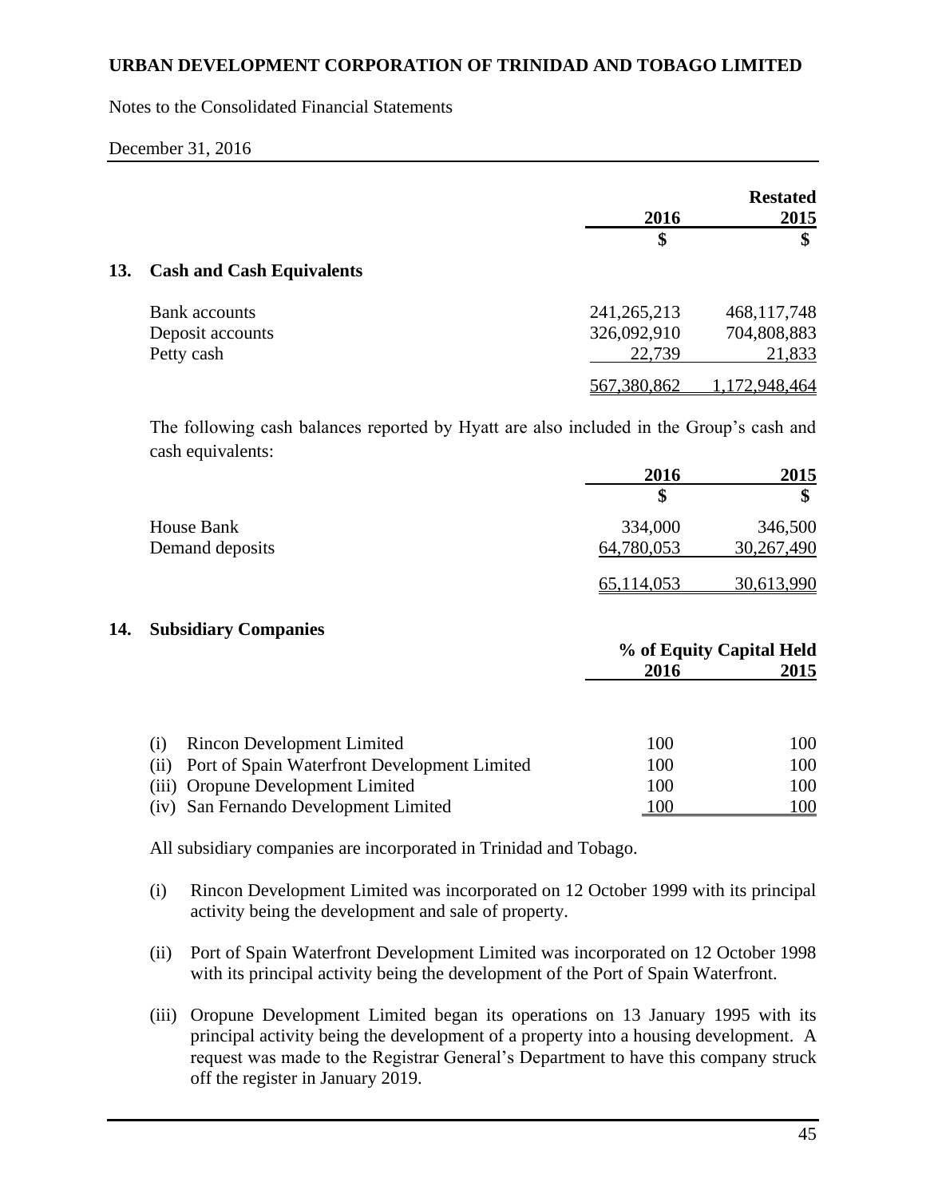**URBAN DEVELOPMENT CORPORATION OF TRINIDAD AND TOBAGO LIMITED**

Notes to the Consolidated Financial Statements

December 31, 2016

## 13. Cash and Cash Equivalents

| | 2016 | Restated 2015 |
|---|---|---|
| | $ | $ |
| Bank accounts | 241,265,213 | 468,117,748 |
| Deposit accounts | 326,092,910 | 704,808,883 |
| Petty cash | 22,739 | 21,833 |
| | 567,380,862 | 1,172,948,464 |

The following cash balances reported by Hyatt are also included in the Group's cash and cash equivalents:

| | 2016 | 2015 |
|---|---|---|
| | $ | $ |
| House Bank | 334,000 | 346,500 |
| Demand deposits | 64,780,053 | 30,267,490 |
| | 65,114,053 | 30,613,990 |

## 14. Subsidiary Companies

| | % of Equity Capital Held 2016 | 2015 |
|---|---|---|
| (i) Rincon Development Limited | 100 | 100 |
| (ii) Port of Spain Waterfront Development Limited | 100 | 100 |
| (iii) Oropune Development Limited | 100 | 100 |
| (iv) San Fernando Development Limited | 100 | 100 |

All subsidiary companies are incorporated in Trinidad and Tobago.

(i) Rincon Development Limited was incorporated on 12 October 1999 with its principal activity being the development and sale of property.

(ii) Port of Spain Waterfront Development Limited was incorporated on 12 October 1998 with its principal activity being the development of the Port of Spain Waterfront.

(iii) Oropune Development Limited began its operations on 13 January 1995 with its principal activity being the development of a property into a housing development. A request was made to the Registrar General's Department to have this company struck off the register in January 2019.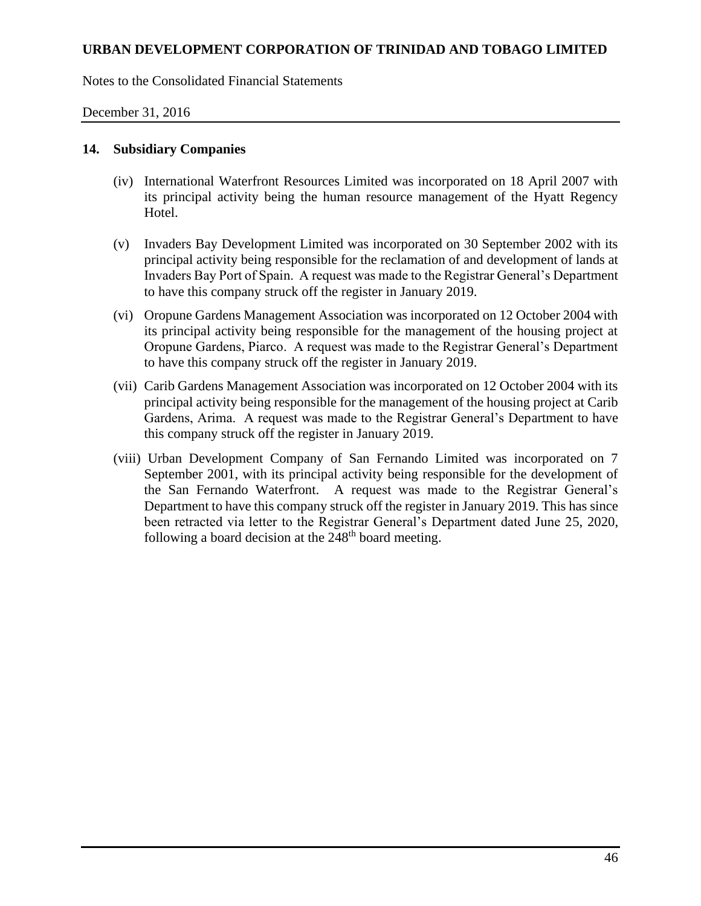## 14. Subsidiary Companies

(iv) International Waterfront Resources Limited was incorporated on 18 April 2007 with its principal activity being the human resource management of the Hyatt Regency Hotel.

(v) Invaders Bay Development Limited was incorporated on 30 September 2002 with its principal activity being responsible for the reclamation of and development of lands at Invaders Bay Port of Spain. A request was made to the Registrar General's Department to have this company struck off the register in January 2019.

(vi) Oropune Gardens Management Association was incorporated on 12 October 2004 with its principal activity being responsible for the management of the housing project at Oropune Gardens, Piarco. A request was made to the Registrar General's Department to have this company struck off the register in January 2019.

(vii) Carib Gardens Management Association was incorporated on 12 October 2004 with its principal activity being responsible for the management of the housing project at Carib Gardens, Arima. A request was made to the Registrar General's Department to have this company struck off the register in January 2019.

(viii) Urban Development Company of San Fernando Limited was incorporated on 7 September 2001, with its principal activity being responsible for the development of the San Fernando Waterfront. A request was made to the Registrar General's Department to have this company struck off the register in January 2019. This has since been retracted via letter to the Registrar General's Department dated June 25, 2020, following a board decision at the 248th board meeting.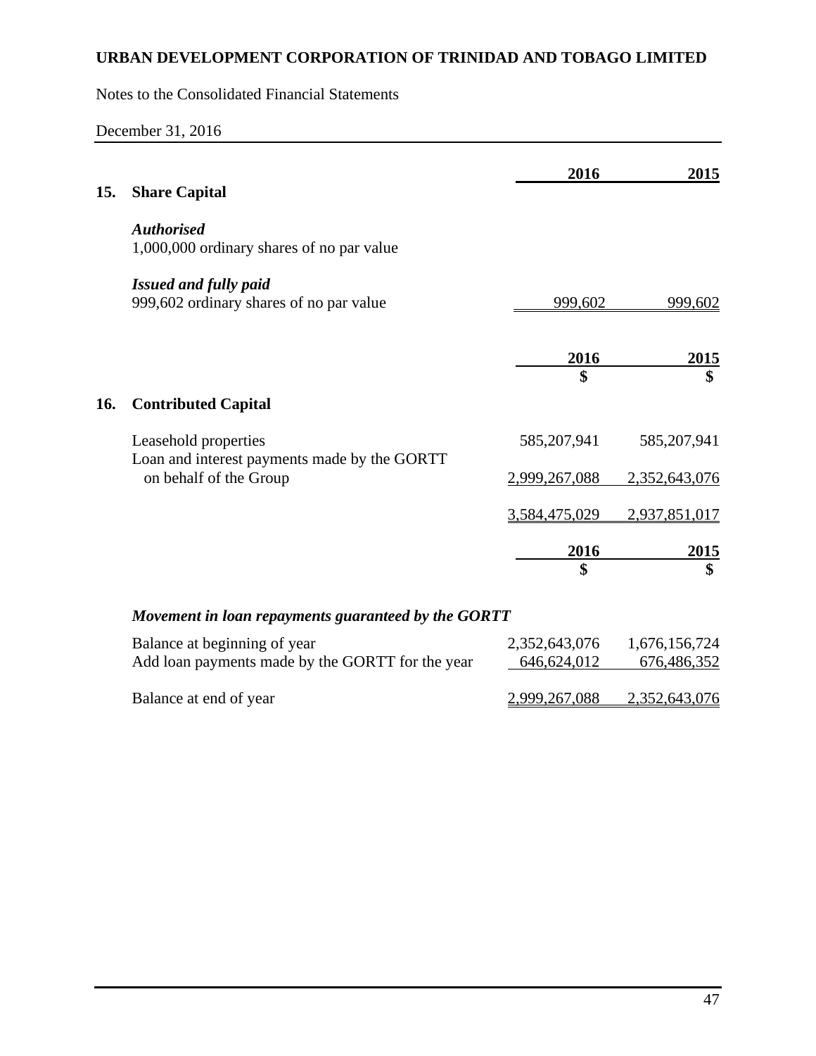# URBAN DEVELOPMENT CORPORATION OF TRINIDAD AND TOBAGO LIMITED

Notes to the Consolidated Financial Statements

December 31, 2016

## 15. Share Capital

| | 2016 | 2015 |
|---|---|---|
| ***Authorised*** | | |
| 1,000,000 ordinary shares of no par value | | |
| ***Issued and fully paid*** | | |
| 999,602 ordinary shares of no par value | 999,602 | 999,602 |

## 16. Contributed Capital

| | 2016<br>$ | 2015<br>$ |
|---|---|---|
| Leasehold properties | 585,207,941 | 585,207,941 |
| Loan and interest payments made by the GORTT on behalf of the Group | 2,999,267,088 | 2,352,643,076 |
| | 3,584,475,029 | 2,937,851,017 |

| ***Movement in loan repayments guaranteed by the GORTT*** | 2016<br>$ | 2015<br>$ |
|---|---|---|
| Balance at beginning of year | 2,352,643,076 | 1,676,156,724 |
| Add loan payments made by the GORTT for the year | 646,624,012 | 676,486,352 |
| Balance at end of year | 2,999,267,088 | 2,352,643,076 |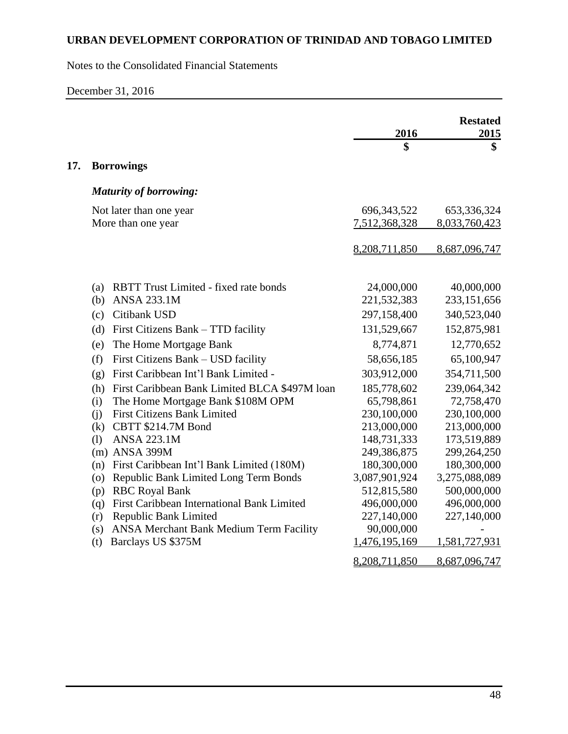# URBAN DEVELOPMENT CORPORATION OF TRINIDAD AND TOBAGO LIMITED

Notes to the Consolidated Financial Statements

December 31, 2016

## 17. Borrowings

| | 2016 | Restated 2015 |
|---|---|---|
| | $ | $ |
| ***Maturity of borrowing:*** | | |
| Not later than one year | 696,343,522 | 653,336,324 |
| More than one year | 7,512,368,328 | 8,033,760,423 |
| | 8,208,711,850 | 8,687,096,747 |

| | 2016 | Restated 2015 |
|---|---|---|
| (a) RBTT Trust Limited - fixed rate bonds | 24,000,000 | 40,000,000 |
| (b) ANSA 233.1M | 221,532,383 | 233,151,656 |
| (c) Citibank USD | 297,158,400 | 340,523,040 |
| (d) First Citizens Bank – TTD facility | 131,529,667 | 152,875,981 |
| (e) The Home Mortgage Bank | 8,774,871 | 12,770,652 |
| (f) First Citizens Bank – USD facility | 58,656,185 | 65,100,947 |
| (g) First Caribbean Int'l Bank Limited - | 303,912,000 | 354,711,500 |
| (h) First Caribbean Bank Limited BLCA $497M loan | 185,778,602 | 239,064,342 |
| (i) The Home Mortgage Bank $108M OPM | 65,798,861 | 72,758,470 |
| (j) First Citizens Bank Limited | 230,100,000 | 230,100,000 |
| (k) CBTT $214.7M Bond | 213,000,000 | 213,000,000 |
| (l) ANSA 223.1M | 148,731,333 | 173,519,889 |
| (m) ANSA 399M | 249,386,875 | 299,264,250 |
| (n) First Caribbean Int'l Bank Limited (180M) | 180,300,000 | 180,300,000 |
| (o) Republic Bank Limited Long Term Bonds | 3,087,901,924 | 3,275,088,089 |
| (p) RBC Royal Bank | 512,815,580 | 500,000,000 |
| (q) First Caribbean International Bank Limited | 496,000,000 | 496,000,000 |
| (r) Republic Bank Limited | 227,140,000 | 227,140,000 |
| (s) ANSA Merchant Bank Medium Term Facility | 90,000,000 | - |
| (t) Barclays US $375M | 1,476,195,169 | 1,581,727,931 |
| | 8,208,711,850 | 8,687,096,747 |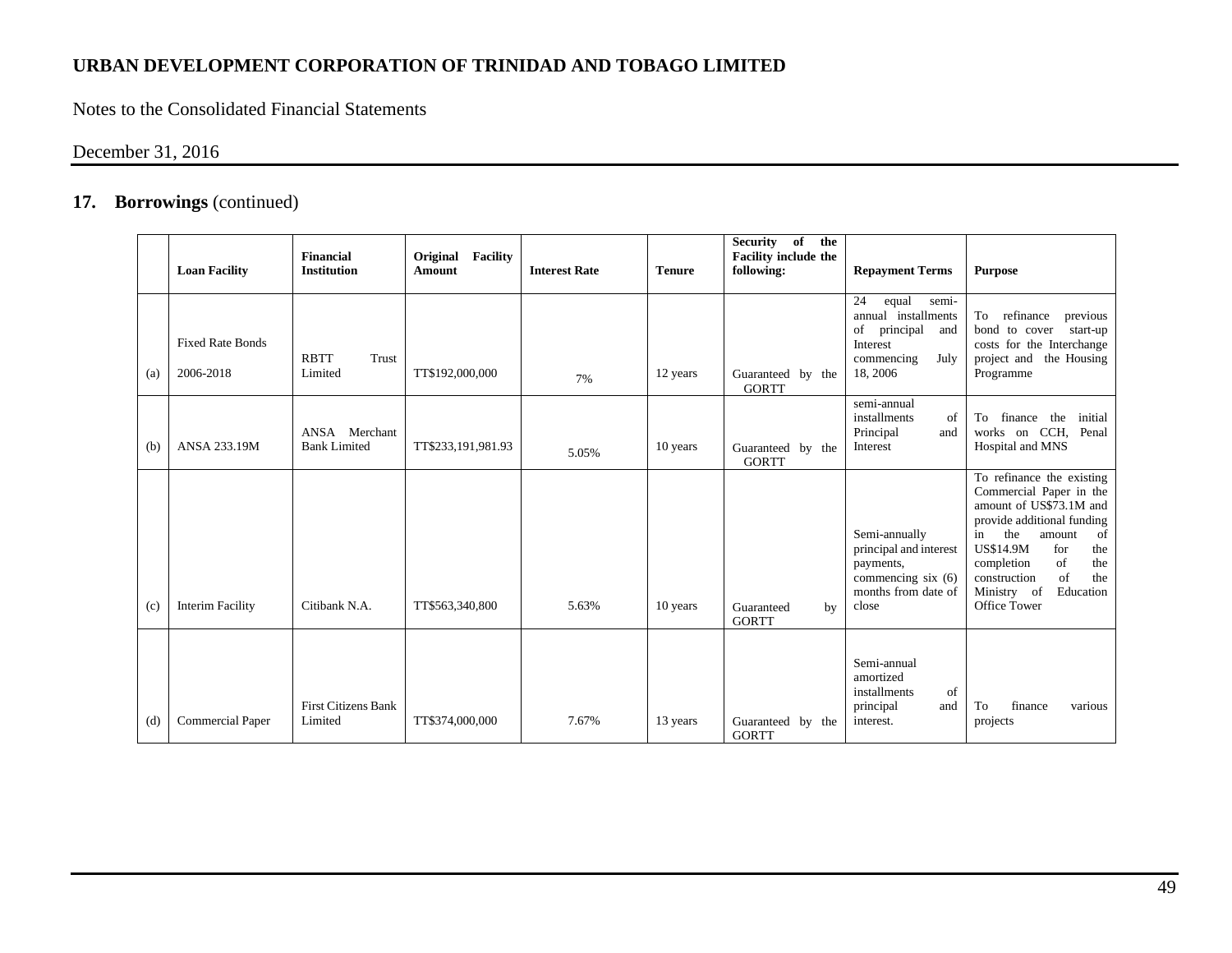## 17. Borrowings (continued)

| | Loan Facility | Financial Institution | Original Facility Amount | Interest Rate | Tenure | Security of the Facility include the following: | Repayment Terms | Purpose |
|---|---|---|---|---|---|---|---|---|
| (a) | Fixed Rate Bonds 2006-2018 | RBTT Trust Limited | TT$192,000,000 | 7% | 12 years | Guaranteed by the GORTT | 24 equal semi-annual installments of principal and Interest commencing July 18, 2006 | To refinance previous bond to cover start-up costs for the Interchange project and the Housing Programme |
| (b) | ANSA 233.19M | ANSA Merchant Bank Limited | TT$233,191,981.93 | 5.05% | 10 years | Guaranteed by the GORTT | semi-annual installments of Principal and Interest | To finance the initial works on CCH, Penal Hospital and MNS |
| (c) | Interim Facility | Citibank N.A. | TT$563,340,800 | 5.63% | 10 years | Guaranteed by GORTT | Semi-annually principal and interest payments, commencing six (6) months from date of close | To refinance the existing Commercial Paper in the amount of US$73.1M and provide additional funding in the amount of US$14.9M for the completion of the construction of the Ministry of Education Office Tower |
| (d) | Commercial Paper | First Citizens Bank Limited | TT$374,000,000 | 7.67% | 13 years | Guaranteed by the GORTT | Semi-annual amortized installments of principal and interest. | To finance various projects |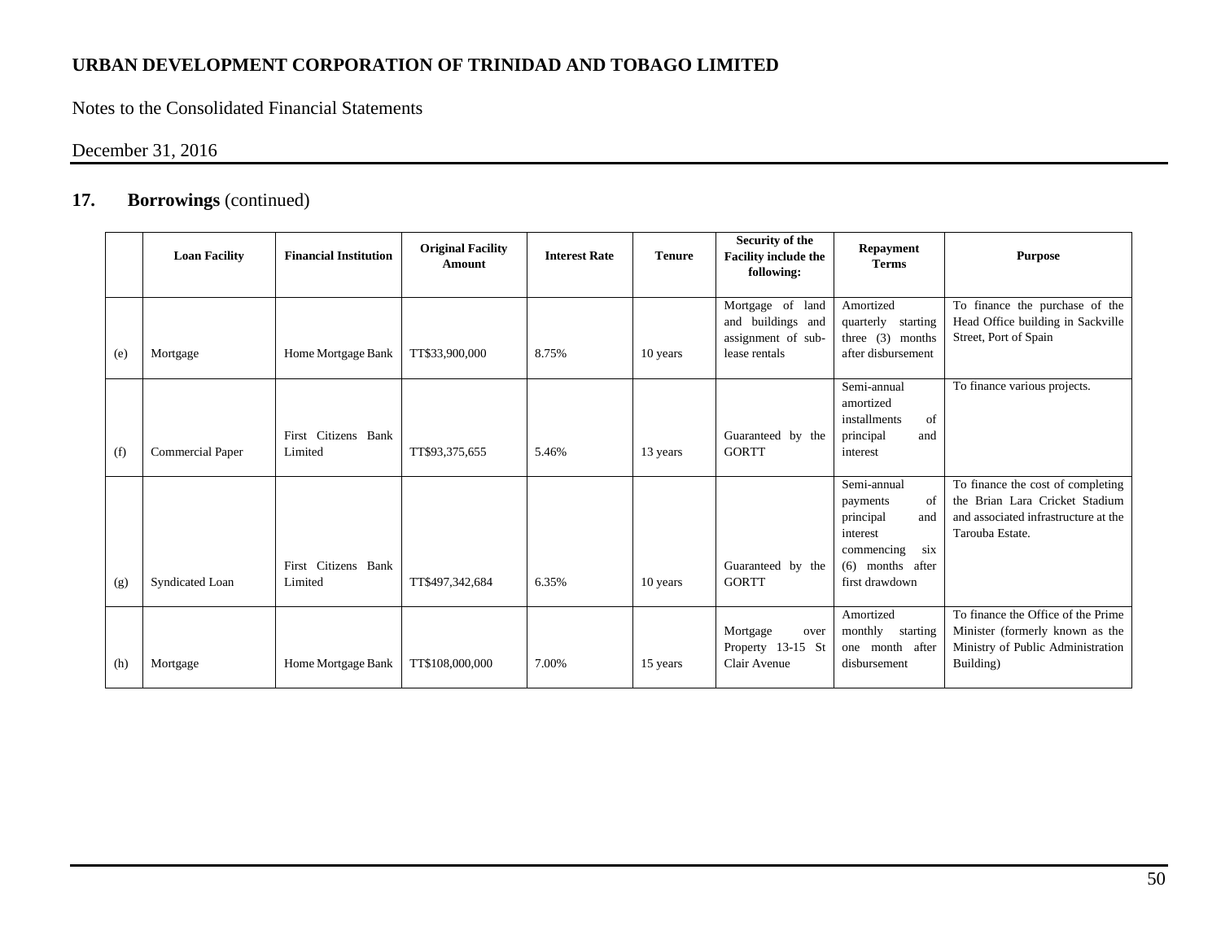## 17. Borrowings (continued)

| | Loan Facility | Financial Institution | Original Facility Amount | Interest Rate | Tenure | Security of the Facility include the following: | Repayment Terms | Purpose |
|---|---|---|---|---|---|---|---|---|
| (e) | Mortgage | Home Mortgage Bank | TT$33,900,000 | 8.75% | 10 years | Mortgage of land and buildings and assignment of sub-lease rentals | Amortized quarterly starting three (3) months after disbursement | To finance the purchase of the Head Office building in Sackville Street, Port of Spain |
| (f) | Commercial Paper | First Citizens Bank Limited | TT$93,375,655 | 5.46% | 13 years | Guaranteed by the GORTT | Semi-annual amortized installments of principal and interest | To finance various projects. |
| (g) | Syndicated Loan | First Citizens Bank Limited | TT$497,342,684 | 6.35% | 10 years | Guaranteed by the GORTT | Semi-annual payments of principal and interest commencing six (6) months after first drawdown | To finance the cost of completing the Brian Lara Cricket Stadium and associated infrastructure at the Tarouba Estate. |
| (h) | Mortgage | Home Mortgage Bank | TT$108,000,000 | 7.00% | 15 years | Mortgage over Property 13-15 St Clair Avenue | Amortized monthly starting one month after disbursement | To finance the Office of the Prime Minister (formerly known as the Ministry of Public Administration Building) |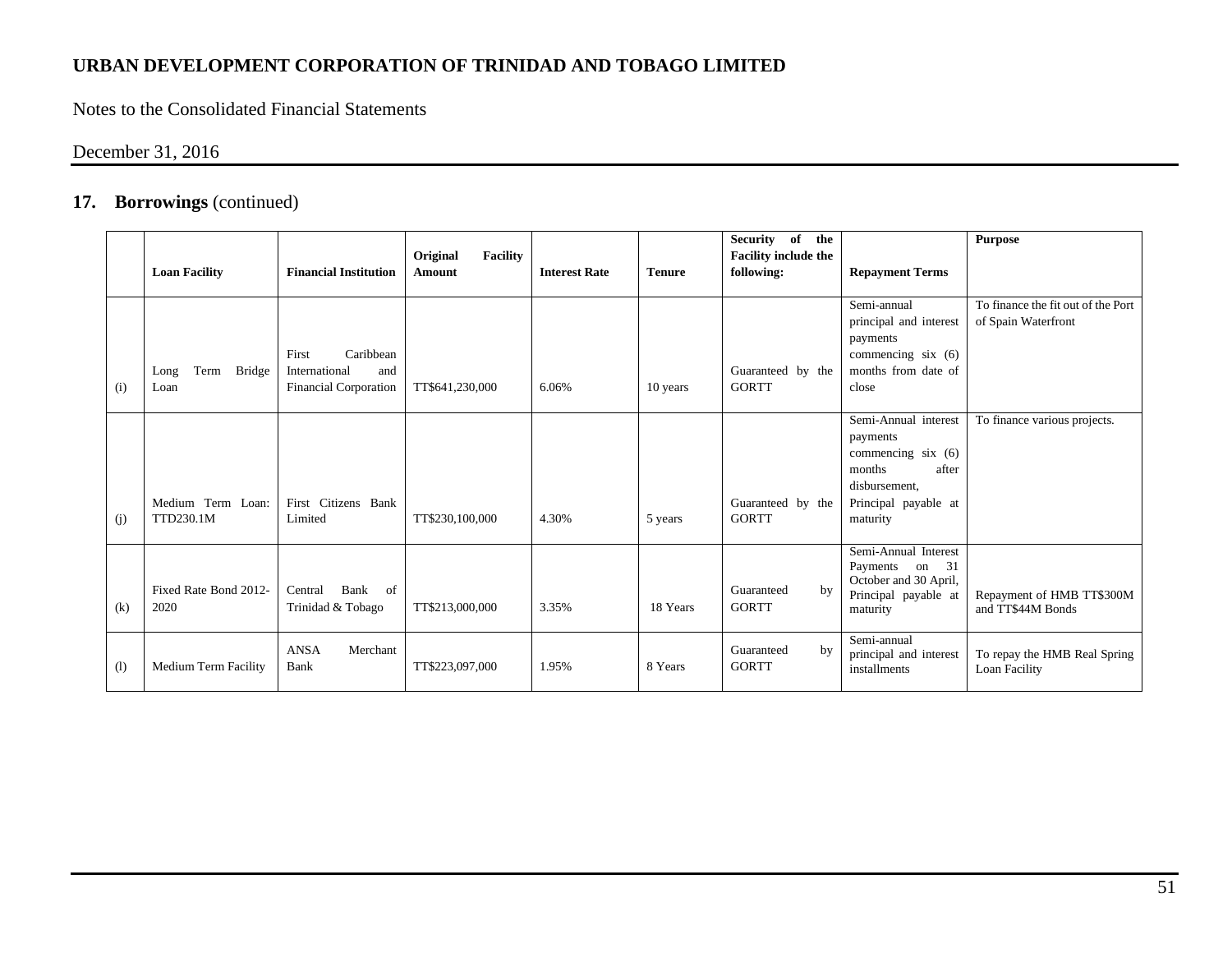## 17. Borrowings (continued)

| | Loan Facility | Financial Institution | Original Facility Amount | Interest Rate | Tenure | Security of the Facility include the following: | Repayment Terms | Purpose |
|---|---|---|---|---|---|---|---|---|
| (i) | Long Term Bridge Loan | First Caribbean International and Financial Corporation | TT$641,230,000 | 6.06% | 10 years | Guaranteed by the GORTT | Semi-annual principal and interest payments commencing six (6) months from date of close | To finance the fit out of the Port of Spain Waterfront |
| (j) | Medium Term Loan: TTD230.1M | First Citizens Bank Limited | TT$230,100,000 | 4.30% | 5 years | Guaranteed by the GORTT | Semi-Annual interest payments commencing six (6) months after disbursement, Principal payable at maturity | To finance various projects. |
| (k) | Fixed Rate Bond 2012-2020 | Central Bank of Trinidad & Tobago | TT$213,000,000 | 3.35% | 18 Years | Guaranteed by GORTT | Semi-Annual Interest Payments on 31 October and 30 April, Principal payable at maturity | Repayment of HMB TT$300M and TT$44M Bonds |
| (l) | Medium Term Facility | ANSA Merchant Bank | TT$223,097,000 | 1.95% | 8 Years | Guaranteed by GORTT | Semi-annual principal and interest installments | To repay the HMB Real Spring Loan Facility |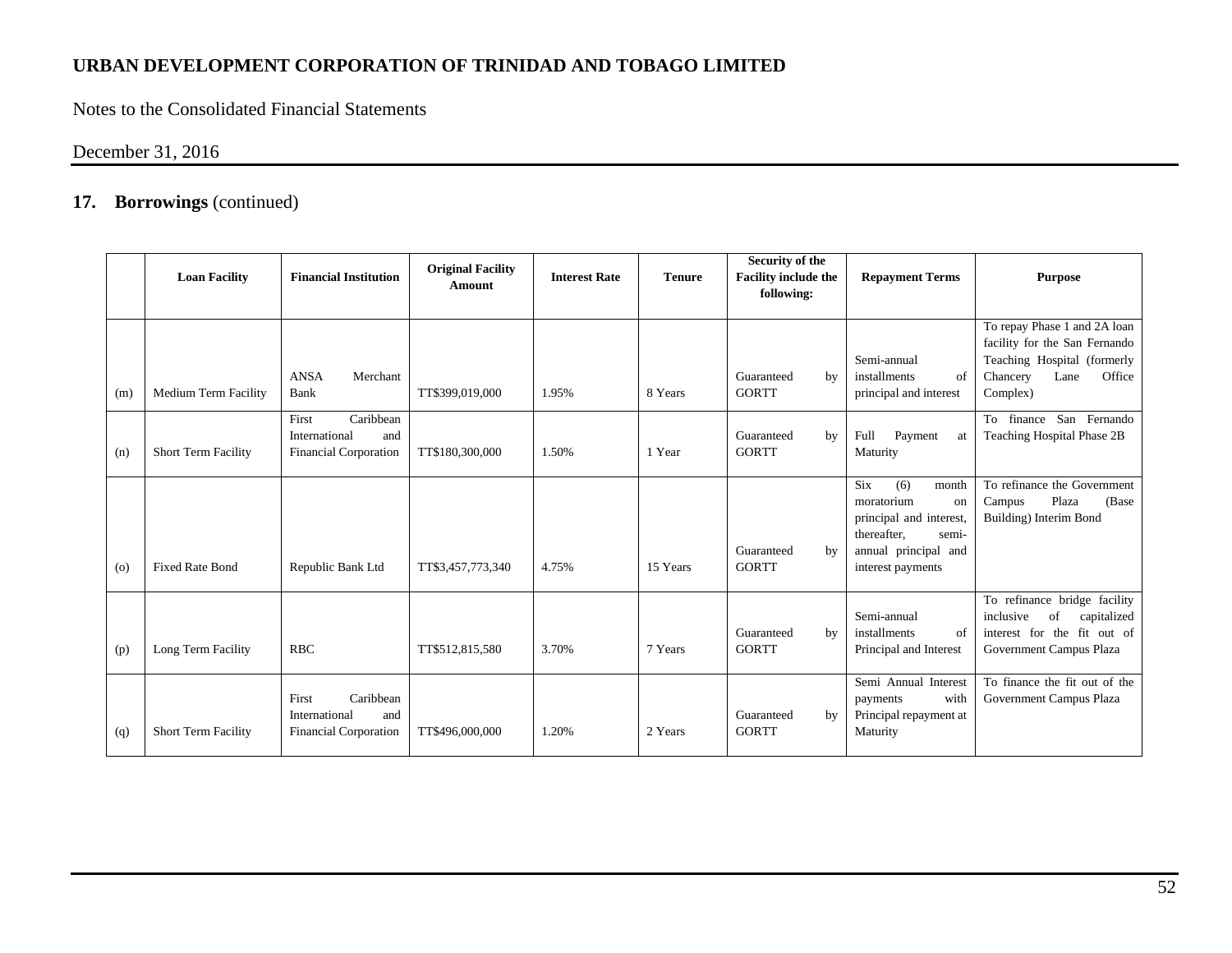## 17. **Borrowings** (continued)

| | Loan Facility | Financial Institution | Original Facility Amount | Interest Rate | Tenure | Security of the Facility include the following: | Repayment Terms | Purpose |
|---|---|---|---|---|---|---|---|---|
| (m) | Medium Term Facility | ANSA Merchant Bank | TT$399,019,000 | 1.95% | 8 Years | Guaranteed by GORTT | Semi-annual installments of principal and interest | To repay Phase 1 and 2A loan facility for the San Fernando Teaching Hospital (formerly Chancery Lane Office Complex) |
| (n) | Short Term Facility | First Caribbean International and Financial Corporation | TT$180,300,000 | 1.50% | 1 Year | Guaranteed by GORTT | Full Payment at Maturity | To finance San Fernando Teaching Hospital Phase 2B |
| (o) | Fixed Rate Bond | Republic Bank Ltd | TT$3,457,773,340 | 4.75% | 15 Years | Guaranteed by GORTT | Six (6) month moratorium on principal and interest, thereafter, semi-annual principal and interest payments | To refinance the Government Campus Plaza (Base Building) Interim Bond |
| (p) | Long Term Facility | RBC | TT$512,815,580 | 3.70% | 7 Years | Guaranteed by GORTT | Semi-annual installments of Principal and Interest | To refinance bridge facility inclusive of capitalized interest for the fit out of Government Campus Plaza |
| (q) | Short Term Facility | First Caribbean International and Financial Corporation | TT$496,000,000 | 1.20% | 2 Years | Guaranteed by GORTT | Semi Annual Interest payments with Principal repayment at Maturity | To finance the fit out of the Government Campus Plaza |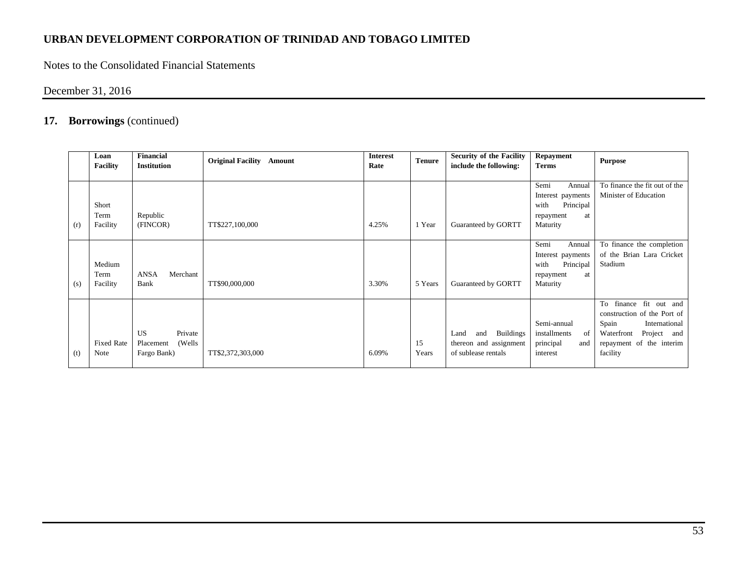# URBAN DEVELOPMENT CORPORATION OF TRINIDAD AND TOBAGO LIMITED

Notes to the Consolidated Financial Statements

December 31, 2016

## 17. Borrowings (continued)

| | Loan Facility | Financial Institution | Original Facility Amount | Interest Rate | Tenure | Security of the Facility include the following: | Repayment Terms | Purpose |
|---|---|---|---|---|---|---|---|---|
| (r) | Short Term Facility | Republic (FINCOR) | TT$227,100,000 | 4.25% | 1 Year | Guaranteed by GORTT | Semi Annual Interest payments with Principal repayment at Maturity | To finance the fit out of the Minister of Education |
| (s) | Medium Term Facility | ANSA Merchant Bank | TT$90,000,000 | 3.30% | 5 Years | Guaranteed by GORTT | Semi Annual Interest payments with Principal repayment at Maturity | To finance the completion of the Brian Lara Cricket Stadium |
| (t) | Fixed Rate Note | US Private Placement (Wells Fargo Bank) | TT$2,372,303,000 | 6.09% | 15 Years | Land and Buildings thereon and assignment of sublease rentals | Semi-annual installments of principal and interest | To finance fit out and construction of the Port of Spain International Waterfront Project and repayment of the interim facility |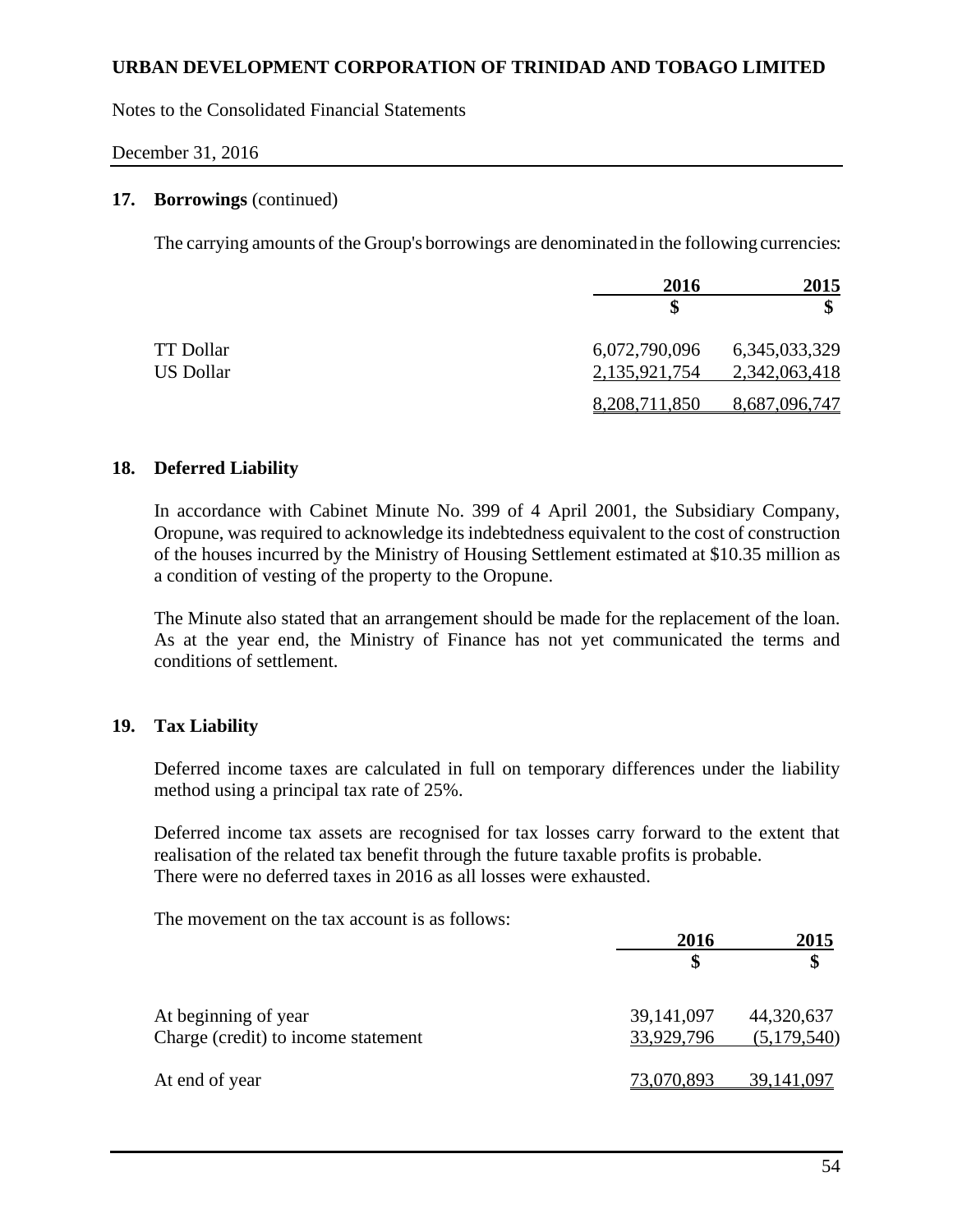## 17. Borrowings (continued)

The carrying amounts of the Group's borrowings are denominated in the following currencies:

| | 2016 | 2015 |
|---|---|---|
| | $ | $ |
| TT Dollar | 6,072,790,096 | 6,345,033,329 |
| US Dollar | 2,135,921,754 | 2,342,063,418 |
| | 8,208,711,850 | 8,687,096,747 |

## 18. Deferred Liability

In accordance with Cabinet Minute No. 399 of 4 April 2001, the Subsidiary Company, Oropune, was required to acknowledge its indebtedness equivalent to the cost of construction of the houses incurred by the Ministry of Housing Settlement estimated at $10.35 million as a condition of vesting of the property to the Oropune.

The Minute also stated that an arrangement should be made for the replacement of the loan. As at the year end, the Ministry of Finance has not yet communicated the terms and conditions of settlement.

## 19. Tax Liability

Deferred income taxes are calculated in full on temporary differences under the liability method using a principal tax rate of 25%.

Deferred income tax assets are recognised for tax losses carry forward to the extent that realisation of the related tax benefit through the future taxable profits is probable.
There were no deferred taxes in 2016 as all losses were exhausted.

The movement on the tax account is as follows:

| | 2016 | 2015 |
|---|---|---|
| | $ | $ |
| At beginning of year | 39,141,097 | 44,320,637 |
| Charge (credit) to income statement | 33,929,796 | (5,179,540) |
| At end of year | 73,070,893 | 39,141,097 |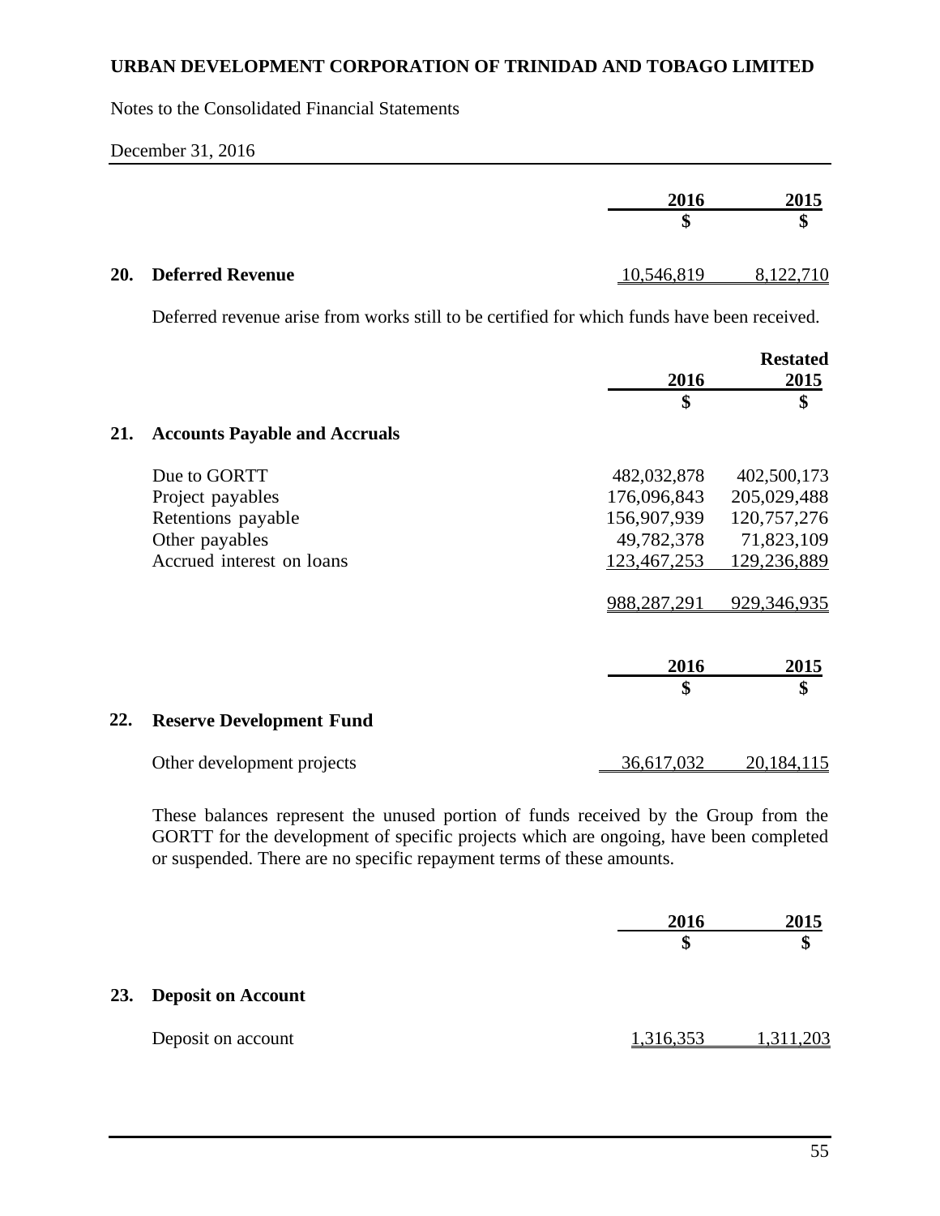**URBAN DEVELOPMENT CORPORATION OF TRINIDAD AND TOBAGO LIMITED**

Notes to the Consolidated Financial Statements

December 31, 2016

| | 2016 $ | 2015 $ |
|---|---|---|
| **20. Deferred Revenue** | 10,546,819 | 8,122,710 |

Deferred revenue arise from works still to be certified for which funds have been received.

| | 2016 $ | Restated 2015 $ |
|---|---|---|
| **21. Accounts Payable and Accruals** | | |
| Due to GORTT | 482,032,878 | 402,500,173 |
| Project payables | 176,096,843 | 205,029,488 |
| Retentions payable | 156,907,939 | 120,757,276 |
| Other payables | 49,782,378 | 71,823,109 |
| Accrued interest on loans | 123,467,253 | 129,236,889 |
| | 988,287,291 | 929,346,935 |

| | 2016 $ | 2015 $ |
|---|---|---|
| **22. Reserve Development Fund** | | |
| Other development projects | 36,617,032 | 20,184,115 |

These balances represent the unused portion of funds received by the Group from the GORTT for the development of specific projects which are ongoing, have been completed or suspended. There are no specific repayment terms of these amounts.

| | 2016 $ | 2015 $ |
|---|---|---|
| **23. Deposit on Account** | | |
| Deposit on account | 1,316,353 | 1,311,203 |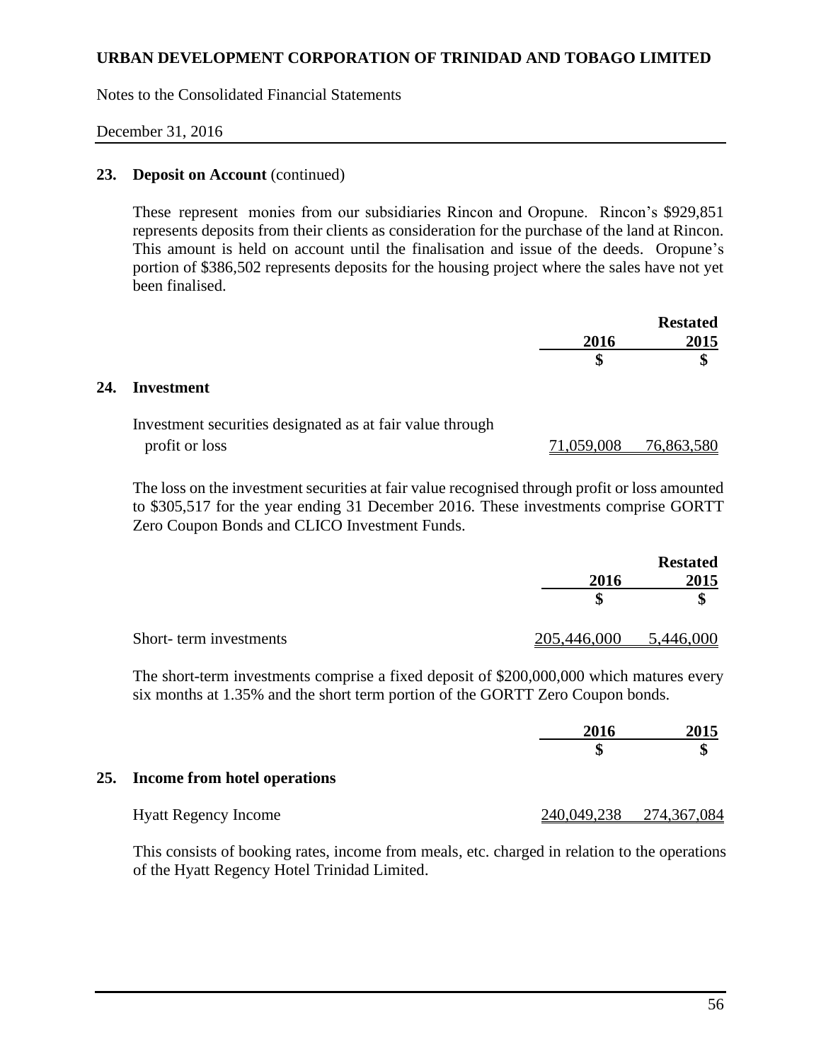## 23. Deposit on Account (continued)

These represent monies from our subsidiaries Rincon and Oropune. Rincon's $929,851 represents deposits from their clients as consideration for the purchase of the land at Rincon. This amount is held on account until the finalisation and issue of the deeds. Oropune's portion of $386,502 represents deposits for the housing project where the sales have not yet been finalised.

## 24. Investment

| | 2016 | Restated 2015 |
|---|---|---|
| | $ | $ |
| Investment securities designated as at fair value through profit or loss | 71,059,008 | 76,863,580 |

The loss on the investment securities at fair value recognised through profit or loss amounted to $305,517 for the year ending 31 December 2016. These investments comprise GORTT Zero Coupon Bonds and CLICO Investment Funds.

| | 2016 | Restated 2015 |
|---|---|---|
| | $ | $ |
| Short- term investments | 205,446,000 | 5,446,000 |

The short-term investments comprise a fixed deposit of $200,000,000 which matures every six months at 1.35% and the short term portion of the GORTT Zero Coupon bonds.

## 25. Income from hotel operations

| | 2016 | 2015 |
|---|---|---|
| | $ | $ |
| Hyatt Regency Income | 240,049,238 | 274,367,084 |

This consists of booking rates, income from meals, etc. charged in relation to the operations of the Hyatt Regency Hotel Trinidad Limited.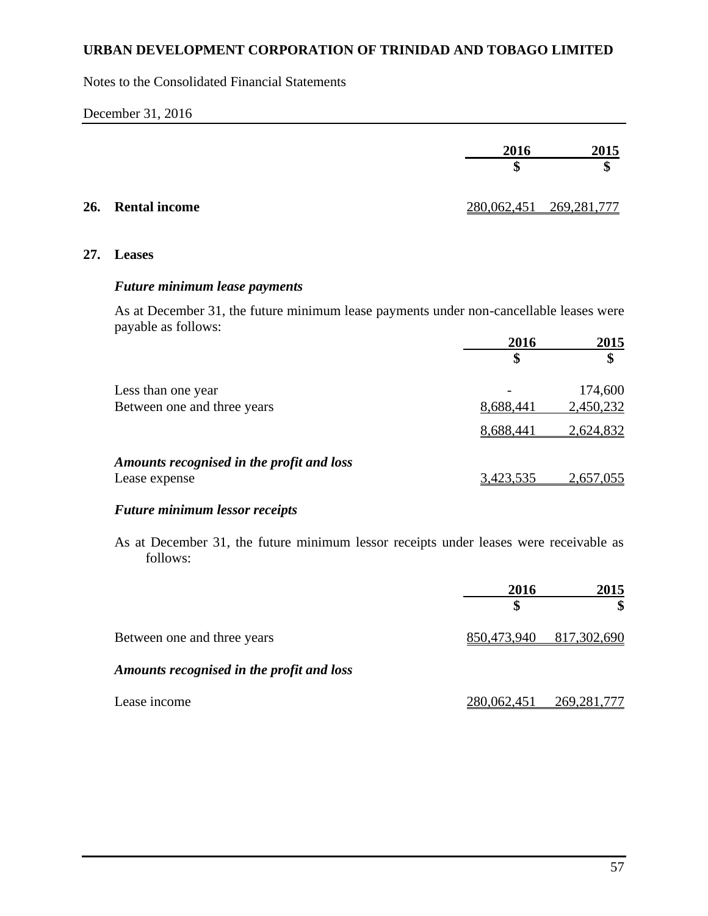|  | 2016 | 2015 |
|---|---|---|
|  | $ | $ |
| **26. Rental income** | 280,062,451 | 269,281,777 |

## 27. Leases

### *Future minimum lease payments*

As at December 31, the future minimum lease payments under non-cancellable leases were payable as follows:

|  | 2016 | 2015 |
|---|---|---|
|  | $ | $ |
| Less than one year | - | 174,600 |
| Between one and three years | 8,688,441 | 2,450,232 |
|  | 8,688,441 | 2,624,832 |
| ***Amounts recognised in the profit and loss*** |  |  |
| Lease expense | 3,423,535 | 2,657,055 |

### *Future minimum lessor receipts*

As at December 31, the future minimum lessor receipts under leases were receivable as follows:

|  | 2016 | 2015 |
|---|---|---|
|  | $ | $ |
| Between one and three years | 850,473,940 | 817,302,690 |
| ***Amounts recognised in the profit and loss*** |  |  |
| Lease income | 280,062,451 | 269,281,777 |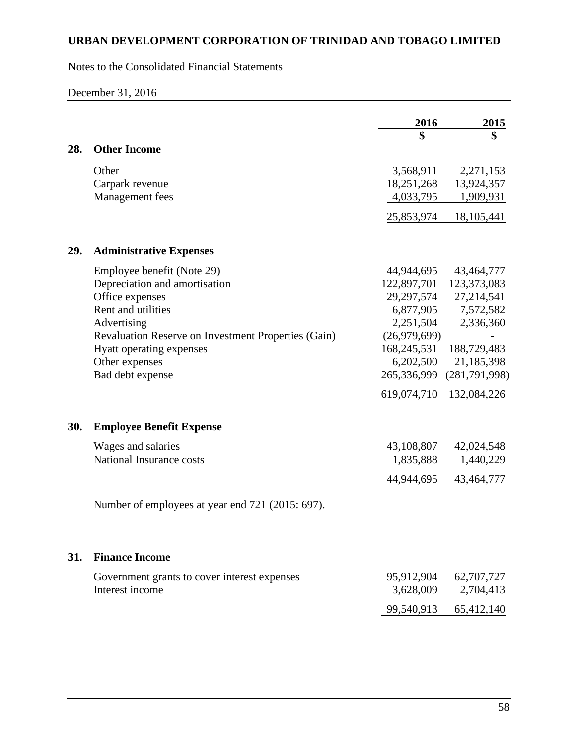**URBAN DEVELOPMENT CORPORATION OF TRINIDAD AND TOBAGO LIMITED**

Notes to the Consolidated Financial Statements

December 31, 2016

| | 2016 | 2015 |
|---|---|---|
| | $ | $ |

## 28. Other Income

| | 2016 $ | 2015 $ |
|---|---|---|
| Other | 3,568,911 | 2,271,153 |
| Carpark revenue | 18,251,268 | 13,924,357 |
| Management fees | 4,033,795 | 1,909,931 |
| | 25,853,974 | 18,105,441 |

## 29. Administrative Expenses

| | 2016 $ | 2015 $ |
|---|---|---|
| Employee benefit (Note 29) | 44,944,695 | 43,464,777 |
| Depreciation and amortisation | 122,897,701 | 123,373,083 |
| Office expenses | 29,297,574 | 27,214,541 |
| Rent and utilities | 6,877,905 | 7,572,582 |
| Advertising | 2,251,504 | 2,336,360 |
| Revaluation Reserve on Investment Properties (Gain) | (26,979,699) | - |
| Hyatt operating expenses | 168,245,531 | 188,729,483 |
| Other expenses | 6,202,500 | 21,185,398 |
| Bad debt expense | 265,336,999 | (281,791,998) |
| | 619,074,710 | 132,084,226 |

## 30. Employee Benefit Expense

| | 2016 $ | 2015 $ |
|---|---|---|
| Wages and salaries | 43,108,807 | 42,024,548 |
| National Insurance costs | 1,835,888 | 1,440,229 |
| | 44,944,695 | 43,464,777 |

Number of employees at year end 721 (2015: 697).

## 31. Finance Income

| | 2016 $ | 2015 $ |
|---|---|---|
| Government grants to cover interest expenses | 95,912,904 | 62,707,727 |
| Interest income | 3,628,009 | 2,704,413 |
| | 99,540,913 | 65,412,140 |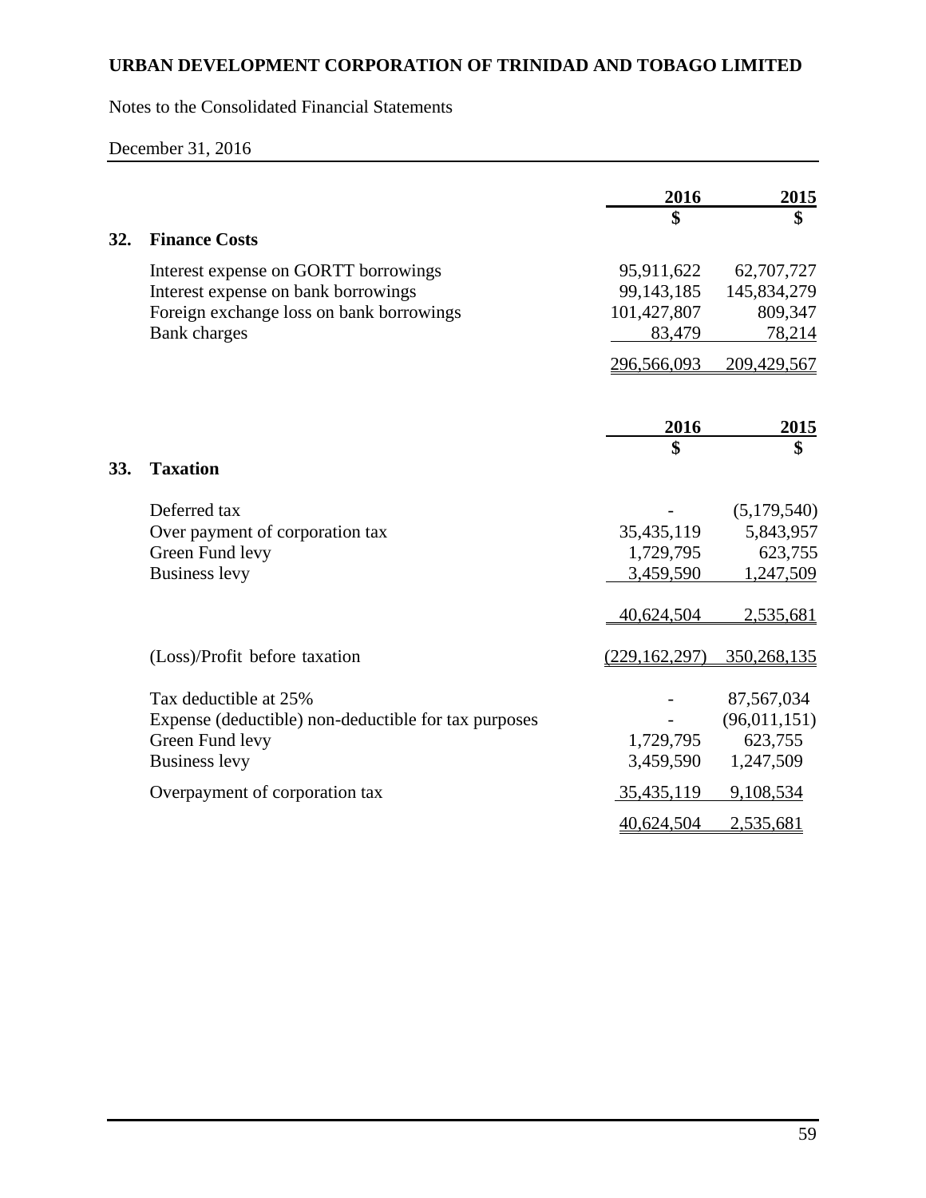# URBAN DEVELOPMENT CORPORATION OF TRINIDAD AND TOBAGO LIMITED

Notes to the Consolidated Financial Statements

December 31, 2016

## 32. Finance Costs

| | 2016 | 2015 |
|---|---|---|
| | $ | $ |
| Interest expense on GORTT borrowings | 95,911,622 | 62,707,727 |
| Interest expense on bank borrowings | 99,143,185 | 145,834,279 |
| Foreign exchange loss on bank borrowings | 101,427,807 | 809,347 |
| Bank charges | 83,479 | 78,214 |
| | 296,566,093 | 209,429,567 |

## 33. Taxation

| | 2016 | 2015 |
|---|---|---|
| | $ | $ |
| Deferred tax | - | (5,179,540) |
| Over payment of corporation tax | 35,435,119 | 5,843,957 |
| Green Fund levy | 1,729,795 | 623,755 |
| Business levy | 3,459,590 | 1,247,509 |
| | 40,624,504 | 2,535,681 |
| (Loss)/Profit before taxation | (229,162,297) | 350,268,135 |
| Tax deductible at 25% | - | 87,567,034 |
| Expense (deductible) non-deductible for tax purposes | - | (96,011,151) |
| Green Fund levy | 1,729,795 | 623,755 |
| Business levy | 3,459,590 | 1,247,509 |
| Overpayment of corporation tax | 35,435,119 | 9,108,534 |
| | 40,624,504 | 2,535,681 |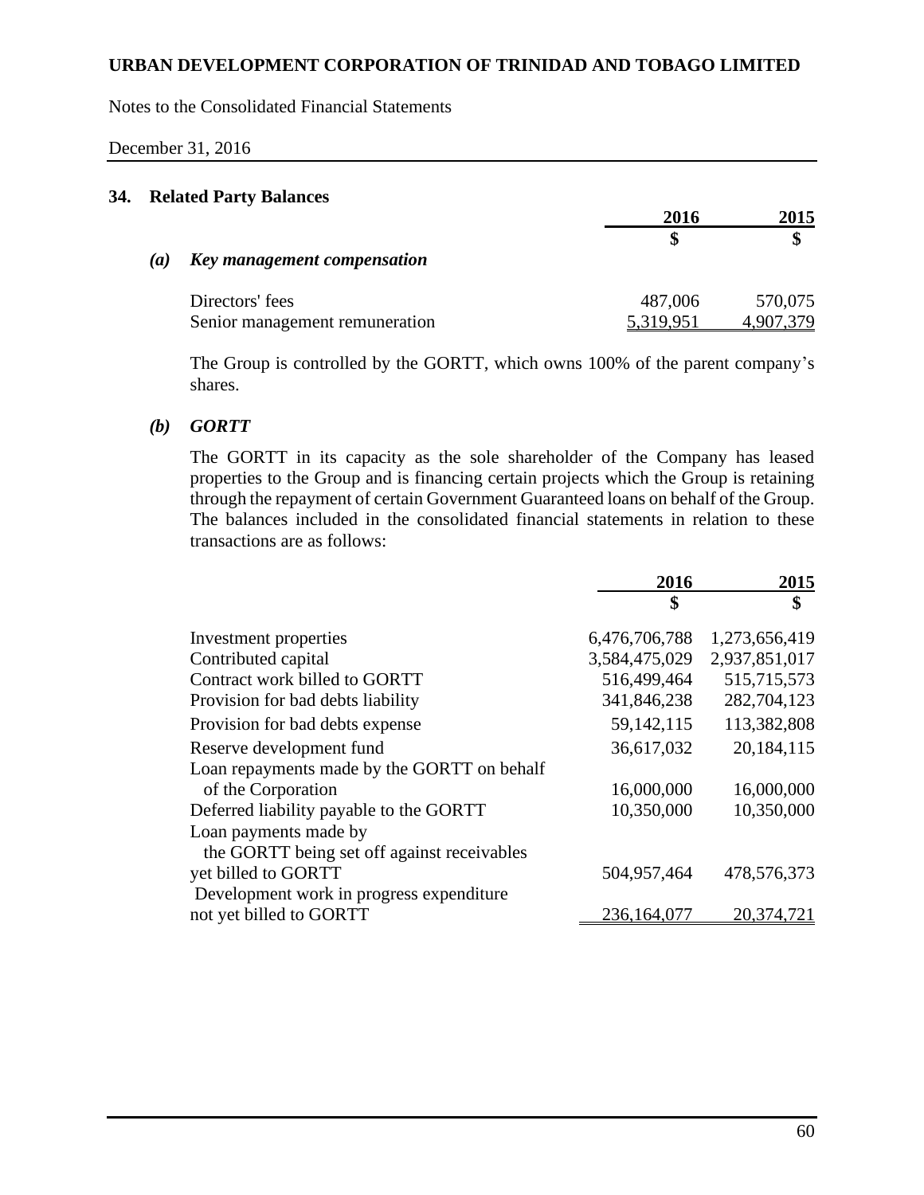**URBAN DEVELOPMENT CORPORATION OF TRINIDAD AND TOBAGO LIMITED**

Notes to the Consolidated Financial Statements

December 31, 2016

## 34. Related Party Balances

### *(a) Key management compensation*

| | 2016 | 2015 |
|---|---|---|
| | $ | $ |
| Directors' fees | 487,006 | 570,075 |
| Senior management remuneration | 5,319,951 | 4,907,379 |

The Group is controlled by the GORTT, which owns 100% of the parent company's shares.

### *(b) GORTT*

The GORTT in its capacity as the sole shareholder of the Company has leased properties to the Group and is financing certain projects which the Group is retaining through the repayment of certain Government Guaranteed loans on behalf of the Group. The balances included in the consolidated financial statements in relation to these transactions are as follows:

| | 2016 | 2015 |
|---|---|---|
| | $ | $ |
| Investment properties | 6,476,706,788 | 1,273,656,419 |
| Contributed capital | 3,584,475,029 | 2,937,851,017 |
| Contract work billed to GORTT | 516,499,464 | 515,715,573 |
| Provision for bad debts liability | 341,846,238 | 282,704,123 |
| Provision for bad debts expense | 59,142,115 | 113,382,808 |
| Reserve development fund | 36,617,032 | 20,184,115 |
| Loan repayments made by the GORTT on behalf of the Corporation | 16,000,000 | 16,000,000 |
| Deferred liability payable to the GORTT | 10,350,000 | 10,350,000 |
| Loan payments made by the GORTT being set off against receivables yet billed to GORTT | 504,957,464 | 478,576,373 |
| Development work in progress expenditure not yet billed to GORTT | 236,164,077 | 20,374,721 |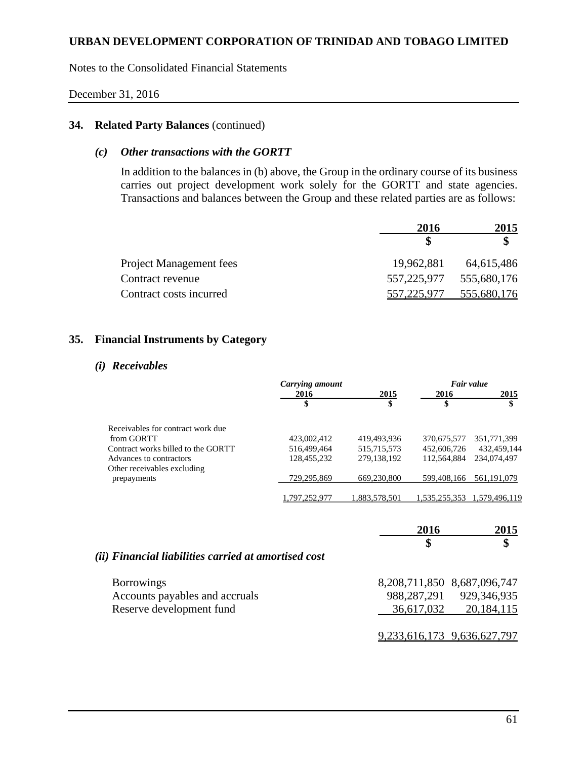## 34. Related Party Balances (continued)

### *(c) Other transactions with the GORTT*

In addition to the balances in (b) above, the Group in the ordinary course of its business carries out project development work solely for the GORTT and state agencies. Transactions and balances between the Group and these related parties are as follows:

| | 2016 | 2015 |
|---|---|---|
| | $ | $ |
| Project Management fees | 19,962,881 | 64,615,486 |
| Contract revenue | 557,225,977 | 555,680,176 |
| Contract costs incurred | 557,225,977 | 555,680,176 |

## 35. Financial Instruments by Category

### *(i) Receivables*

| | *Carrying amount* | | *Fair value* | |
|---|---|---|---|---|
| | 2016 | 2015 | 2016 | 2015 |
| | $ | $ | $ | $ |
| Receivables for contract work due from GORTT | 423,002,412 | 419,493,936 | 370,675,577 | 351,771,399 |
| Contract works billed to the GORTT | 516,499,464 | 515,715,573 | 452,606,726 | 432,459,144 |
| Advances to contractors | 128,455,232 | 279,138,192 | 112,564,884 | 234,074,497 |
| Other receivables excluding prepayments | 729,295,869 | 669,230,800 | 599,408,166 | 561,191,079 |
| | 1,797,252,977 | 1,883,578,501 | 1,535,255,353 | 1,579,496,119 |

### *(ii) Financial liabilities carried at amortised cost*

| | 2016 | 2015 |
|---|---|---|
| | $ | $ |
| Borrowings | 8,208,711,850 | 8,687,096,747 |
| Accounts payables and accruals | 988,287,291 | 929,346,935 |
| Reserve development fund | 36,617,032 | 20,184,115 |
| | 9,233,616,173 | 9,636,627,797 |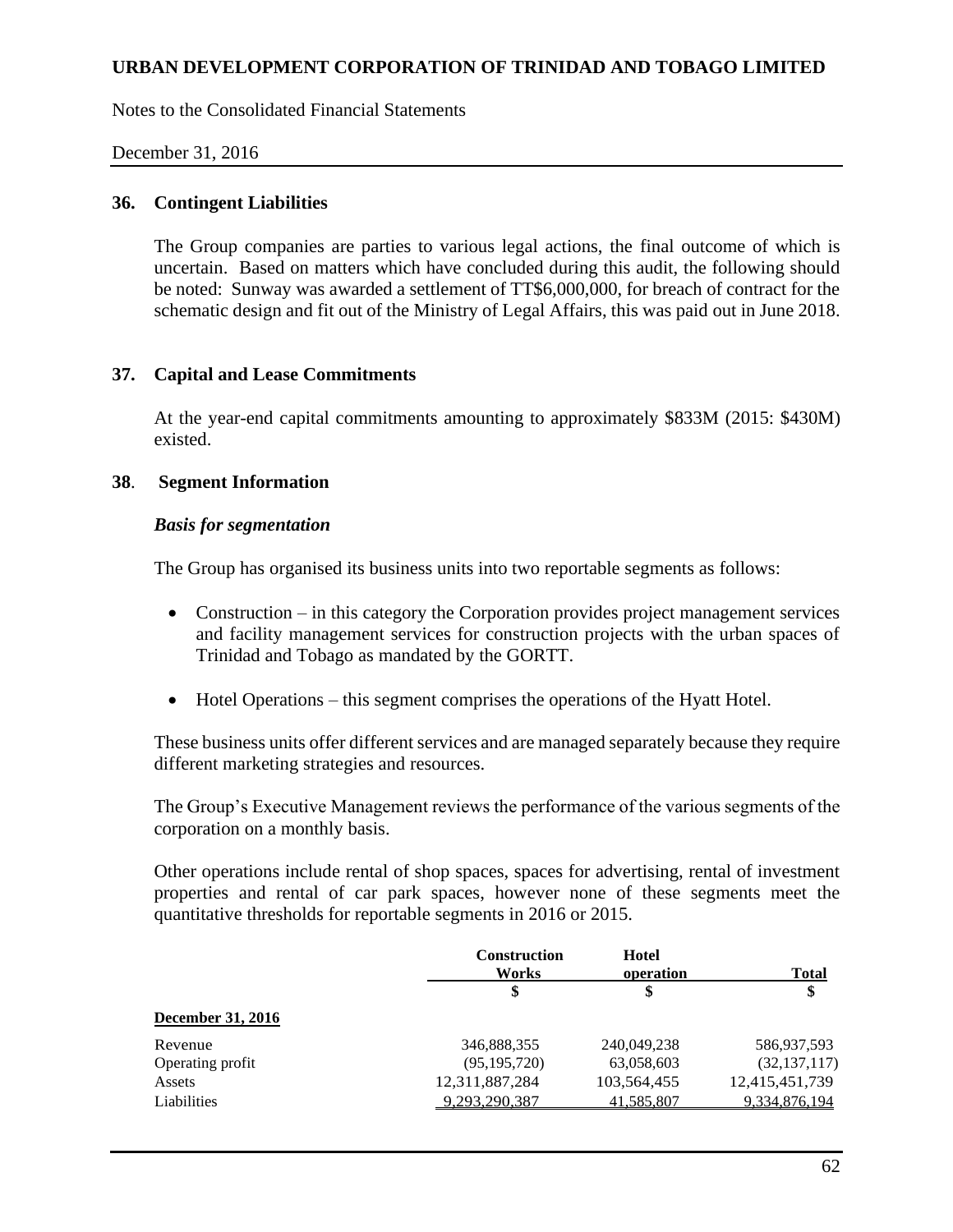## 36. Contingent Liabilities

The Group companies are parties to various legal actions, the final outcome of which is uncertain. Based on matters which have concluded during this audit, the following should be noted: Sunway was awarded a settlement of TT$6,000,000, for breach of contract for the schematic design and fit out of the Ministry of Legal Affairs, this was paid out in June 2018.

## 37. Capital and Lease Commitments

At the year-end capital commitments amounting to approximately $833M (2015: $430M) existed.

## 38. Segment Information

### *Basis for segmentation*

The Group has organised its business units into two reportable segments as follows:

- Construction – in this category the Corporation provides project management services and facility management services for construction projects with the urban spaces of Trinidad and Tobago as mandated by the GORTT.
- Hotel Operations – this segment comprises the operations of the Hyatt Hotel.

These business units offer different services and are managed separately because they require different marketing strategies and resources.

The Group's Executive Management reviews the performance of the various segments of the corporation on a monthly basis.

Other operations include rental of shop spaces, spaces for advertising, rental of investment properties and rental of car park spaces, however none of these segments meet the quantitative thresholds for reportable segments in 2016 or 2015.

| | Construction Works | Hotel operation | Total |
|---|---|---|---|
| | $ | $ | $ |
| **December 31, 2016** | | | |
| Revenue | 346,888,355 | 240,049,238 | 586,937,593 |
| Operating profit | (95,195,720) | 63,058,603 | (32,137,117) |
| Assets | 12,311,887,284 | 103,564,455 | 12,415,451,739 |
| Liabilities | 9,293,290,387 | 41,585,807 | 9,334,876,194 |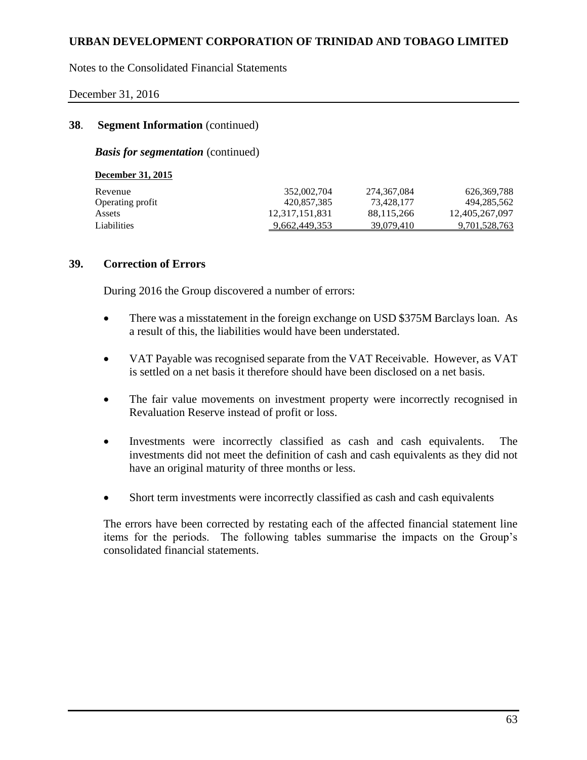## 38. Segment Information (continued)

***Basis for segmentation*** (continued)

**December 31, 2015**

| | | | |
|---|---|---|---|
| Revenue | 352,002,704 | 274,367,084 | 626,369,788 |
| Operating profit | 420,857,385 | 73,428,177 | 494,285,562 |
| Assets | 12,317,151,831 | 88,115,266 | 12,405,267,097 |
| Liabilities | 9,662,449,353 | 39,079,410 | 9,701,528,763 |

## 39. Correction of Errors

During 2016 the Group discovered a number of errors:

- There was a misstatement in the foreign exchange on USD $375M Barclays loan. As a result of this, the liabilities would have been understated.

- VAT Payable was recognised separate from the VAT Receivable. However, as VAT is settled on a net basis it therefore should have been disclosed on a net basis.

- The fair value movements on investment property were incorrectly recognised in Revaluation Reserve instead of profit or loss.

- Investments were incorrectly classified as cash and cash equivalents. The investments did not meet the definition of cash and cash equivalents as they did not have an original maturity of three months or less.

- Short term investments were incorrectly classified as cash and cash equivalents

The errors have been corrected by restating each of the affected financial statement line items for the periods. The following tables summarise the impacts on the Group's consolidated financial statements.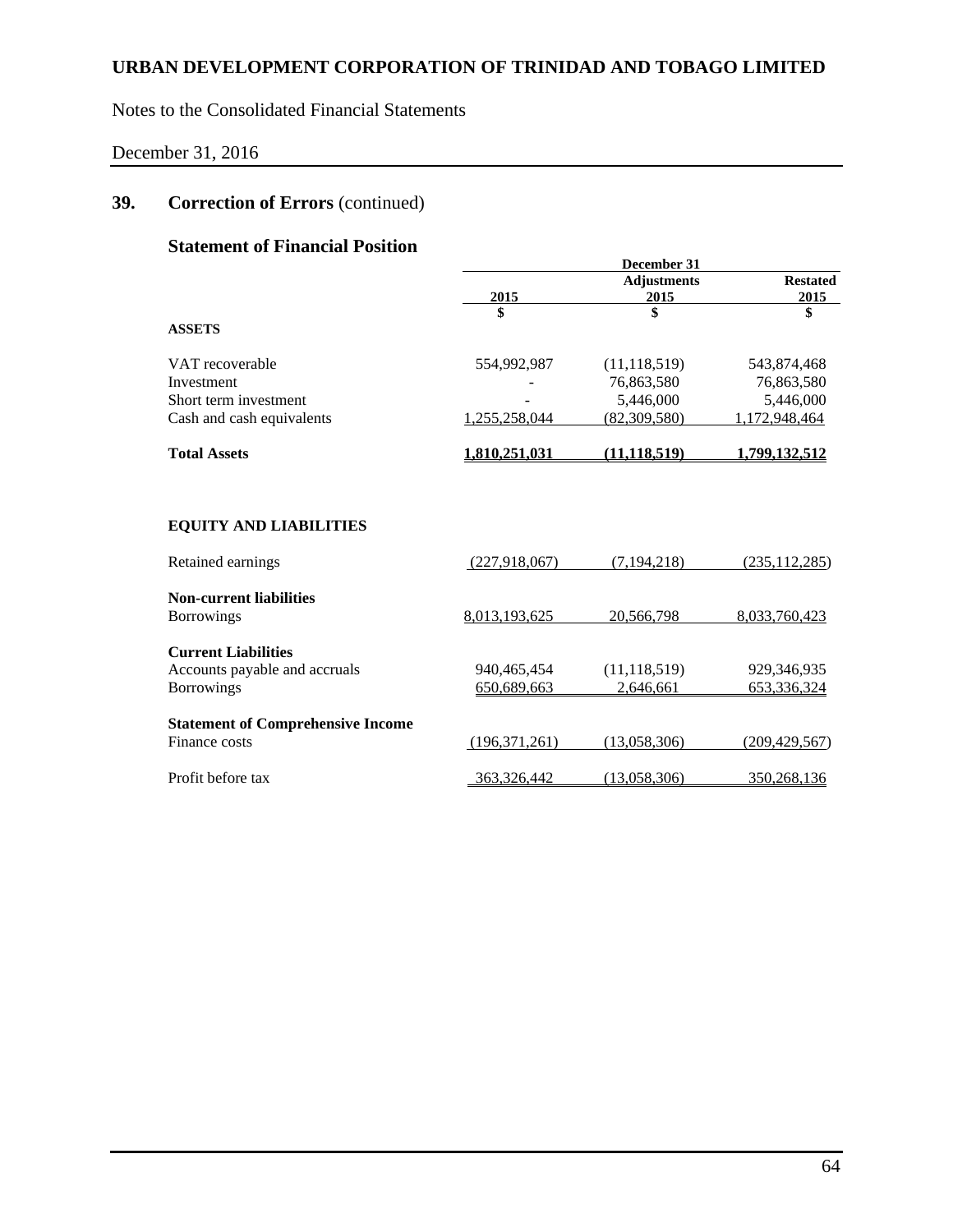# URBAN DEVELOPMENT CORPORATION OF TRINIDAD AND TOBAGO LIMITED

Notes to the Consolidated Financial Statements

December 31, 2016

## 39. Correction of Errors (continued)

### Statement of Financial Position

| | December 31 | | |
|---|---|---|---|
| | 2015 | Adjustments 2015 | Restated 2015 |
| | $ | $ | $ |
| **ASSETS** | | | |
| VAT recoverable | 554,992,987 | (11,118,519) | 543,874,468 |
| Investment | - | 76,863,580 | 76,863,580 |
| Short term investment | - | 5,446,000 | 5,446,000 |
| Cash and cash equivalents | 1,255,258,044 | (82,309,580) | 1,172,948,464 |
| **Total Assets** | **1,810,251,031** | **(11,118,519)** | **1,799,132,512** |
| | | | |
| **EQUITY AND LIABILITIES** | | | |
| Retained earnings | (227,918,067) | (7,194,218) | (235,112,285) |
| **Non-current liabilities** | | | |
| Borrowings | 8,013,193,625 | 20,566,798 | 8,033,760,423 |
| **Current Liabilities** | | | |
| Accounts payable and accruals | 940,465,454 | (11,118,519) | 929,346,935 |
| Borrowings | 650,689,663 | 2,646,661 | 653,336,324 |
| **Statement of Comprehensive Income** | | | |
| Finance costs | (196,371,261) | (13,058,306) | (209,429,567) |
| Profit before tax | 363,326,442 | (13,058,306) | 350,268,136 |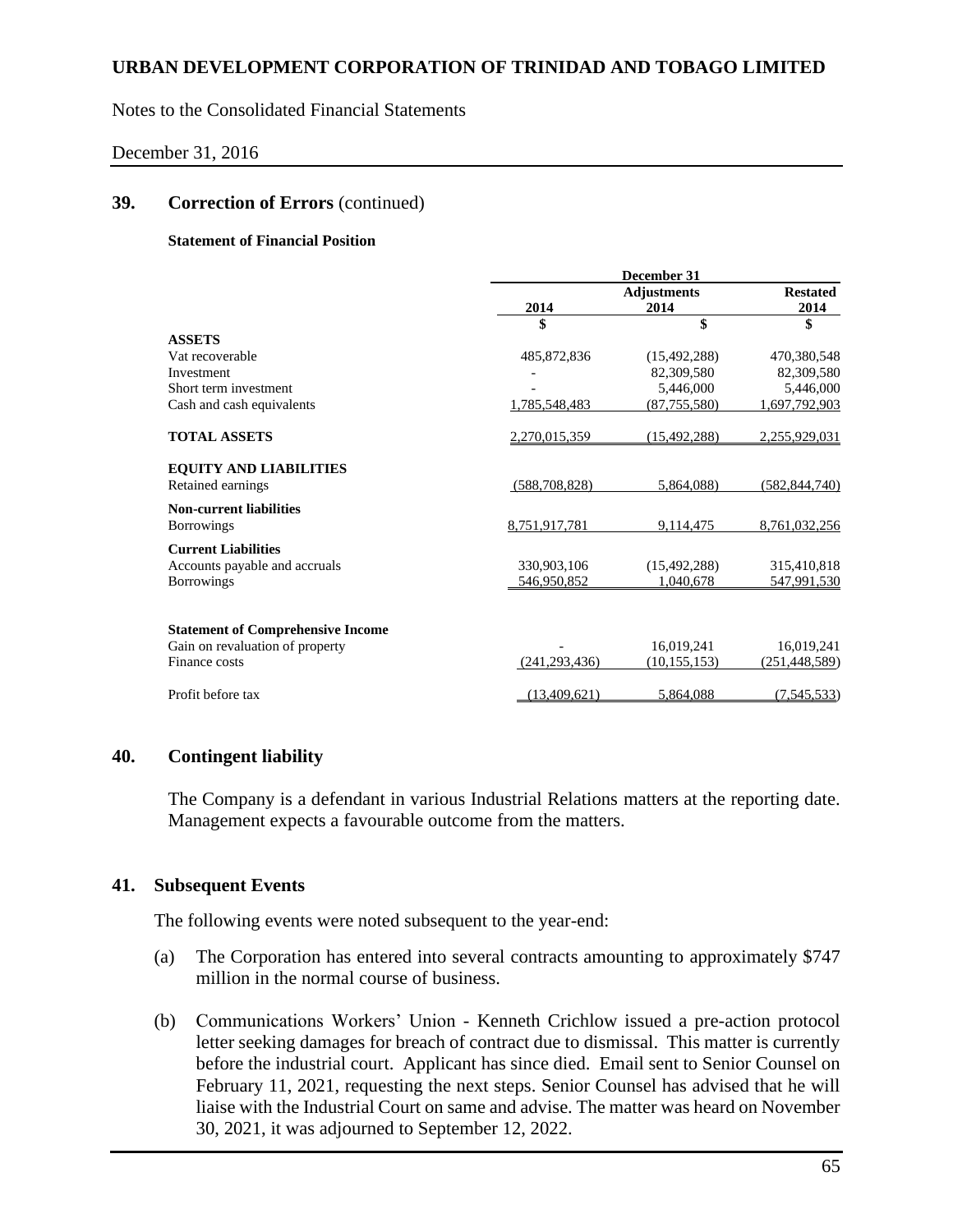## 39. Correction of Errors (continued)

**Statement of Financial Position**

| | December 31 | | |
|---|---|---|---|
| | 2014 | Adjustments 2014 | Restated 2014 |
| | $ | $ | $ |
| **ASSETS** | | | |
| Vat recoverable | 485,872,836 | (15,492,288) | 470,380,548 |
| Investment | - | 82,309,580 | 82,309,580 |
| Short term investment | - | 5,446,000 | 5,446,000 |
| Cash and cash equivalents | 1,785,548,483 | (87,755,580) | 1,697,792,903 |
| **TOTAL ASSETS** | 2,270,015,359 | (15,492,288) | 2,255,929,031 |
| **EQUITY AND LIABILITIES** | | | |
| Retained earnings | (588,708,828) | 5,864,088) | (582,844,740) |
| **Non-current liabilities** | | | |
| Borrowings | 8,751,917,781 | 9,114,475 | 8,761,032,256 |
| **Current Liabilities** | | | |
| Accounts payable and accruals | 330,903,106 | (15,492,288) | 315,410,818 |
| Borrowings | 546,950,852 | 1,040,678 | 547,991,530 |
| **Statement of Comprehensive Income** | | | |
| Gain on revaluation of property | - | 16,019,241 | 16,019,241 |
| Finance costs | (241,293,436) | (10,155,153) | (251,448,589) |
| Profit before tax | (13,409,621) | 5,864,088 | (7,545,533) |

## 40. Contingent liability

The Company is a defendant in various Industrial Relations matters at the reporting date. Management expects a favourable outcome from the matters.

## 41. Subsequent Events

The following events were noted subsequent to the year-end:

(a) The Corporation has entered into several contracts amounting to approximately $747 million in the normal course of business.

(b) Communications Workers' Union - Kenneth Crichlow issued a pre-action protocol letter seeking damages for breach of contract due to dismissal. This matter is currently before the industrial court. Applicant has since died. Email sent to Senior Counsel on February 11, 2021, requesting the next steps. Senior Counsel has advised that he will liaise with the Industrial Court on same and advise. The matter was heard on November 30, 2021, it was adjourned to September 12, 2022.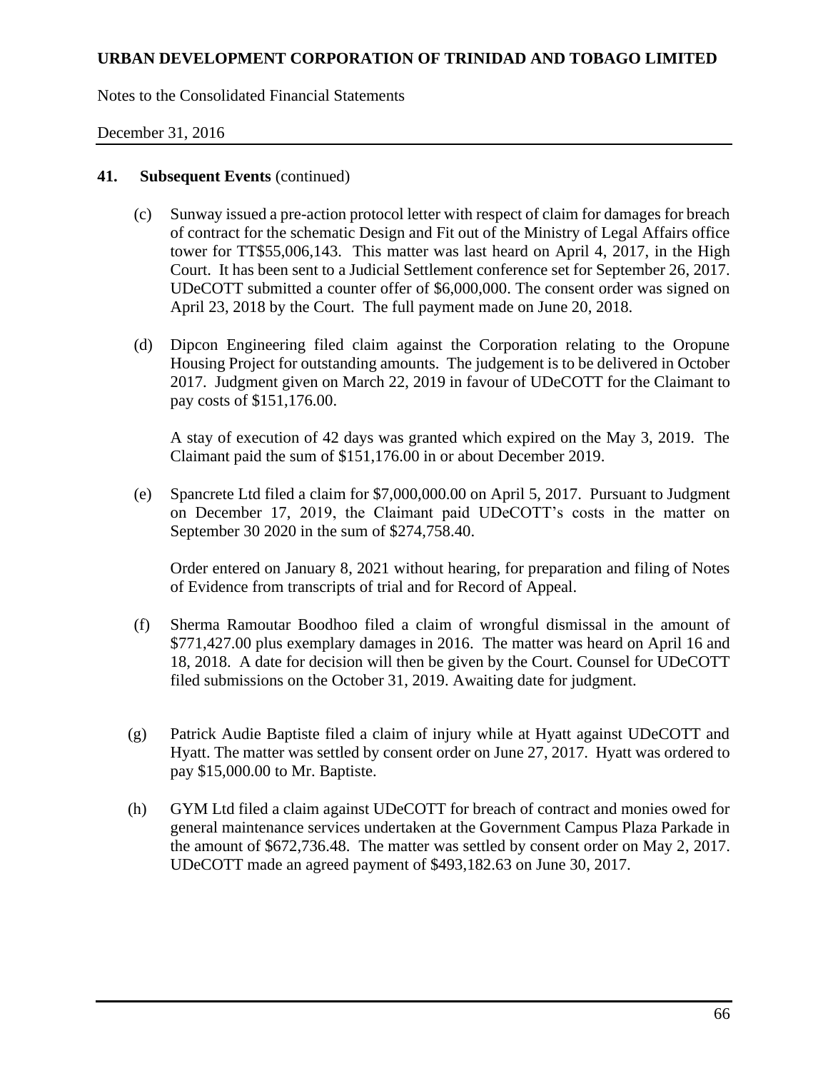## 41. Subsequent Events (continued)

(c) Sunway issued a pre-action protocol letter with respect of claim for damages for breach of contract for the schematic Design and Fit out of the Ministry of Legal Affairs office tower for TT$55,006,143. This matter was last heard on April 4, 2017, in the High Court. It has been sent to a Judicial Settlement conference set for September 26, 2017. UDeCOTT submitted a counter offer of $6,000,000. The consent order was signed on April 23, 2018 by the Court. The full payment made on June 20, 2018.

(d) Dipcon Engineering filed claim against the Corporation relating to the Oropune Housing Project for outstanding amounts. The judgement is to be delivered in October 2017. Judgment given on March 22, 2019 in favour of UDeCOTT for the Claimant to pay costs of $151,176.00.

A stay of execution of 42 days was granted which expired on the May 3, 2019. The Claimant paid the sum of $151,176.00 in or about December 2019.

(e) Spancrete Ltd filed a claim for $7,000,000.00 on April 5, 2017. Pursuant to Judgment on December 17, 2019, the Claimant paid UDeCOTT's costs in the matter on September 30 2020 in the sum of $274,758.40.

Order entered on January 8, 2021 without hearing, for preparation and filing of Notes of Evidence from transcripts of trial and for Record of Appeal.

(f) Sherma Ramoutar Boodhoo filed a claim of wrongful dismissal in the amount of $771,427.00 plus exemplary damages in 2016. The matter was heard on April 16 and 18, 2018. A date for decision will then be given by the Court. Counsel for UDeCOTT filed submissions on the October 31, 2019. Awaiting date for judgment.

(g) Patrick Audie Baptiste filed a claim of injury while at Hyatt against UDeCOTT and Hyatt. The matter was settled by consent order on June 27, 2017. Hyatt was ordered to pay $15,000.00 to Mr. Baptiste.

(h) GYM Ltd filed a claim against UDeCOTT for breach of contract and monies owed for general maintenance services undertaken at the Government Campus Plaza Parkade in the amount of $672,736.48. The matter was settled by consent order on May 2, 2017. UDeCOTT made an agreed payment of $493,182.63 on June 30, 2017.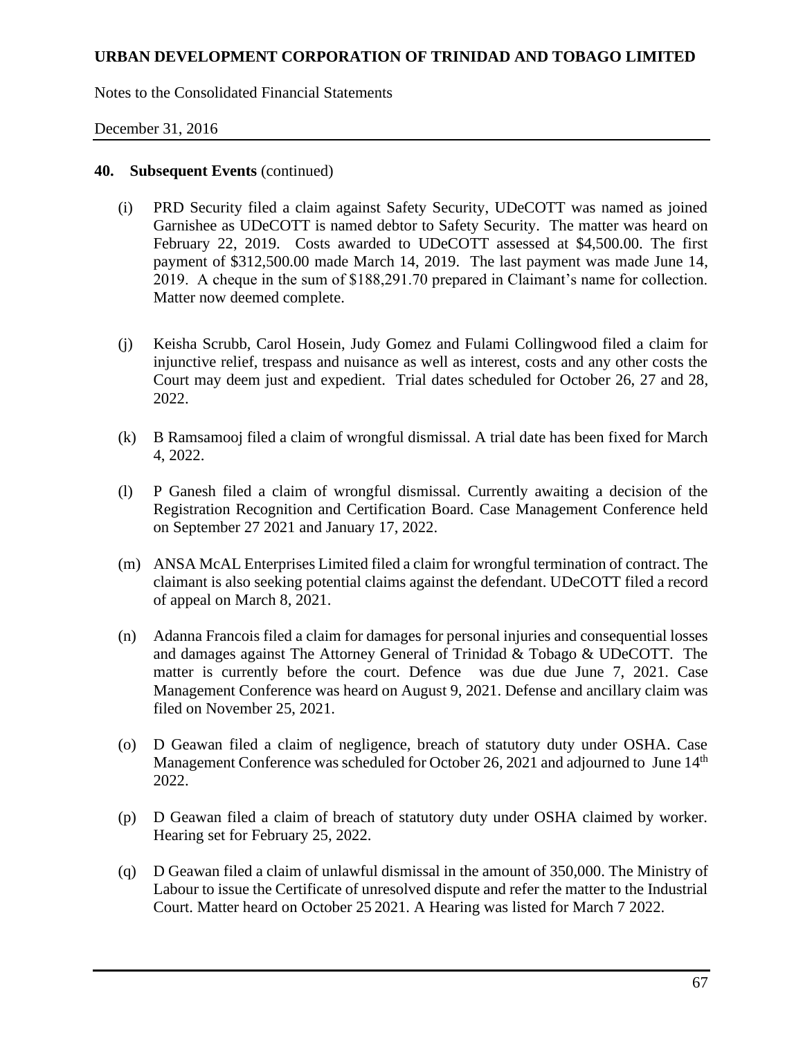## 40. Subsequent Events (continued)

(i) PRD Security filed a claim against Safety Security, UDeCOTT was named as joined Garnishee as UDeCOTT is named debtor to Safety Security. The matter was heard on February 22, 2019. Costs awarded to UDeCOTT assessed at $4,500.00. The first payment of $312,500.00 made March 14, 2019. The last payment was made June 14, 2019. A cheque in the sum of $188,291.70 prepared in Claimant's name for collection. Matter now deemed complete.

(j) Keisha Scrubb, Carol Hosein, Judy Gomez and Fulami Collingwood filed a claim for injunctive relief, trespass and nuisance as well as interest, costs and any other costs the Court may deem just and expedient. Trial dates scheduled for October 26, 27 and 28, 2022.

(k) B Ramsamooj filed a claim of wrongful dismissal. A trial date has been fixed for March 4, 2022.

(l) P Ganesh filed a claim of wrongful dismissal. Currently awaiting a decision of the Registration Recognition and Certification Board. Case Management Conference held on September 27 2021 and January 17, 2022.

(m) ANSA McAL Enterprises Limited filed a claim for wrongful termination of contract. The claimant is also seeking potential claims against the defendant. UDeCOTT filed a record of appeal on March 8, 2021.

(n) Adanna Francois filed a claim for damages for personal injuries and consequential losses and damages against The Attorney General of Trinidad & Tobago & UDeCOTT. The matter is currently before the court. Defence was due due June 7, 2021. Case Management Conference was heard on August 9, 2021. Defense and ancillary claim was filed on November 25, 2021.

(o) D Geawan filed a claim of negligence, breach of statutory duty under OSHA. Case Management Conference was scheduled for October 26, 2021 and adjourned to June 14th 2022.

(p) D Geawan filed a claim of breach of statutory duty under OSHA claimed by worker. Hearing set for February 25, 2022.

(q) D Geawan filed a claim of unlawful dismissal in the amount of 350,000. The Ministry of Labour to issue the Certificate of unresolved dispute and refer the matter to the Industrial Court. Matter heard on October 25 2021. A Hearing was listed for March 7 2022.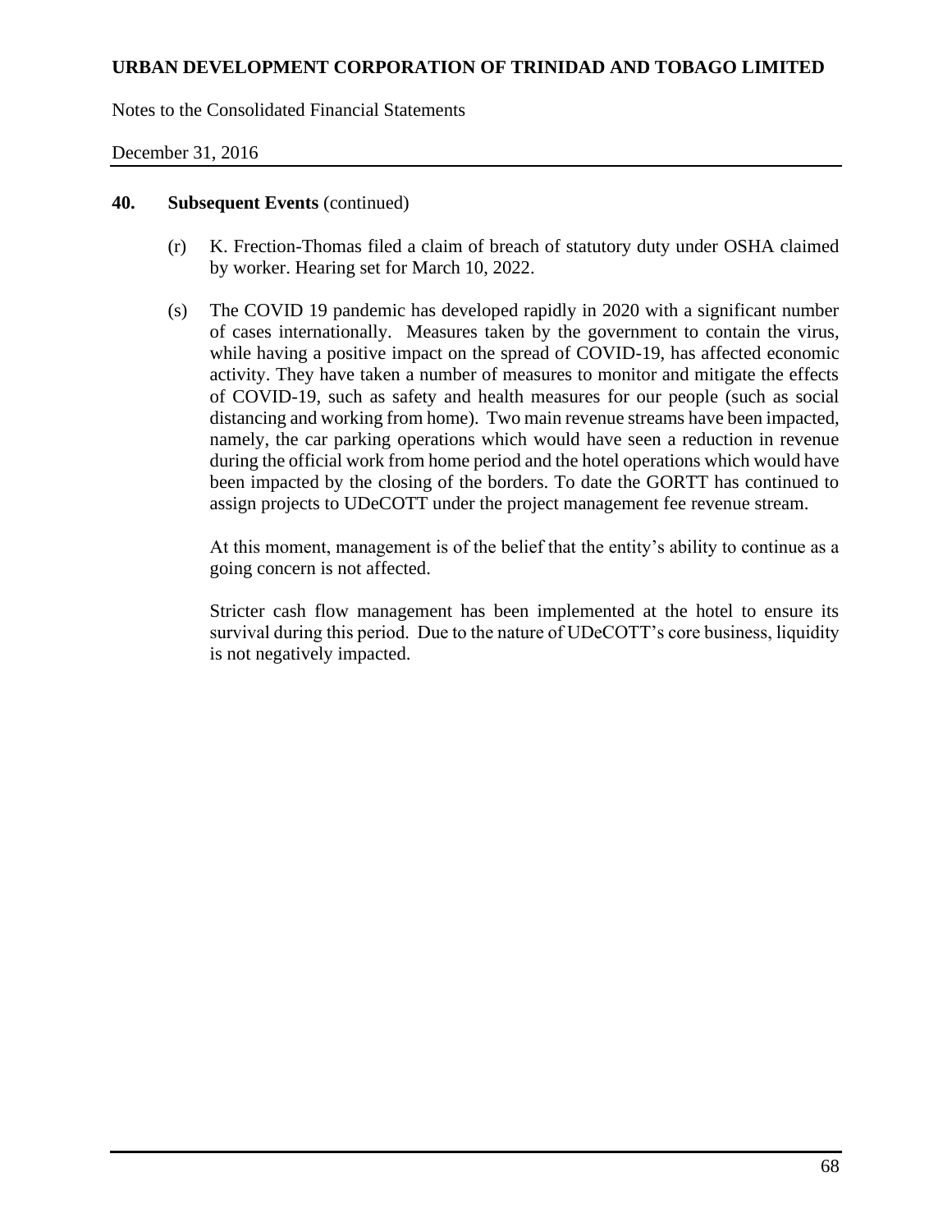## 40. Subsequent Events (continued)

(r) K. Frection-Thomas filed a claim of breach of statutory duty under OSHA claimed by worker. Hearing set for March 10, 2022.

(s) The COVID 19 pandemic has developed rapidly in 2020 with a significant number of cases internationally. Measures taken by the government to contain the virus, while having a positive impact on the spread of COVID-19, has affected economic activity. They have taken a number of measures to monitor and mitigate the effects of COVID-19, such as safety and health measures for our people (such as social distancing and working from home). Two main revenue streams have been impacted, namely, the car parking operations which would have seen a reduction in revenue during the official work from home period and the hotel operations which would have been impacted by the closing of the borders. To date the GORTT has continued to assign projects to UDeCOTT under the project management fee revenue stream.

At this moment, management is of the belief that the entity's ability to continue as a going concern is not affected.

Stricter cash flow management has been implemented at the hotel to ensure its survival during this period. Due to the nature of UDeCOTT's core business, liquidity is not negatively impacted.